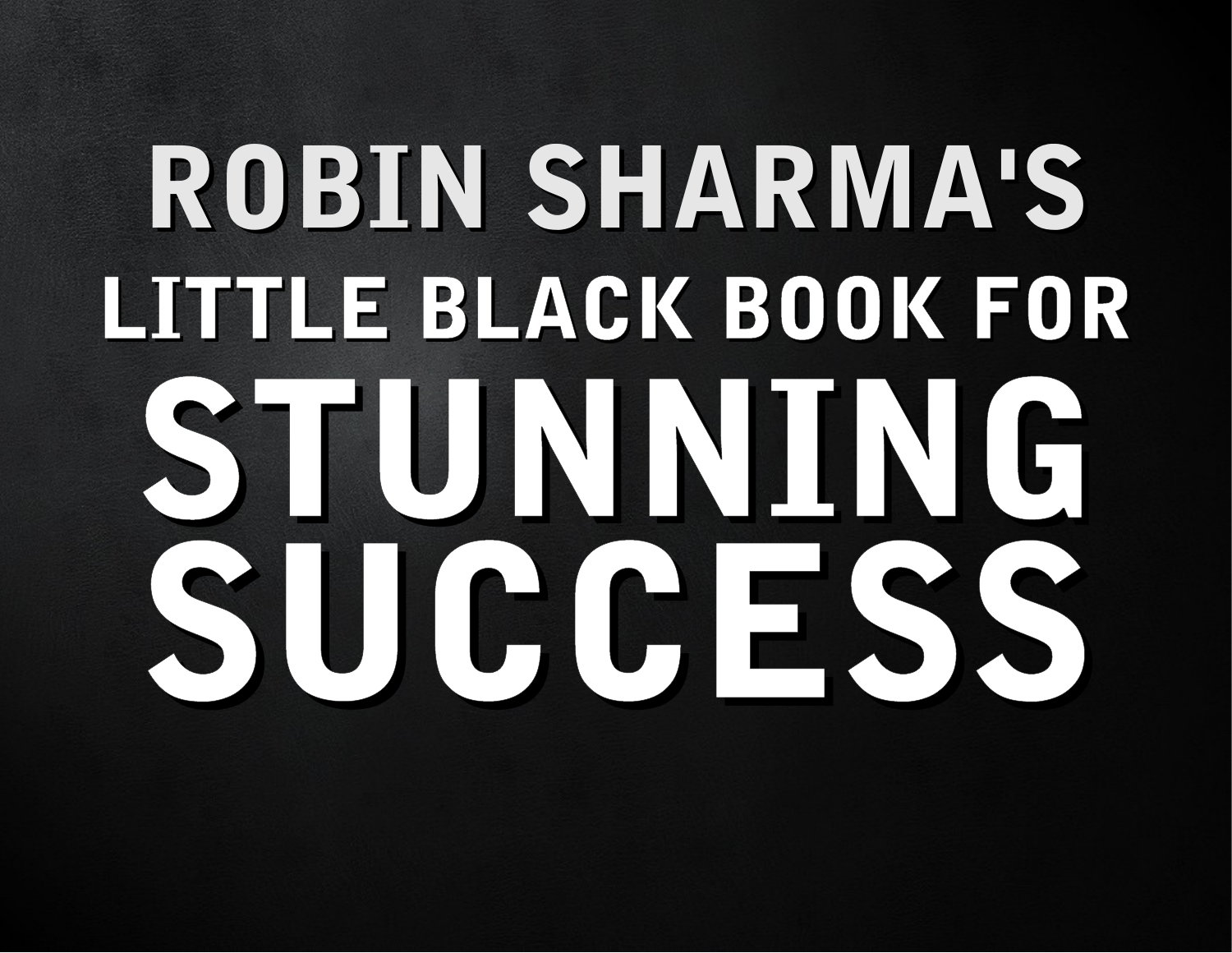# ROBIN SHARMA'S LITTLE BLACK BOOK FOR STUNNING SUCCESS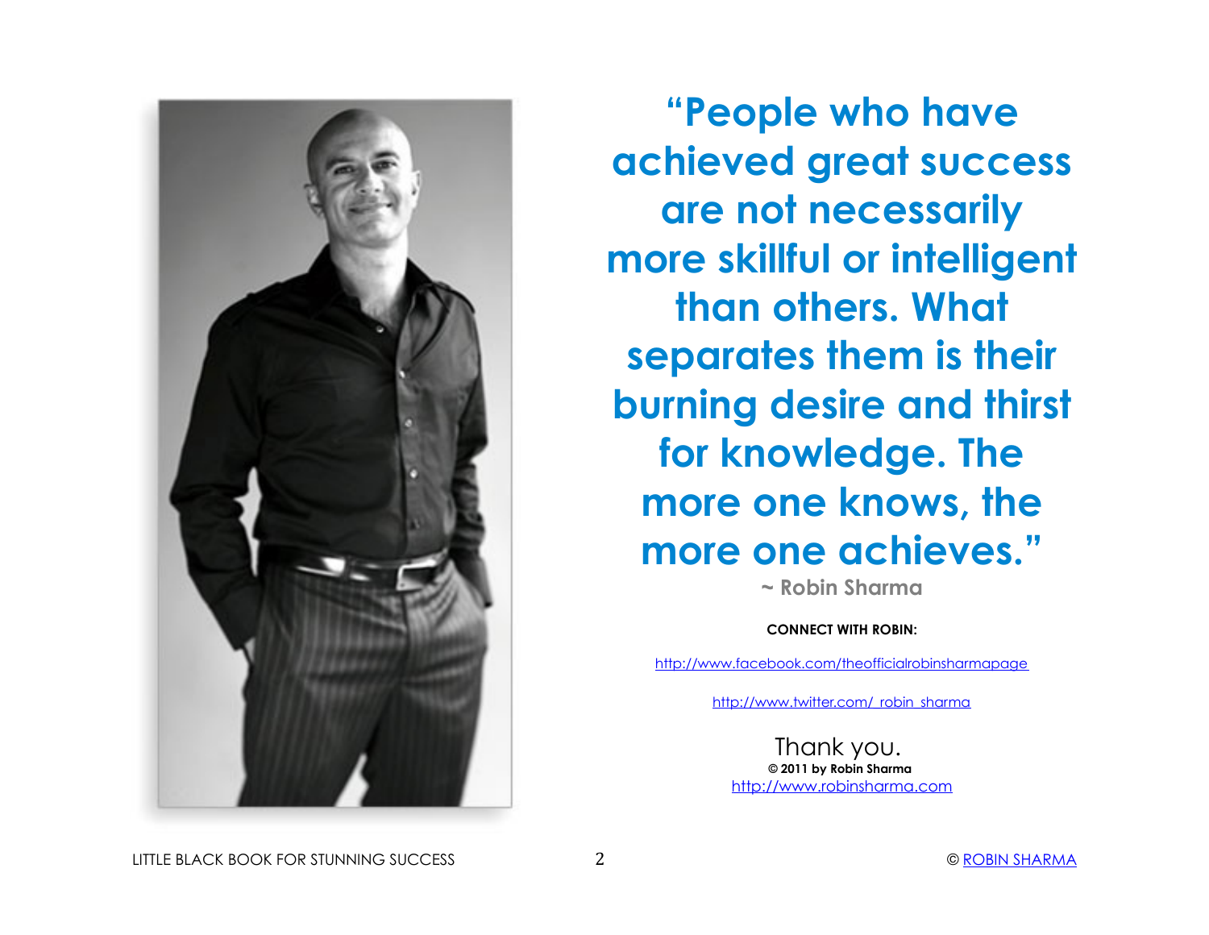**"People who have achieved great success are not necessarily more skillful or intelligent than others. What separates them is their burning desire and thirst for knowledge. The more one knows, the more one achieves."**

**~ Robin Sharma**

**CONNECT WITH ROBIN:**

http://www.facebook.com/theofficialrobinsharmapage

http://www.twitter.com/_robin_sharma

Thank you.

**© 2011 by Robin Sharma**

http://www.robinsharma.com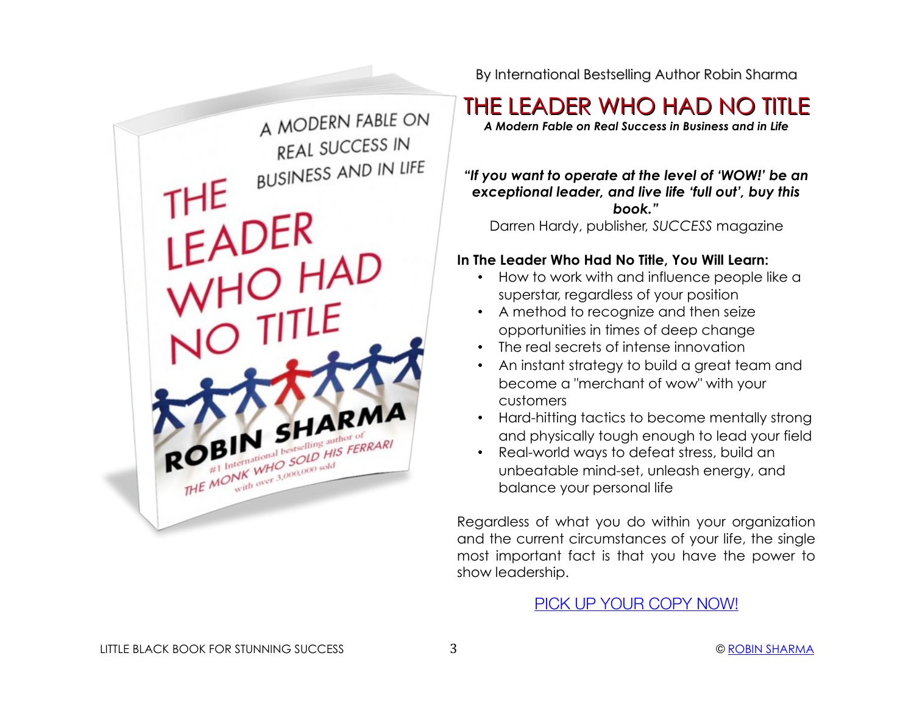By International Bestselling Author Robin Sharma

# THE LEADER WHO HAD NO TITLE

***A Modern Fable on Real Success in Business and in Life***

***"If you want to operate at the level of 'WOW!' be an exceptional leader, and live life 'full out', buy this book."***

Darren Hardy, publisher, *SUCCESS* magazine

**In The Leader Who Had No Title, You Will Learn:**

- How to work with and influence people like a superstar, regardless of your position
- A method to recognize and then seize opportunities in times of deep change
- The real secrets of intense innovation
- An instant strategy to build a great team and become a "merchant of wow" with your customers
- Hard-hitting tactics to become mentally strong and physically tough enough to lead your field
- Real-world ways to defeat stress, build an unbeatable mind-set, unleash energy, and balance your personal life

Regardless of what you do within your organization and the current circumstances of your life, the single most important fact is that you have the power to show leadership.

PICK UP YOUR COPY NOW!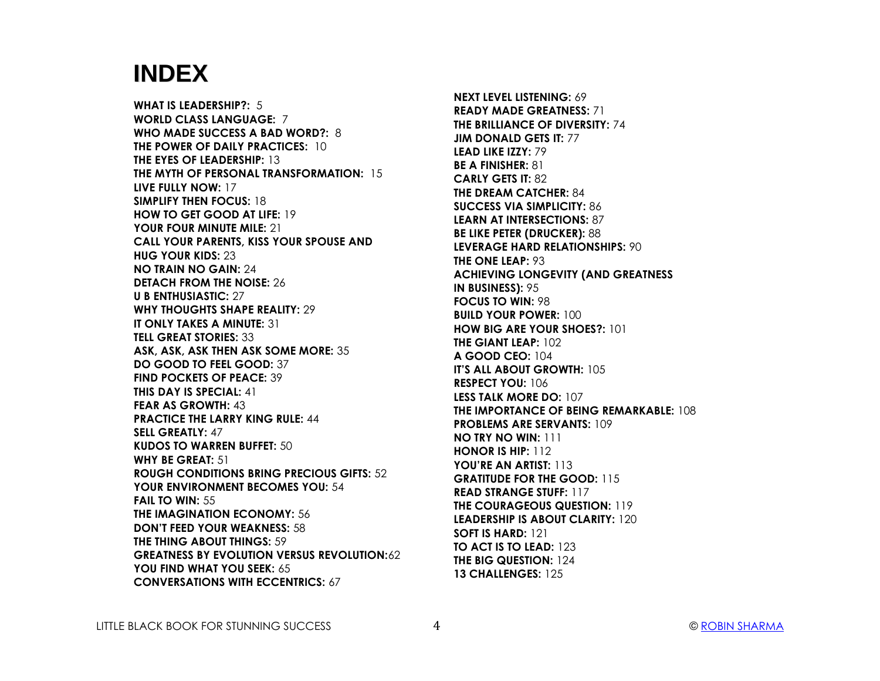# INDEX

**WHAT IS LEADERSHIP?:** 5
**WORLD CLASS LANGUAGE:** 7
**WHO MADE SUCCESS A BAD WORD?:** 8
**THE POWER OF DAILY PRACTICES:** 10
**THE EYES OF LEADERSHIP:** 13
**THE MYTH OF PERSONAL TRANSFORMATION:** 15
**LIVE FULLY NOW:** 17
**SIMPLIFY THEN FOCUS:** 18
**HOW TO GET GOOD AT LIFE:** 19
**YOUR FOUR MINUTE MILE:** 21
**CALL YOUR PARENTS, KISS YOUR SPOUSE AND HUG YOUR KIDS:** 23
**NO TRAIN NO GAIN:** 24
**DETACH FROM THE NOISE:** 26
**U B ENTHUSIASTIC:** 27
**WHY THOUGHTS SHAPE REALITY:** 29
**IT ONLY TAKES A MINUTE:** 31
**TELL GREAT STORIES:** 33
**ASK, ASK, ASK THEN ASK SOME MORE:** 35
**DO GOOD TO FEEL GOOD:** 37
**FIND POCKETS OF PEACE:** 39
**THIS DAY IS SPECIAL:** 41
**FEAR AS GROWTH:** 43
**PRACTICE THE LARRY KING RULE:** 44
**SELL GREATLY:** 47
**KUDOS TO WARREN BUFFET:** 50
**WHY BE GREAT:** 51
**ROUGH CONDITIONS BRING PRECIOUS GIFTS:** 52
**YOUR ENVIRONMENT BECOMES YOU:** 54
**FAIL TO WIN:** 55
**THE IMAGINATION ECONOMY:** 56
**DON'T FEED YOUR WEAKNESS:** 58
**THE THING ABOUT THINGS:** 59
**GREATNESS BY EVOLUTION VERSUS REVOLUTION:**62
**YOU FIND WHAT YOU SEEK:** 65
**CONVERSATIONS WITH ECCENTRICS:** 67
**NEXT LEVEL LISTENING:** 69
**READY MADE GREATNESS:** 71
**THE BRILLIANCE OF DIVERSITY:** 74
**JIM DONALD GETS IT:** 77
**LEAD LIKE IZZY:** 79
**BE A FINISHER:** 81
**CARLY GETS IT:** 82
**THE DREAM CATCHER:** 84
**SUCCESS VIA SIMPLICITY:** 86
**LEARN AT INTERSECTIONS:** 87
**BE LIKE PETER (DRUCKER):** 88
**LEVERAGE HARD RELATIONSHIPS:** 90
**THE ONE LEAP:** 93
**ACHIEVING LONGEVITY (AND GREATNESS IN BUSINESS):** 95
**FOCUS TO WIN:** 98
**BUILD YOUR POWER:** 100
**HOW BIG ARE YOUR SHOES?:** 101
**THE GIANT LEAP:** 102
**A GOOD CEO:** 104
**IT'S ALL ABOUT GROWTH:** 105
**RESPECT YOU:** 106
**LESS TALK MORE DO:** 107
**THE IMPORTANCE OF BEING REMARKABLE:** 108
**PROBLEMS ARE SERVANTS:** 109
**NO TRY NO WIN:** 111
**HONOR IS HIP:** 112
**YOU'RE AN ARTIST:** 113
**GRATITUDE FOR THE GOOD:** 115
**READ STRANGE STUFF:** 117
**THE COURAGEOUS QUESTION:** 119
**LEADERSHIP IS ABOUT CLARITY:** 120
**SOFT IS HARD:** 121
**TO ACT IS TO LEAD:** 123
**THE BIG QUESTION:** 124
**13 CHALLENGES:** 125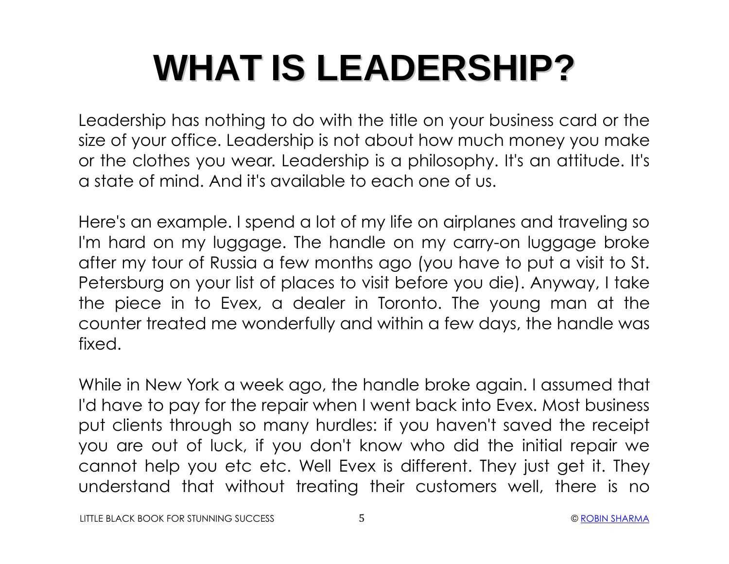# WHAT IS LEADERSHIP?

Leadership has nothing to do with the title on your business card or the size of your office. Leadership is not about how much money you make or the clothes you wear. Leadership is a philosophy. It's an attitude. It's a state of mind. And it's available to each one of us.

Here's an example. I spend a lot of my life on airplanes and traveling so I'm hard on my luggage. The handle on my carry-on luggage broke after my tour of Russia a few months ago (you have to put a visit to St. Petersburg on your list of places to visit before you die). Anyway, I take the piece in to Evex, a dealer in Toronto. The young man at the counter treated me wonderfully and within a few days, the handle was fixed.

While in New York a week ago, the handle broke again. I assumed that I'd have to pay for the repair when I went back into Evex. Most business put clients through so many hurdles: if you haven't saved the receipt you are out of luck, if you don't know who did the initial repair we cannot help you etc etc. Well Evex is different. They just get it. They understand that without treating their customers well, there is no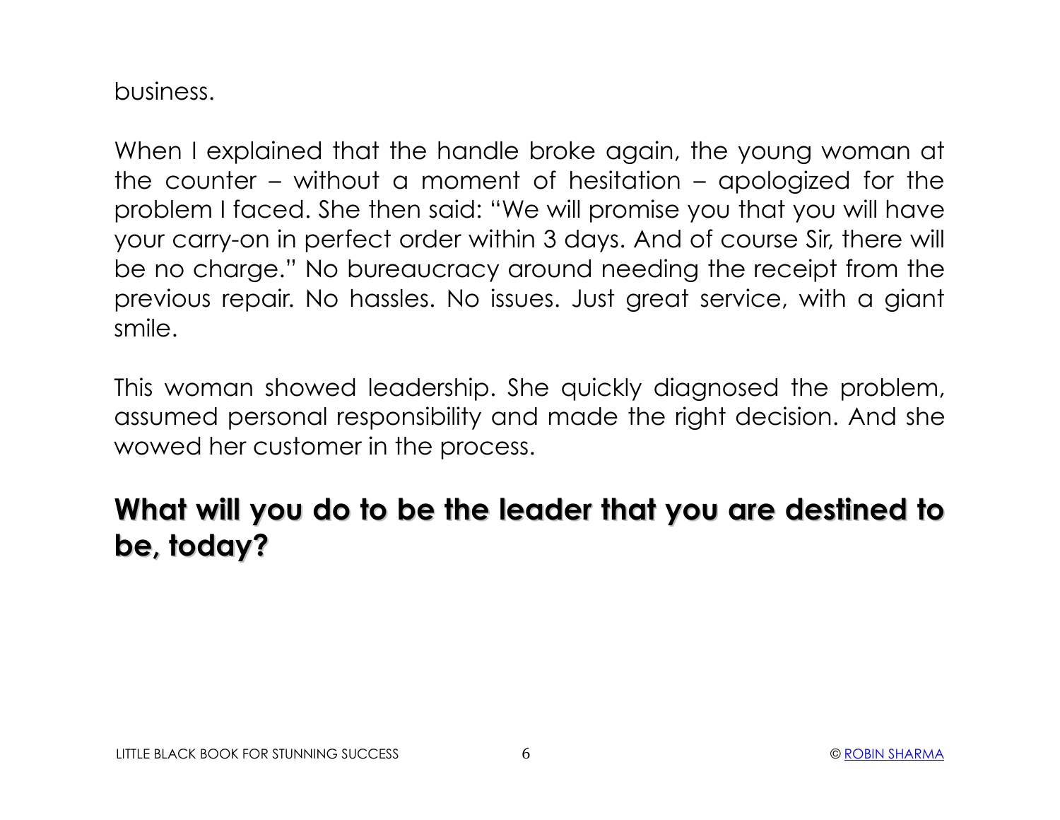business.

When I explained that the handle broke again, the young woman at the counter – without a moment of hesitation – apologized for the problem I faced. She then said: "We will promise you that you will have your carry-on in perfect order within 3 days. And of course Sir, there will be no charge." No bureaucracy around needing the receipt from the previous repair. No hassles. No issues. Just great service, with a giant smile.

This woman showed leadership. She quickly diagnosed the problem, assumed personal responsibility and made the right decision. And she wowed her customer in the process.

**What will you do to be the leader that you are destined to be, today?**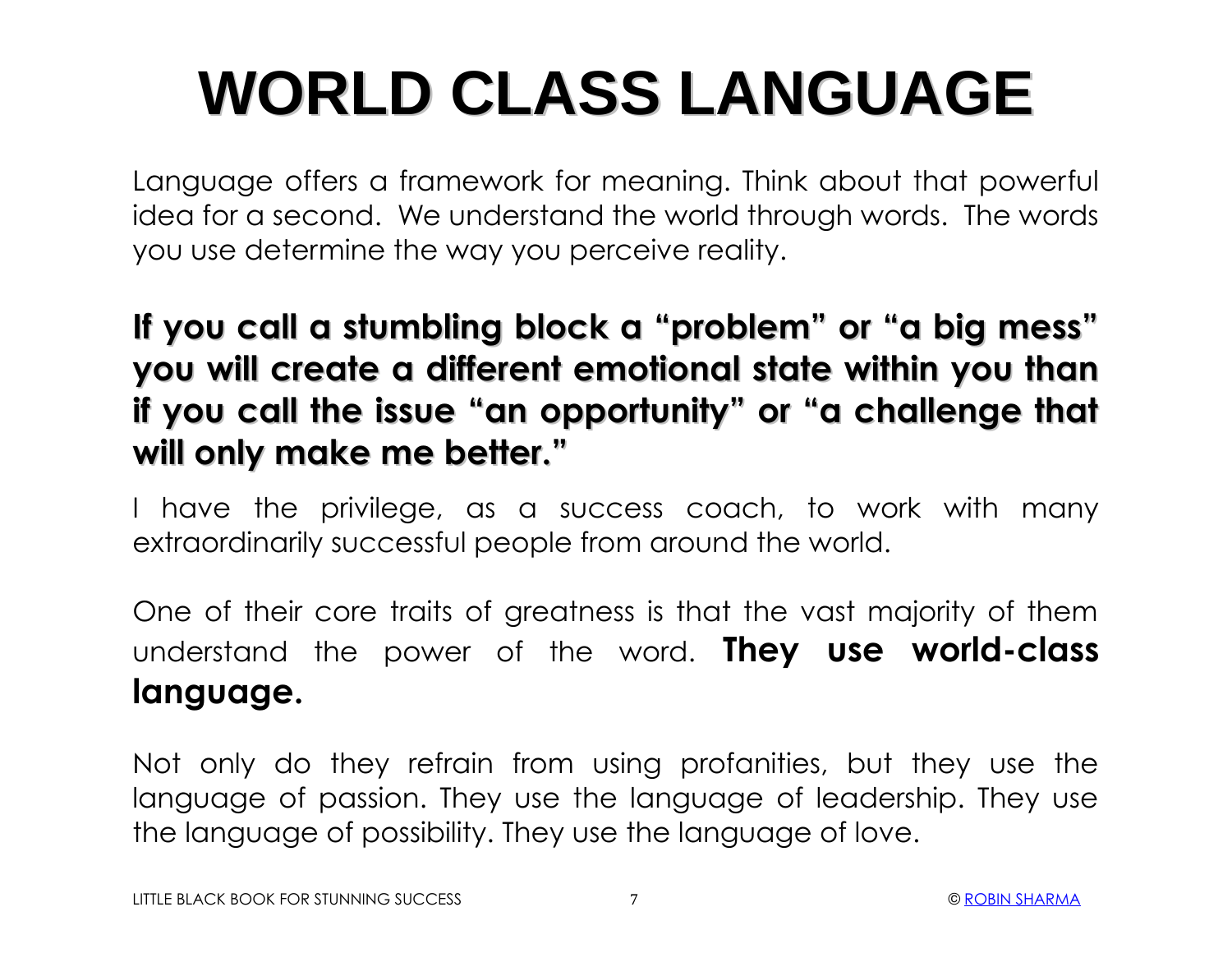# WORLD CLASS LANGUAGE

Language offers a framework for meaning. Think about that powerful idea for a second. We understand the world through words. The words you use determine the way you perceive reality.

**If you call a stumbling block a "problem" or "a big mess" you will create a different emotional state within you than if you call the issue "an opportunity" or "a challenge that will only make me better."**

I have the privilege, as a success coach, to work with many extraordinarily successful people from around the world.

One of their core traits of greatness is that the vast majority of them understand the power of the word. **They use world-class language.**

Not only do they refrain from using profanities, but they use the language of passion. They use the language of leadership. They use the language of possibility. They use the language of love.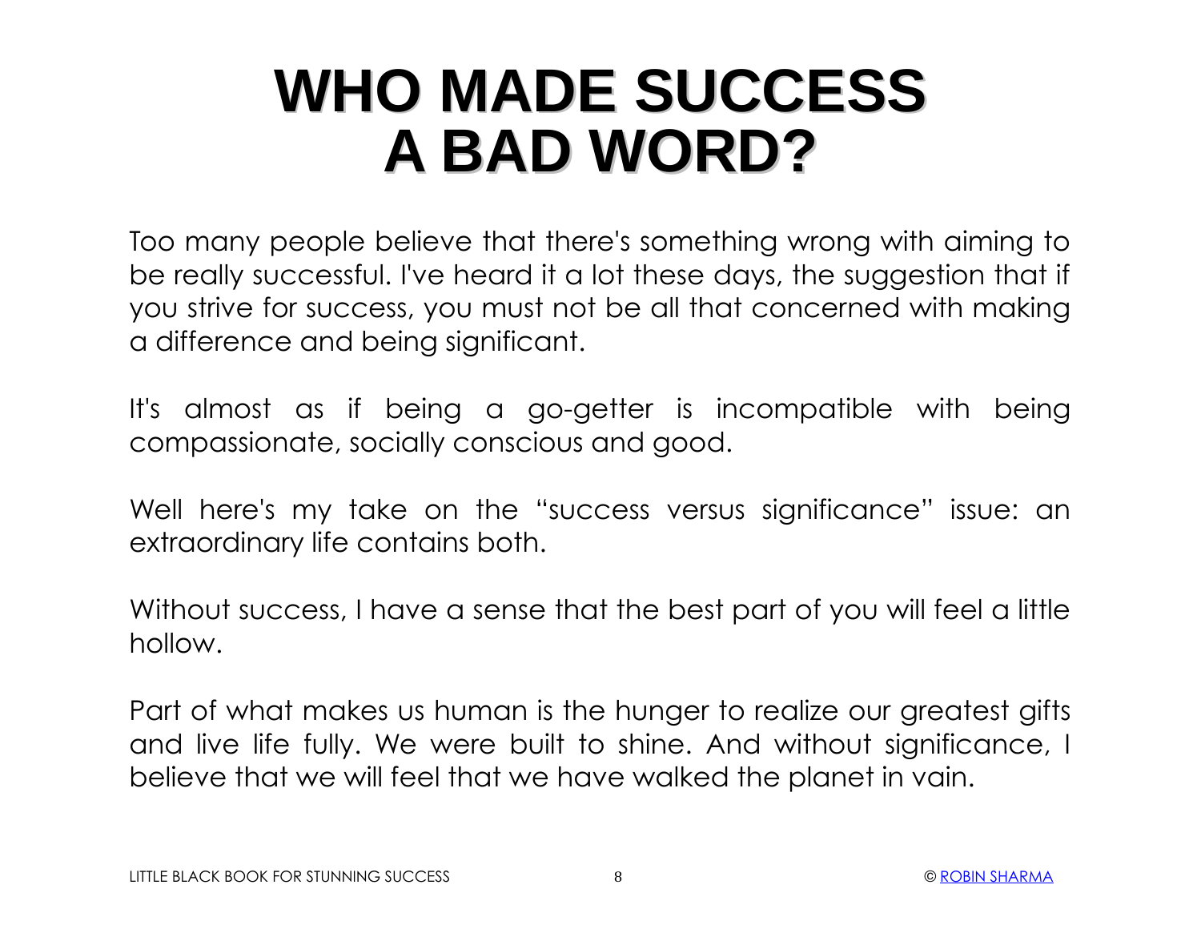# WHO MADE SUCCESS A BAD WORD?

Too many people believe that there's something wrong with aiming to be really successful. I've heard it a lot these days, the suggestion that if you strive for success, you must not be all that concerned with making a difference and being significant.

It's almost as if being a go-getter is incompatible with being compassionate, socially conscious and good.

Well here's my take on the "success versus significance" issue: an extraordinary life contains both.

Without success, I have a sense that the best part of you will feel a little hollow.

Part of what makes us human is the hunger to realize our greatest gifts and live life fully. We were built to shine. And without significance, I believe that we will feel that we have walked the planet in vain.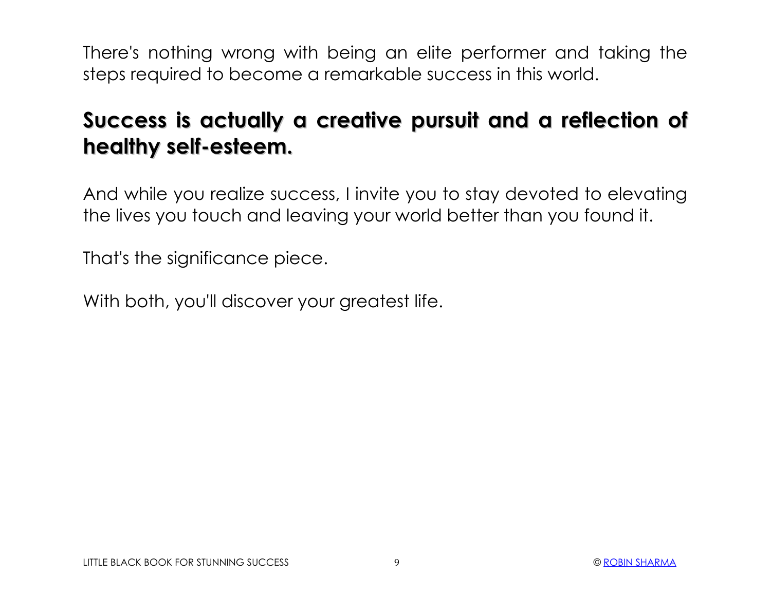There's nothing wrong with being an elite performer and taking the steps required to become a remarkable success in this world.

**Success is actually a creative pursuit and a reflection of healthy self-esteem.**

And while you realize success, I invite you to stay devoted to elevating the lives you touch and leaving your world better than you found it.

That's the significance piece.

With both, you'll discover your greatest life.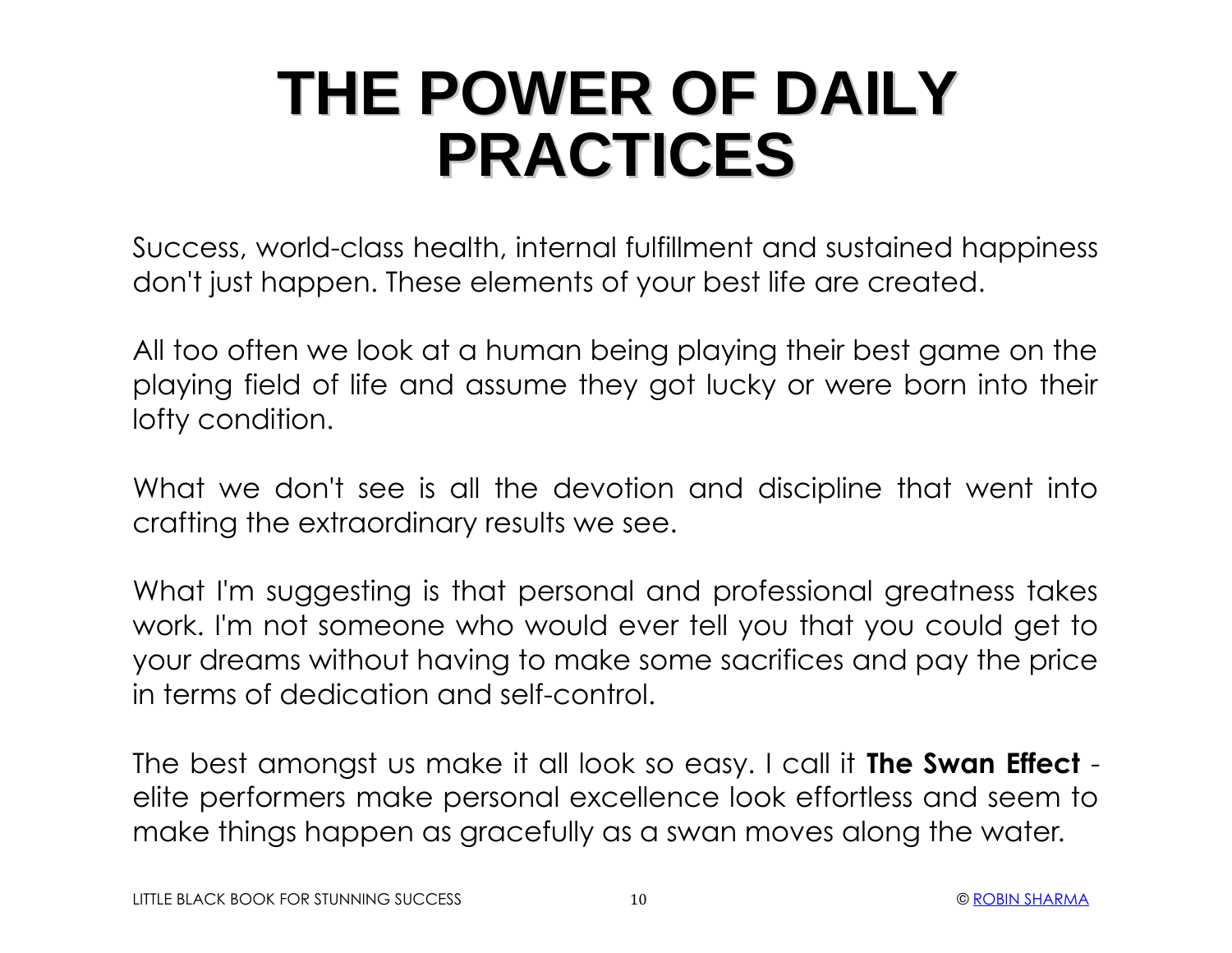# THE POWER OF DAILY PRACTICES

Success, world-class health, internal fulfillment and sustained happiness don't just happen. These elements of your best life are created.

All too often we look at a human being playing their best game on the playing field of life and assume they got lucky or were born into their lofty condition.

What we don't see is all the devotion and discipline that went into crafting the extraordinary results we see.

What I'm suggesting is that personal and professional greatness takes work. I'm not someone who would ever tell you that you could get to your dreams without having to make some sacrifices and pay the price in terms of dedication and self-control.

The best amongst us make it all look so easy. I call it **The Swan Effect** - elite performers make personal excellence look effortless and seem to make things happen as gracefully as a swan moves along the water.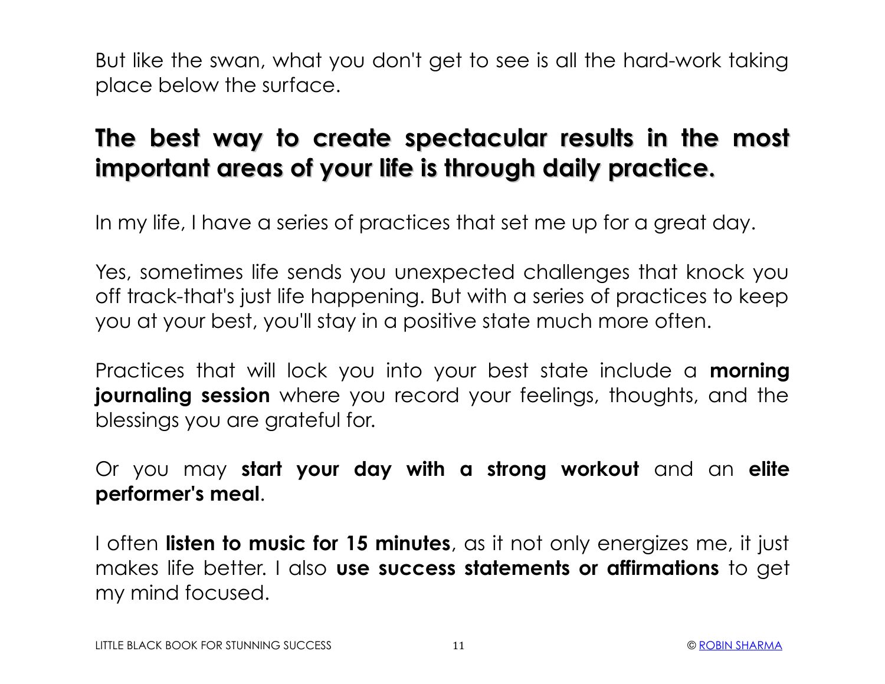But like the swan, what you don't get to see is all the hard-work taking place below the surface.

## The best way to create spectacular results in the most important areas of your life is through daily practice.

In my life, I have a series of practices that set me up for a great day.

Yes, sometimes life sends you unexpected challenges that knock you off track-that's just life happening. But with a series of practices to keep you at your best, you'll stay in a positive state much more often.

Practices that will lock you into your best state include a **morning journaling session** where you record your feelings, thoughts, and the blessings you are grateful for.

Or you may **start your day with a strong workout** and an **elite performer's meal**.

I often **listen to music for 15 minutes**, as it not only energizes me, it just makes life better. I also **use success statements or affirmations** to get my mind focused.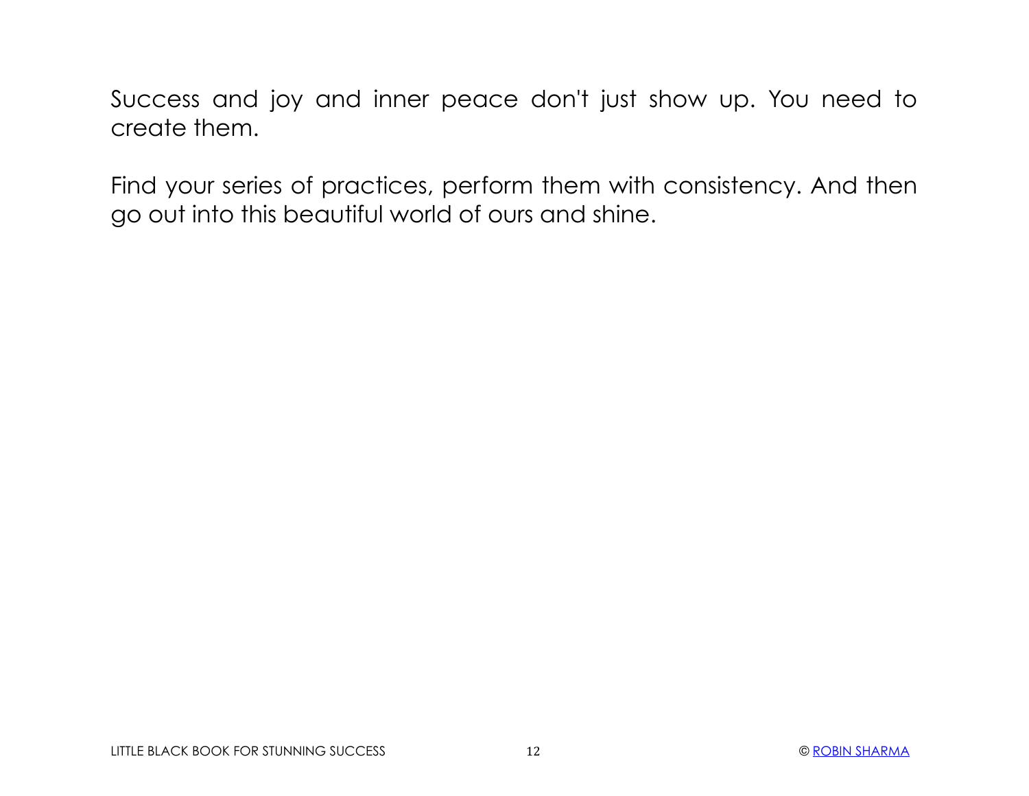Success and joy and inner peace don't just show up. You need to create them.

Find your series of practices, perform them with consistency. And then go out into this beautiful world of ours and shine.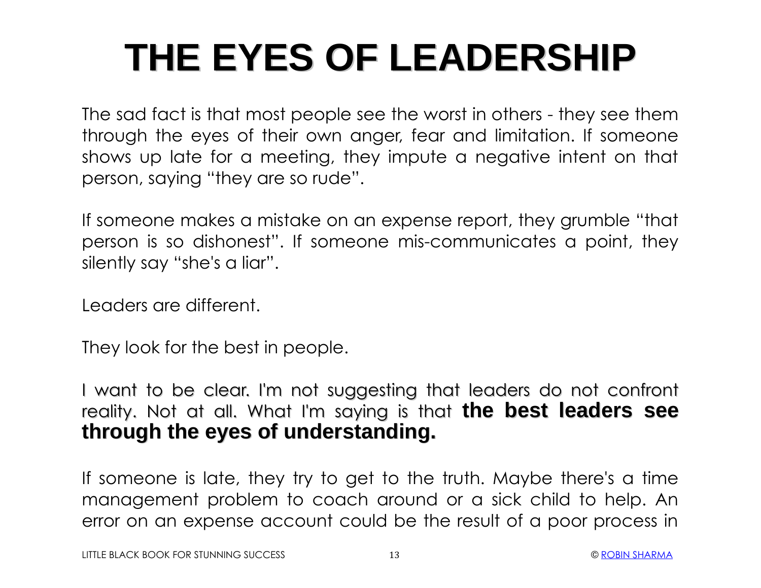# THE EYES OF LEADERSHIP

The sad fact is that most people see the worst in others - they see them through the eyes of their own anger, fear and limitation. If someone shows up late for a meeting, they impute a negative intent on that person, saying "they are so rude".

If someone makes a mistake on an expense report, they grumble "that person is so dishonest". If someone mis-communicates a point, they silently say "she's a liar".

Leaders are different.

They look for the best in people.

I want to be clear. I'm not suggesting that leaders do not confront reality. Not at all. What I'm saying is that **the best leaders see through the eyes of understanding.**

If someone is late, they try to get to the truth. Maybe there's a time management problem to coach around or a sick child to help. An error on an expense account could be the result of a poor process in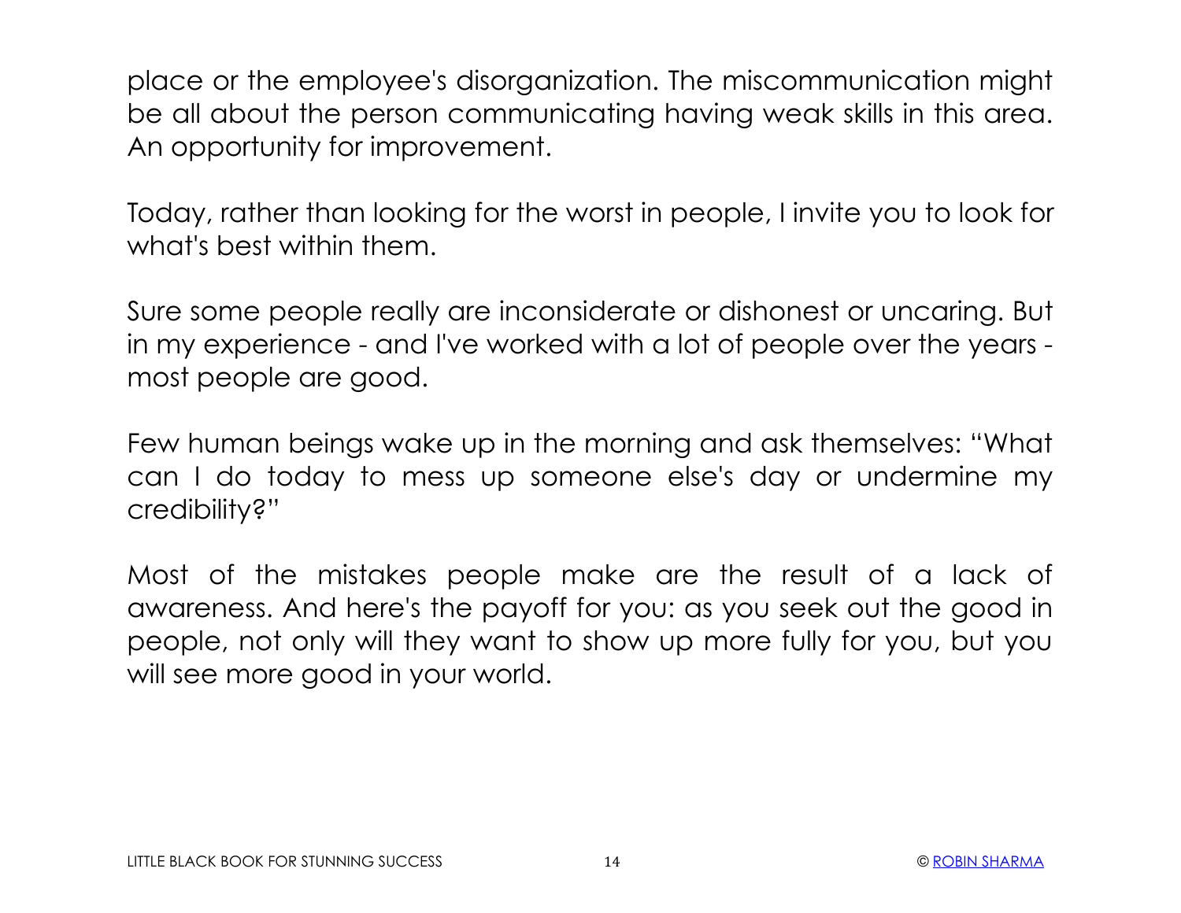place or the employee's disorganization. The miscommunication might be all about the person communicating having weak skills in this area. An opportunity for improvement.

Today, rather than looking for the worst in people, I invite you to look for what's best within them.

Sure some people really are inconsiderate or dishonest or uncaring. But in my experience - and I've worked with a lot of people over the years - most people are good.

Few human beings wake up in the morning and ask themselves: "What can I do today to mess up someone else's day or undermine my credibility?"

Most of the mistakes people make are the result of a lack of awareness. And here's the payoff for you: as you seek out the good in people, not only will they want to show up more fully for you, but you will see more good in your world.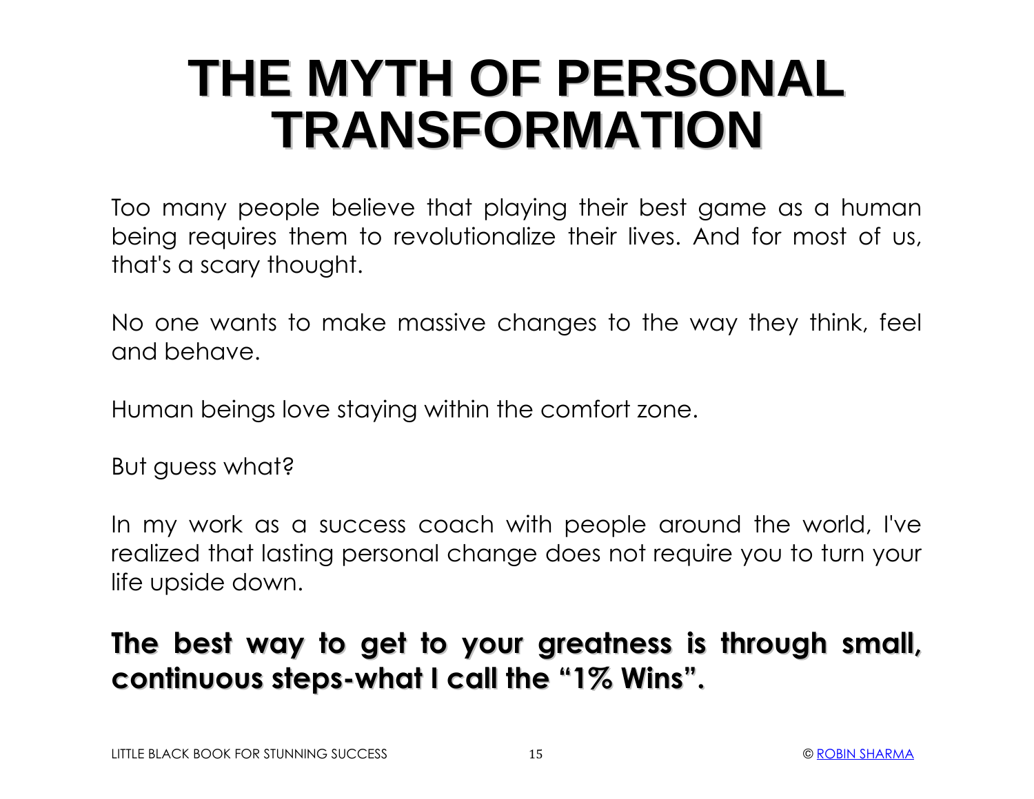# THE MYTH OF PERSONAL TRANSFORMATION

Too many people believe that playing their best game as a human being requires them to revolutionalize their lives. And for most of us, that's a scary thought.

No one wants to make massive changes to the way they think, feel and behave.

Human beings love staying within the comfort zone.

But guess what?

In my work as a success coach with people around the world, I've realized that lasting personal change does not require you to turn your life upside down.

**The best way to get to your greatness is through small, continuous steps-what I call the "1% Wins".**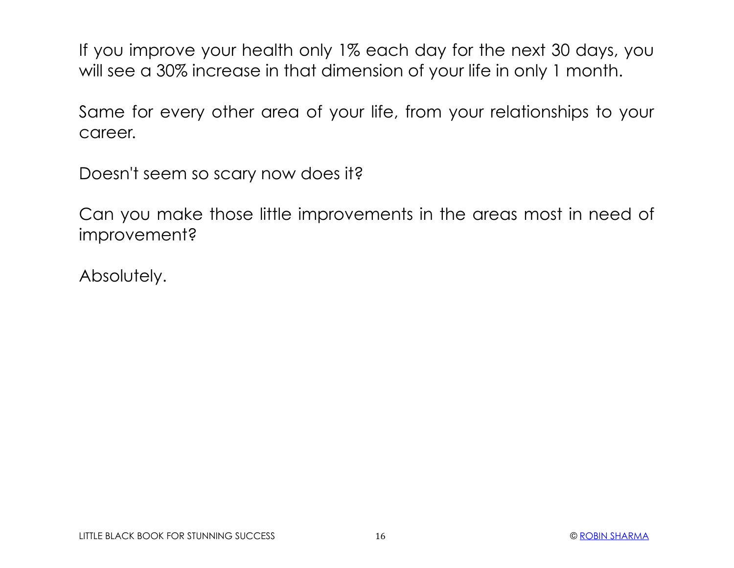If you improve your health only 1% each day for the next 30 days, you will see a 30% increase in that dimension of your life in only 1 month.

Same for every other area of your life, from your relationships to your career.

Doesn't seem so scary now does it?

Can you make those little improvements in the areas most in need of improvement?

Absolutely.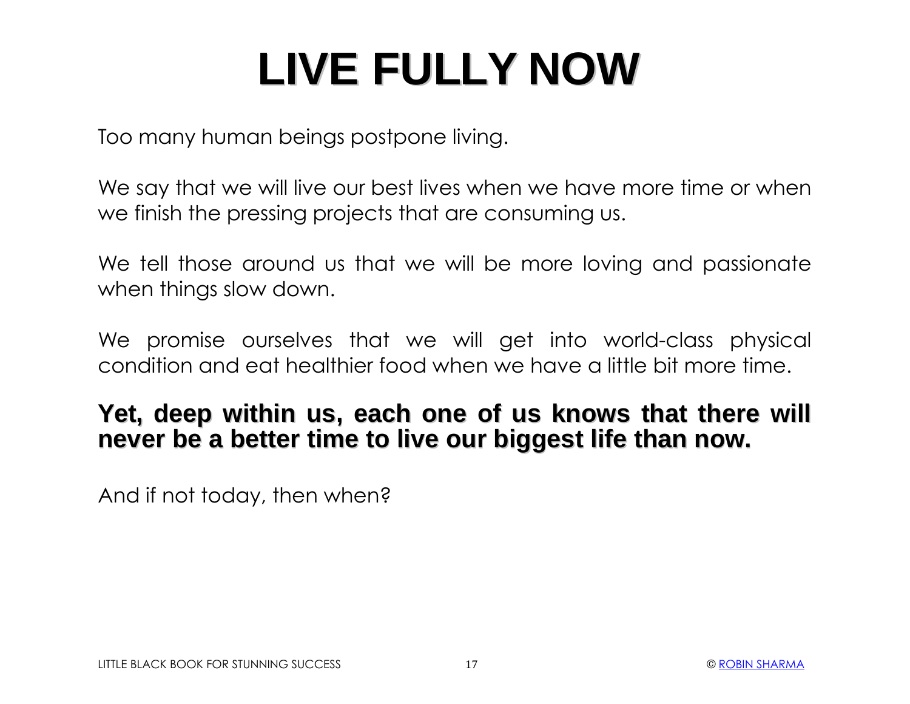# LIVE FULLY NOW

Too many human beings postpone living.

We say that we will live our best lives when we have more time or when we finish the pressing projects that are consuming us.

We tell those around us that we will be more loving and passionate when things slow down.

We promise ourselves that we will get into world-class physical condition and eat healthier food when we have a little bit more time.

**Yet, deep within us, each one of us knows that there will never be a better time to live our biggest life than now.**

And if not today, then when?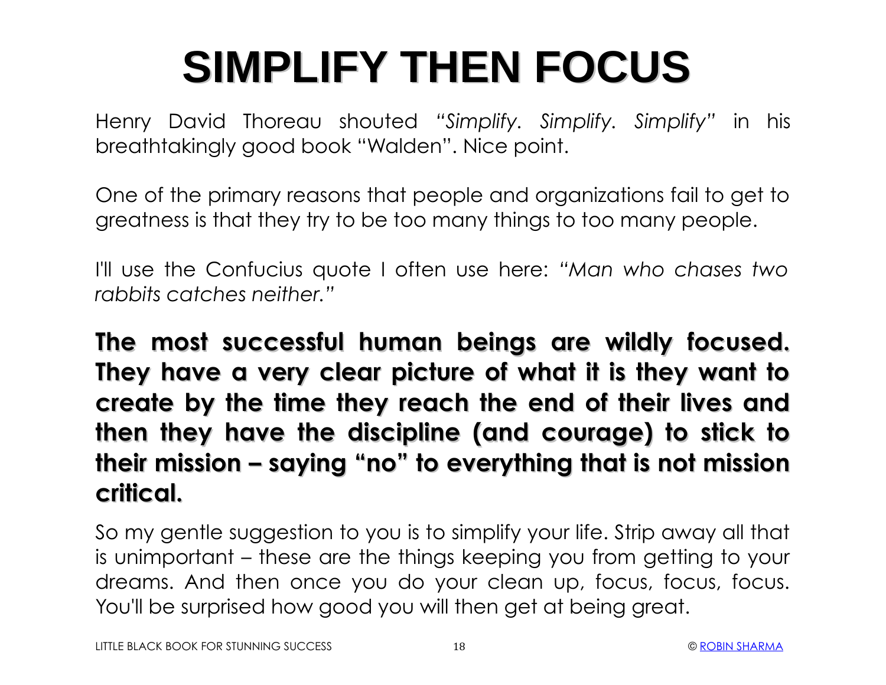# SIMPLIFY THEN FOCUS

Henry David Thoreau shouted *"Simplify. Simplify. Simplify"* in his breathtakingly good book "Walden". Nice point.

One of the primary reasons that people and organizations fail to get to greatness is that they try to be too many things to too many people.

I'll use the Confucius quote I often use here: *"Man who chases two rabbits catches neither."*

**The most successful human beings are wildly focused. They have a very clear picture of what it is they want to create by the time they reach the end of their lives and then they have the discipline (and courage) to stick to their mission – saying "no" to everything that is not mission critical.**

So my gentle suggestion to you is to simplify your life. Strip away all that is unimportant – these are the things keeping you from getting to your dreams. And then once you do your clean up, focus, focus, focus. You'll be surprised how good you will then get at being great.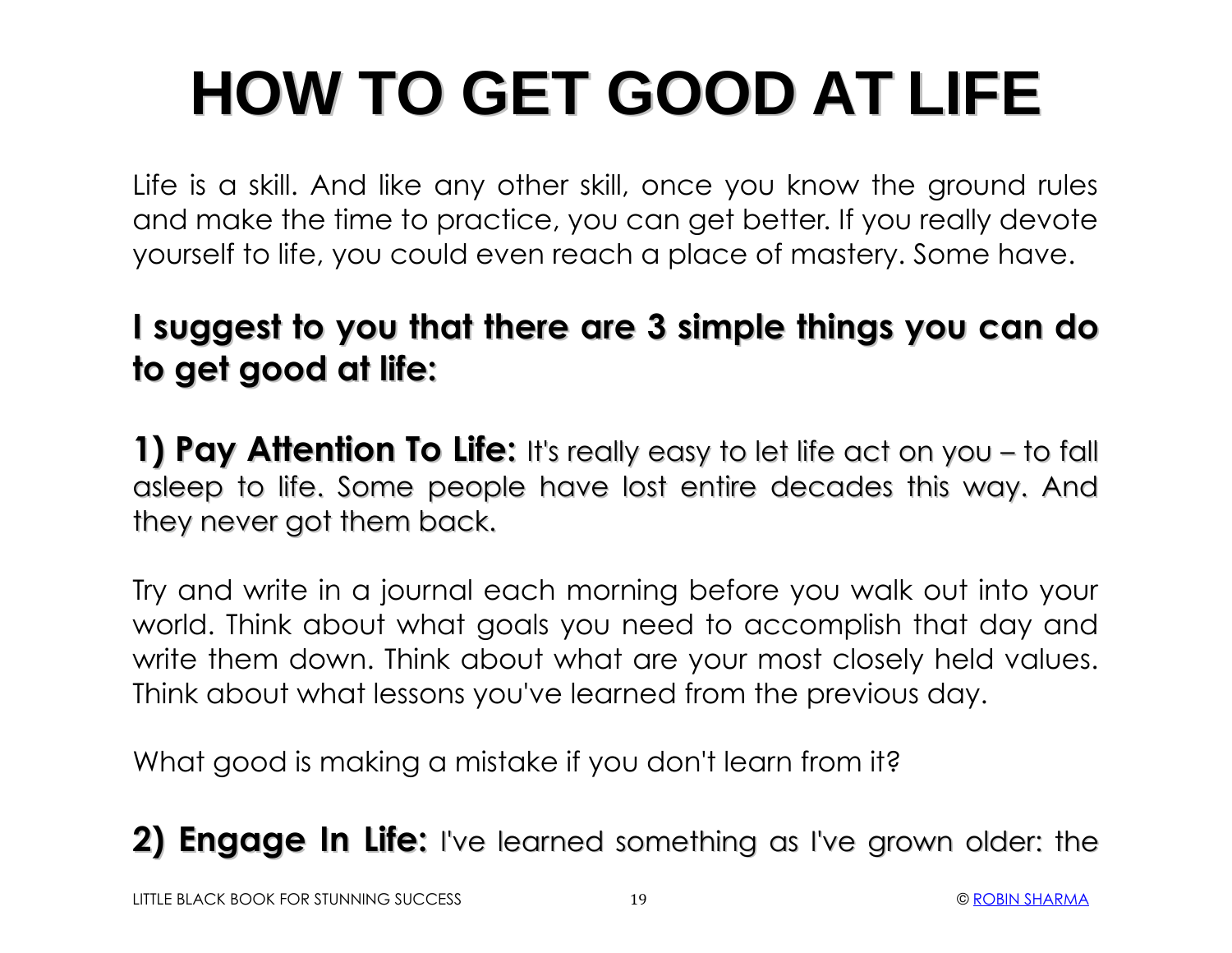# HOW TO GET GOOD AT LIFE

Life is a skill. And like any other skill, once you know the ground rules and make the time to practice, you can get better. If you really devote yourself to life, you could even reach a place of mastery. Some have.

**I suggest to you that there are 3 simple things you can do to get good at life:**

**1) Pay Attention To Life:** It's really easy to let life act on you – to fall asleep to life. Some people have lost entire decades this way. And they never got them back.

Try and write in a journal each morning before you walk out into your world. Think about what goals you need to accomplish that day and write them down. Think about what are your most closely held values. Think about what lessons you've learned from the previous day.

What good is making a mistake if you don't learn from it?

**2) Engage In Life:** I've learned something as I've grown older: the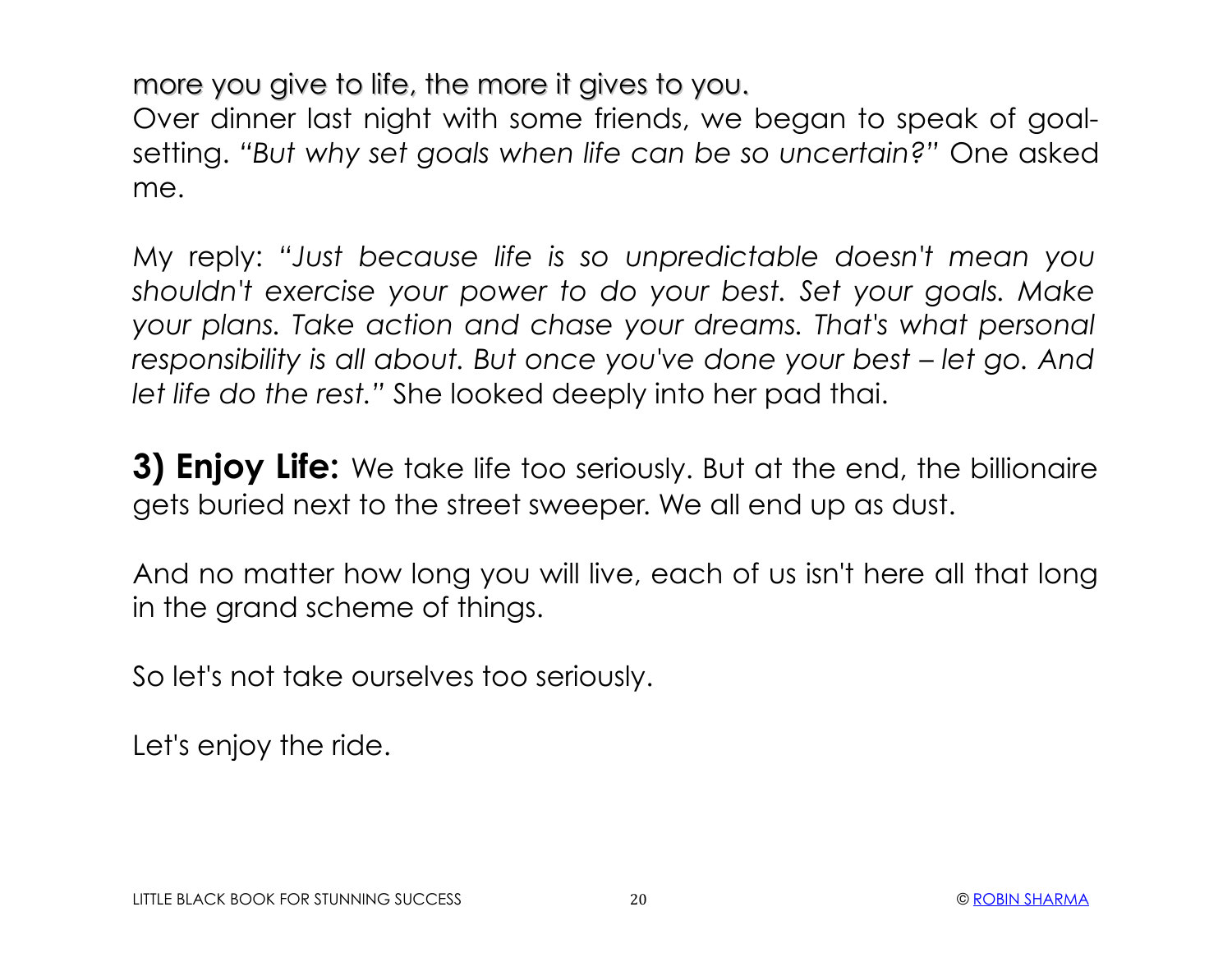more you give to life, the more it gives to you.

Over dinner last night with some friends, we began to speak of goal-setting. *"But why set goals when life can be so uncertain?"* One asked me.

My reply: *"Just because life is so unpredictable doesn't mean you shouldn't exercise your power to do your best. Set your goals. Make your plans. Take action and chase your dreams. That's what personal responsibility is all about. But once you've done your best – let go. And let life do the rest."* She looked deeply into her pad thai.

**3) Enjoy Life:** We take life too seriously. But at the end, the billionaire gets buried next to the street sweeper. We all end up as dust.

And no matter how long you will live, each of us isn't here all that long in the grand scheme of things.

So let's not take ourselves too seriously.

Let's enjoy the ride.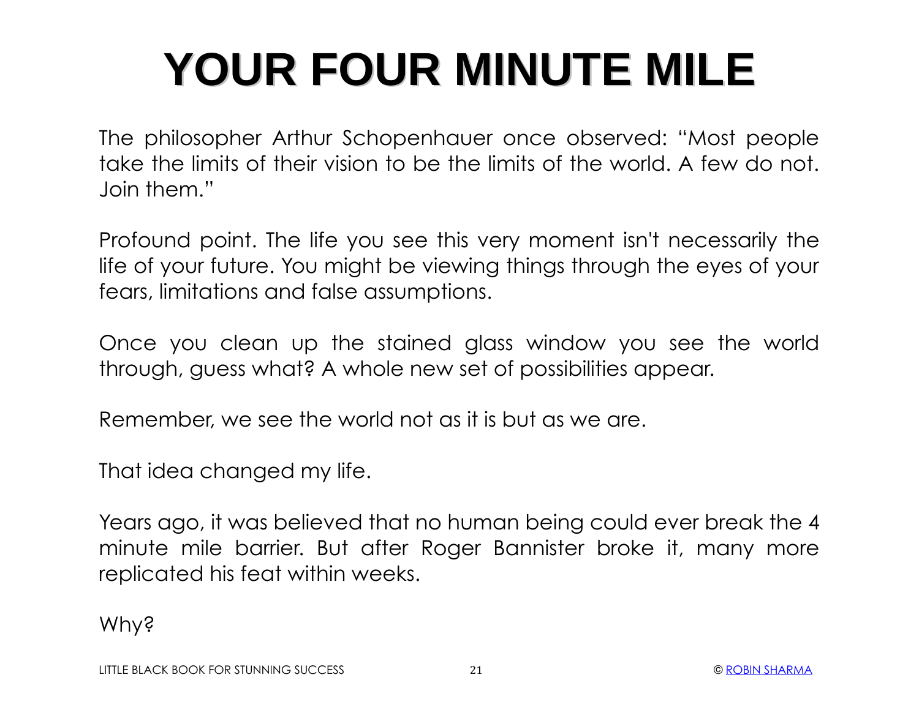# YOUR FOUR MINUTE MILE

The philosopher Arthur Schopenhauer once observed: "Most people take the limits of their vision to be the limits of the world. A few do not. Join them."

Profound point. The life you see this very moment isn't necessarily the life of your future. You might be viewing things through the eyes of your fears, limitations and false assumptions.

Once you clean up the stained glass window you see the world through, guess what? A whole new set of possibilities appear.

Remember, we see the world not as it is but as we are.

That idea changed my life.

Years ago, it was believed that no human being could ever break the 4 minute mile barrier. But after Roger Bannister broke it, many more replicated his feat within weeks.

Why?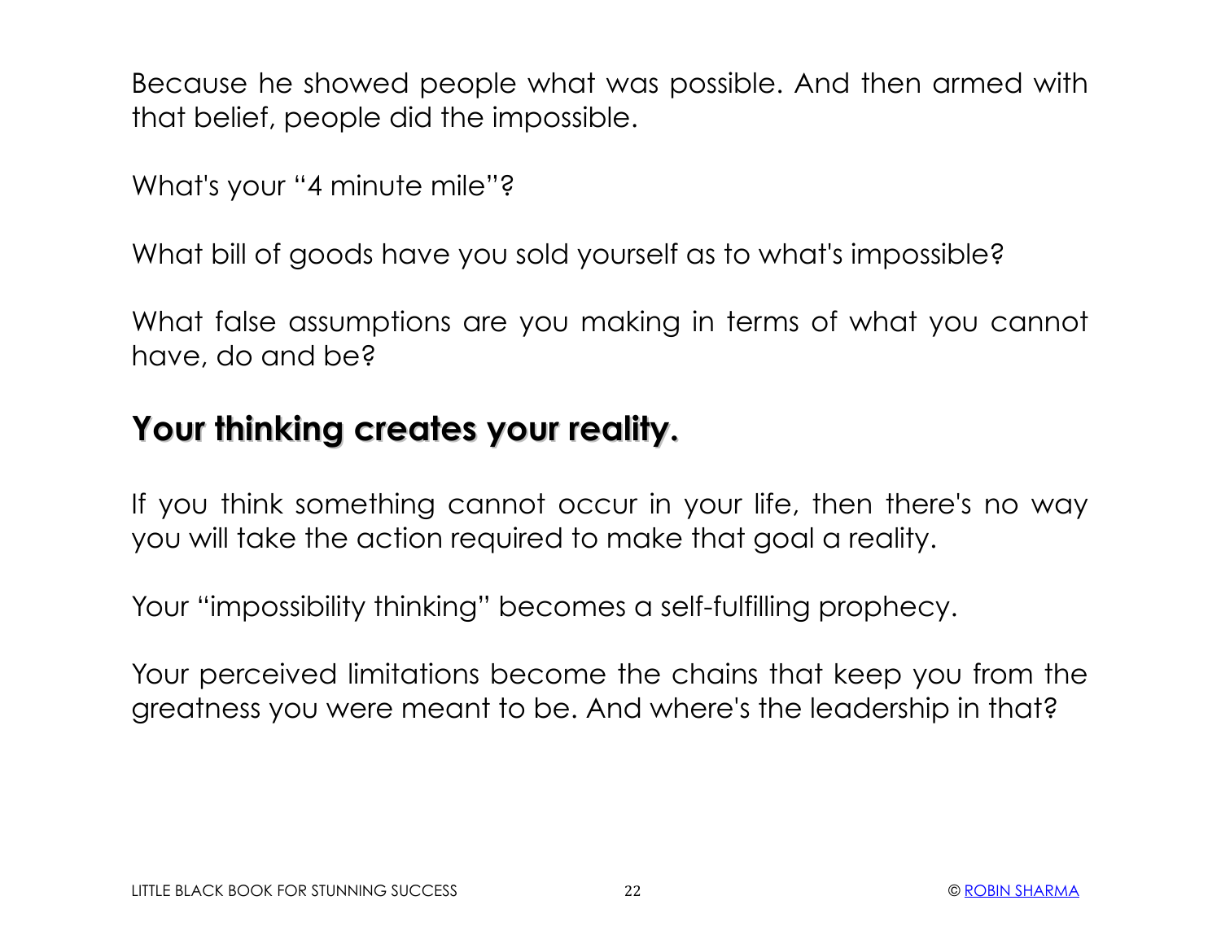Because he showed people what was possible. And then armed with that belief, people did the impossible.

What's your "4 minute mile"?

What bill of goods have you sold yourself as to what's impossible?

What false assumptions are you making in terms of what you cannot have, do and be?

## Your thinking creates your reality.

If you think something cannot occur in your life, then there's no way you will take the action required to make that goal a reality.

Your "impossibility thinking" becomes a self-fulfilling prophecy.

Your perceived limitations become the chains that keep you from the greatness you were meant to be. And where's the leadership in that?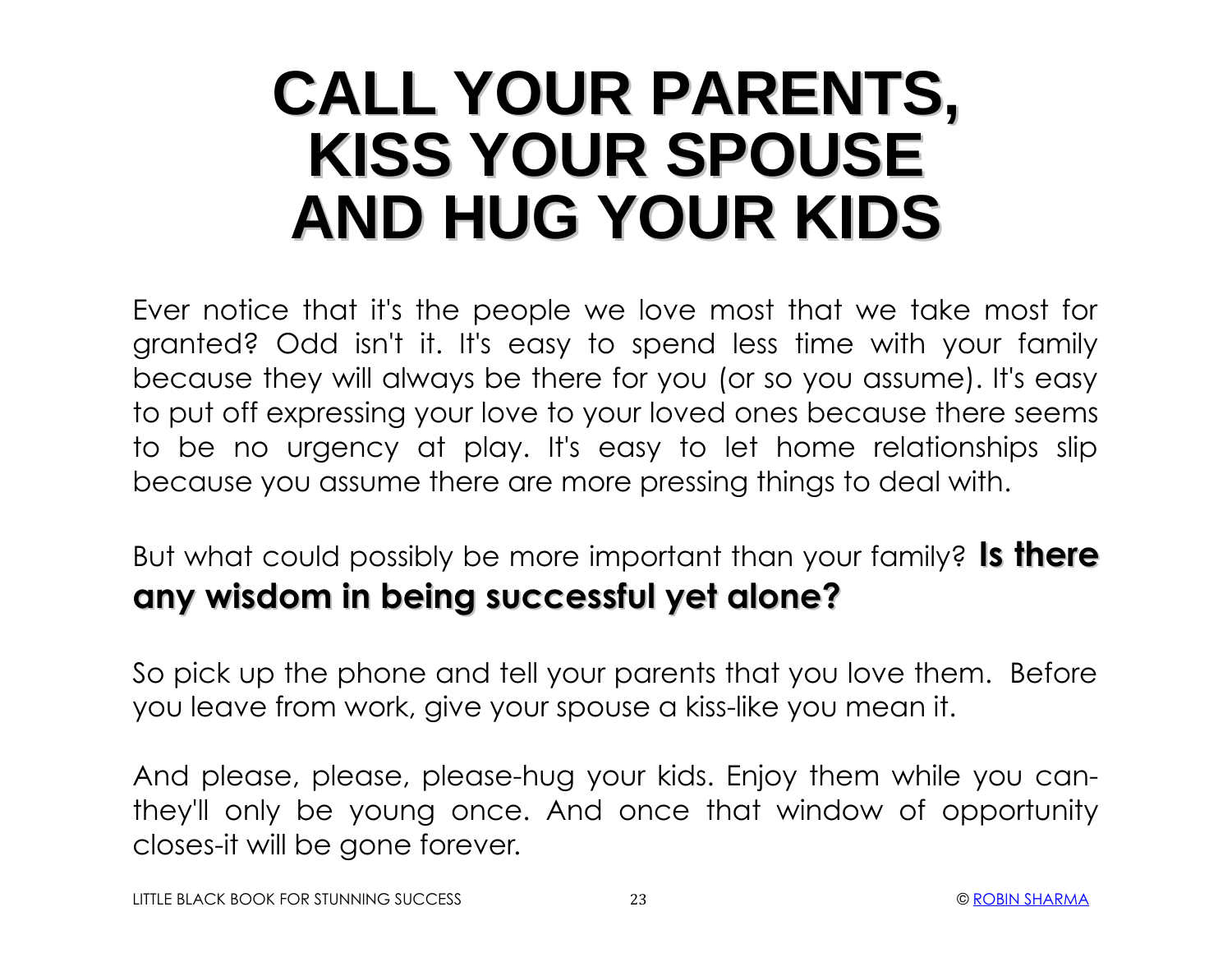# CALL YOUR PARENTS, KISS YOUR SPOUSE AND HUG YOUR KIDS

Ever notice that it's the people we love most that we take most for granted? Odd isn't it. It's easy to spend less time with your family because they will always be there for you (or so you assume). It's easy to put off expressing your love to your loved ones because there seems to be no urgency at play. It's easy to let home relationships slip because you assume there are more pressing things to deal with.

But what could possibly be more important than your family? **Is there any wisdom in being successful yet alone?**

So pick up the phone and tell your parents that you love them. Before you leave from work, give your spouse a kiss-like you mean it.

And please, please, please-hug your kids. Enjoy them while you can-they'll only be young once. And once that window of opportunity closes-it will be gone forever.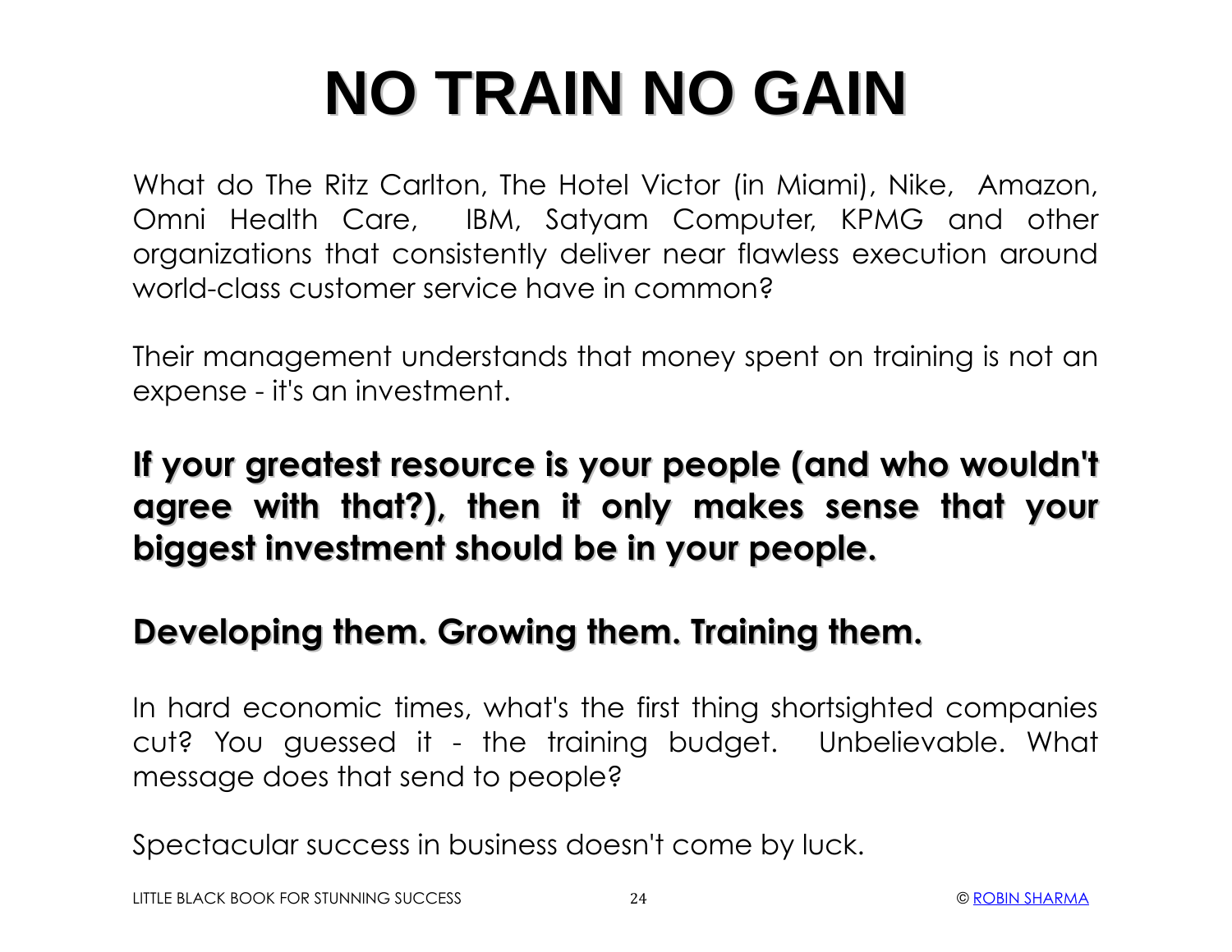# NO TRAIN NO GAIN

What do The Ritz Carlton, The Hotel Victor (in Miami), Nike, Amazon, Omni Health Care, IBM, Satyam Computer, KPMG and other organizations that consistently deliver near flawless execution around world-class customer service have in common?

Their management understands that money spent on training is not an expense - it's an investment.

**If your greatest resource is your people (and who wouldn't agree with that?), then it only makes sense that your biggest investment should be in your people.**

**Developing them. Growing them. Training them.**

In hard economic times, what's the first thing shortsighted companies cut? You guessed it - the training budget. Unbelievable. What message does that send to people?

Spectacular success in business doesn't come by luck.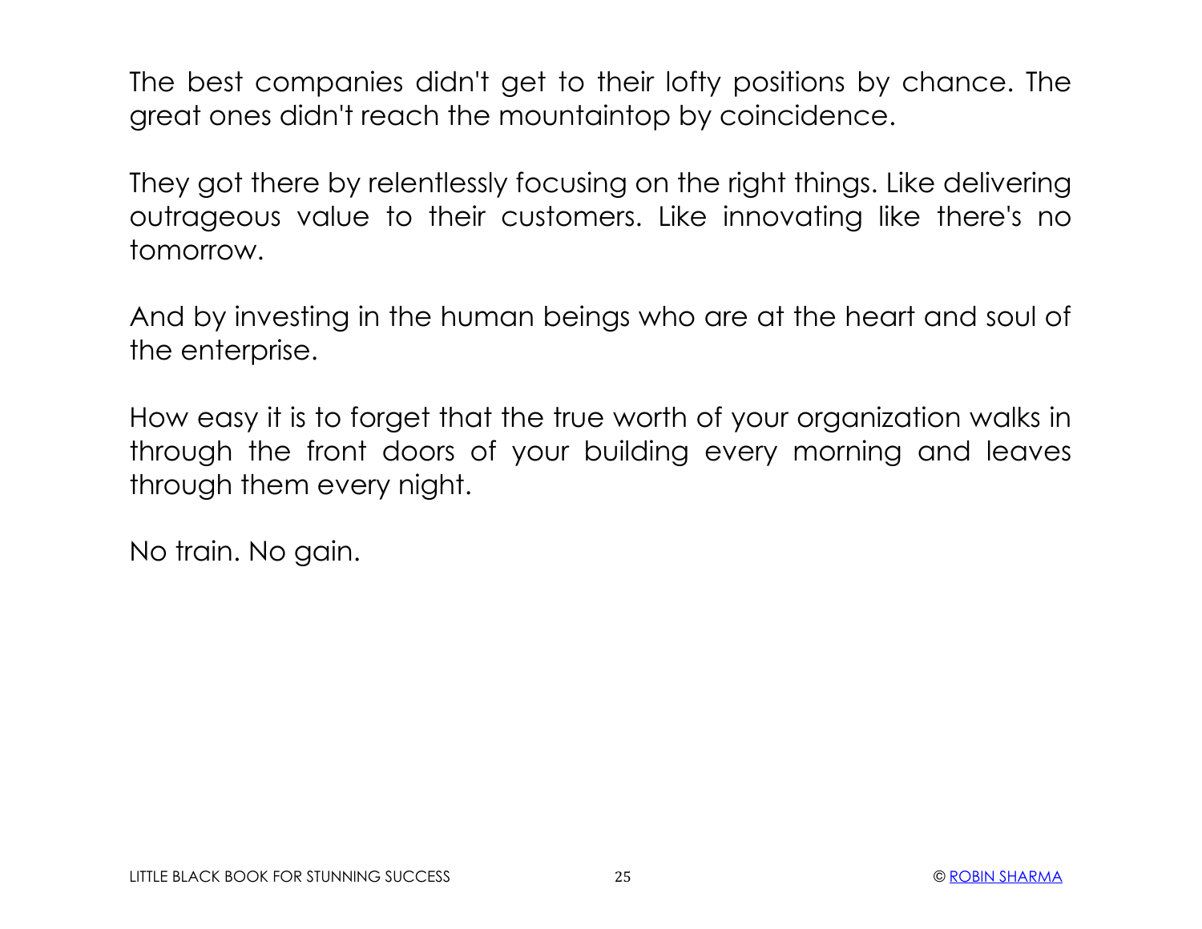The best companies didn't get to their lofty positions by chance. The great ones didn't reach the mountaintop by coincidence.

They got there by relentlessly focusing on the right things. Like delivering outrageous value to their customers. Like innovating like there's no tomorrow.

And by investing in the human beings who are at the heart and soul of the enterprise.

How easy it is to forget that the true worth of your organization walks in through the front doors of your building every morning and leaves through them every night.

No train. No gain.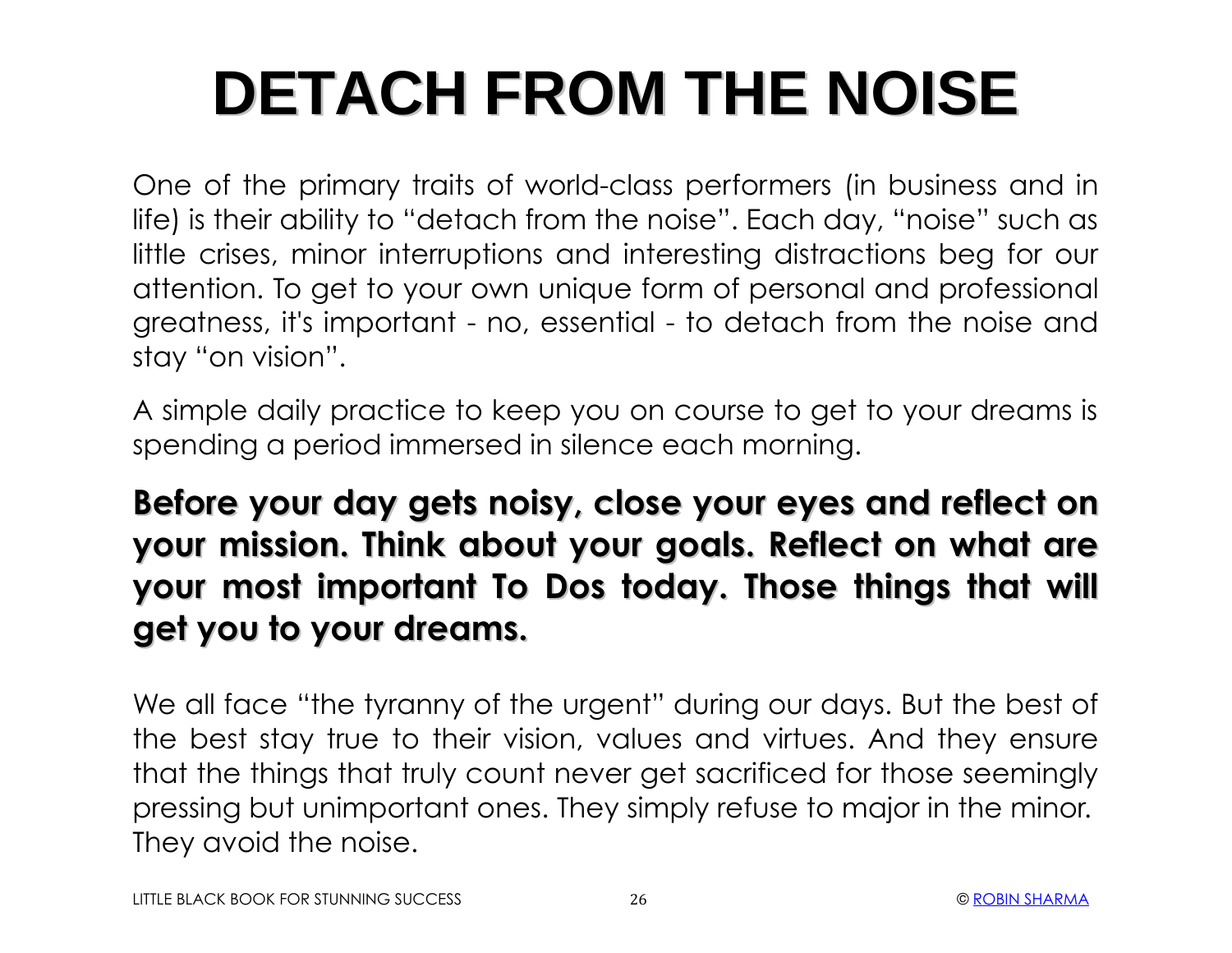# DETACH FROM THE NOISE

One of the primary traits of world-class performers (in business and in life) is their ability to “detach from the noise”. Each day, “noise” such as little crises, minor interruptions and interesting distractions beg for our attention. To get to your own unique form of personal and professional greatness, it's important - no, essential - to detach from the noise and stay “on vision”.

A simple daily practice to keep you on course to get to your dreams is spending a period immersed in silence each morning.

**Before your day gets noisy, close your eyes and reflect on your mission. Think about your goals. Reflect on what are your most important To Dos today. Those things that will get you to your dreams.**

We all face “the tyranny of the urgent” during our days. But the best of the best stay true to their vision, values and virtues. And they ensure that the things that truly count never get sacrificed for those seemingly pressing but unimportant ones. They simply refuse to major in the minor. They avoid the noise.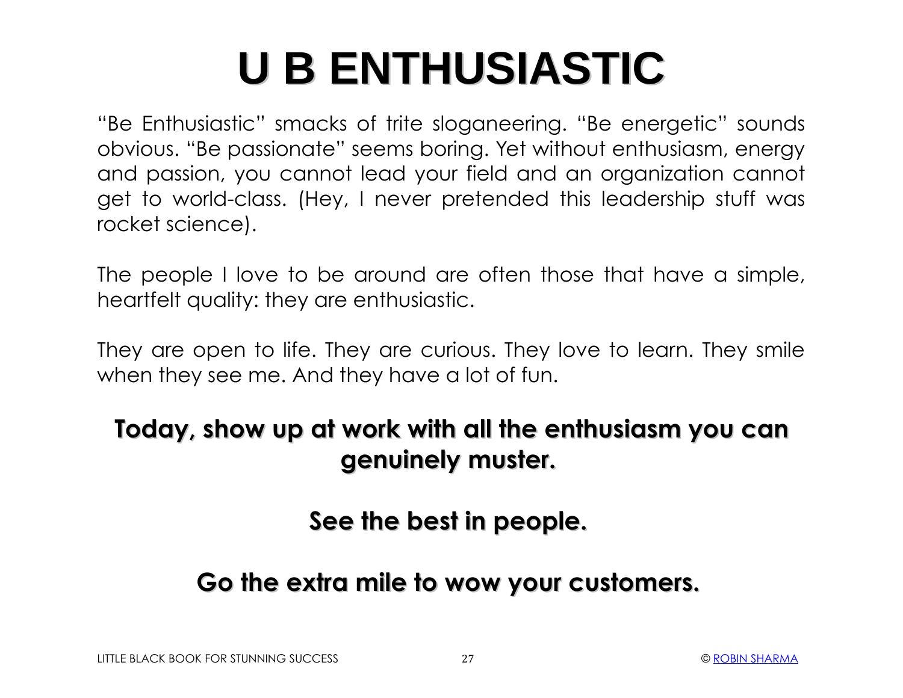# U B ENTHUSIASTIC

"Be Enthusiastic" smacks of trite sloganeering. "Be energetic" sounds obvious. "Be passionate" seems boring. Yet without enthusiasm, energy and passion, you cannot lead your field and an organization cannot get to world-class. (Hey, I never pretended this leadership stuff was rocket science).

The people I love to be around are often those that have a simple, heartfelt quality: they are enthusiastic.

They are open to life. They are curious. They love to learn. They smile when they see me. And they have a lot of fun.

**Today, show up at work with all the enthusiasm you can genuinely muster.**

**See the best in people.**

**Go the extra mile to wow your customers.**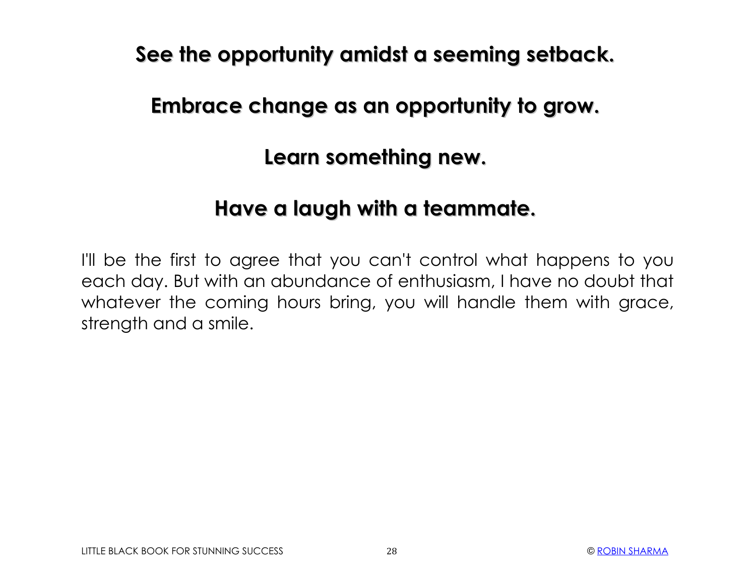**See the opportunity amidst a seeming setback.**

**Embrace change as an opportunity to grow.**

**Learn something new.**

**Have a laugh with a teammate.**

I'll be the first to agree that you can't control what happens to you each day. But with an abundance of enthusiasm, I have no doubt that whatever the coming hours bring, you will handle them with grace, strength and a smile.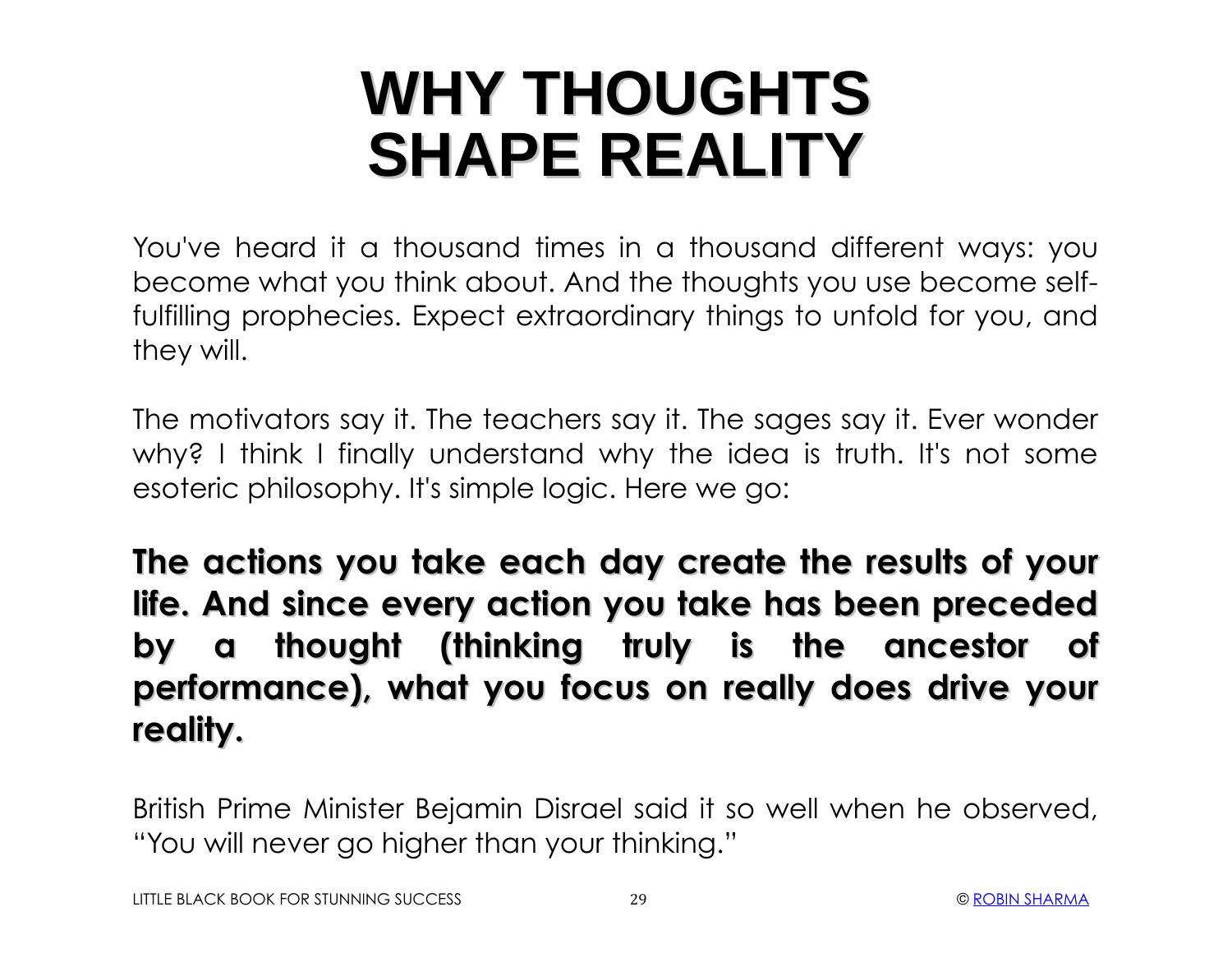# WHY THOUGHTS SHAPE REALITY

You've heard it a thousand times in a thousand different ways: you become what you think about. And the thoughts you use become self-fulfilling prophecies. Expect extraordinary things to unfold for you, and they will.

The motivators say it. The teachers say it. The sages say it. Ever wonder why? I think I finally understand why the idea is truth. It's not some esoteric philosophy. It's simple logic. Here we go:

**The actions you take each day create the results of your life. And since every action you take has been preceded by a thought (thinking truly is the ancestor of performance), what you focus on really does drive your reality.**

British Prime Minister Bejamin Disrael said it so well when he observed, "You will never go higher than your thinking."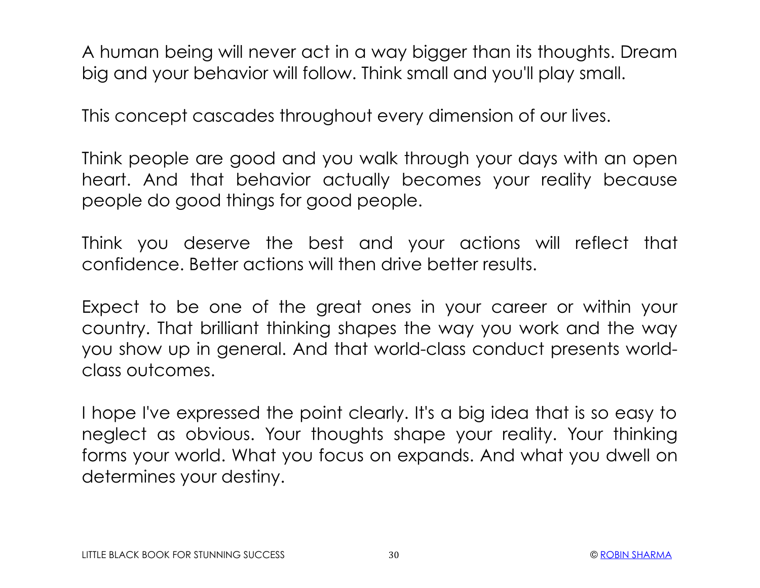A human being will never act in a way bigger than its thoughts. Dream big and your behavior will follow. Think small and you'll play small.

This concept cascades throughout every dimension of our lives.

Think people are good and you walk through your days with an open heart. And that behavior actually becomes your reality because people do good things for good people.

Think you deserve the best and your actions will reflect that confidence. Better actions will then drive better results.

Expect to be one of the great ones in your career or within your country. That brilliant thinking shapes the way you work and the way you show up in general. And that world-class conduct presents world-class outcomes.

I hope I've expressed the point clearly. It's a big idea that is so easy to neglect as obvious. Your thoughts shape your reality. Your thinking forms your world. What you focus on expands. And what you dwell on determines your destiny.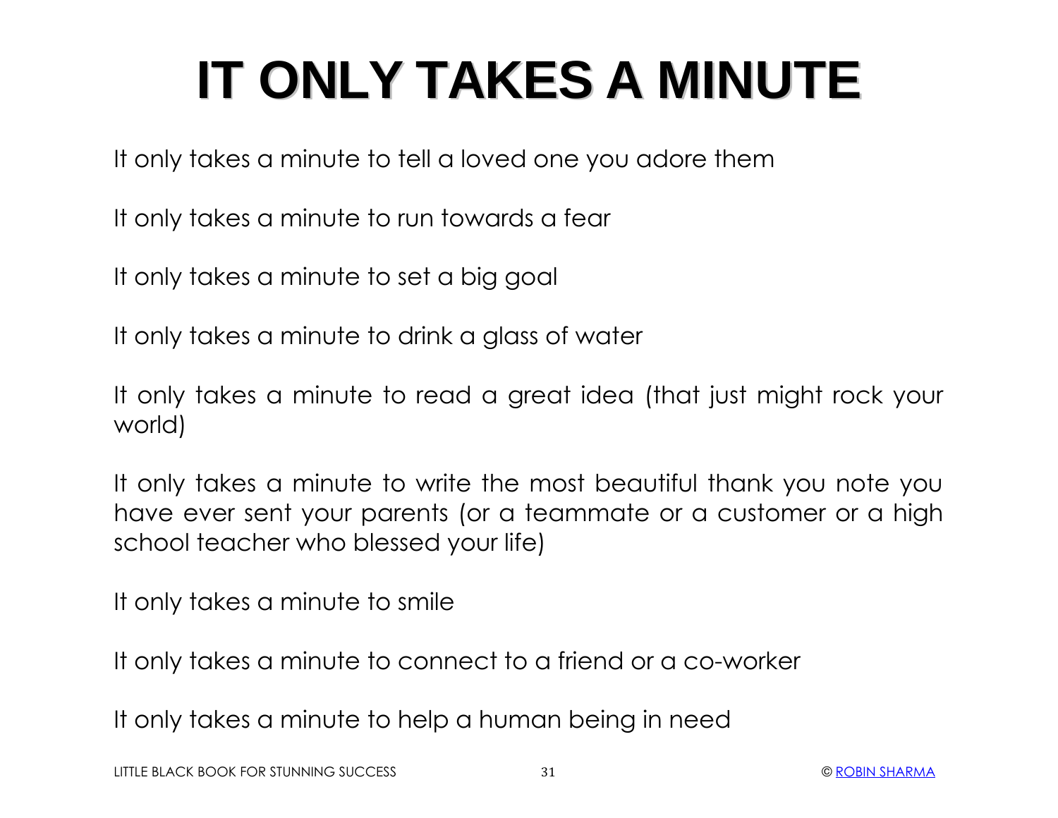# IT ONLY TAKES A MINUTE

It only takes a minute to tell a loved one you adore them

It only takes a minute to run towards a fear

It only takes a minute to set a big goal

It only takes a minute to drink a glass of water

It only takes a minute to read a great idea (that just might rock your world)

It only takes a minute to write the most beautiful thank you note you have ever sent your parents (or a teammate or a customer or a high school teacher who blessed your life)

It only takes a minute to smile

It only takes a minute to connect to a friend or a co-worker

It only takes a minute to help a human being in need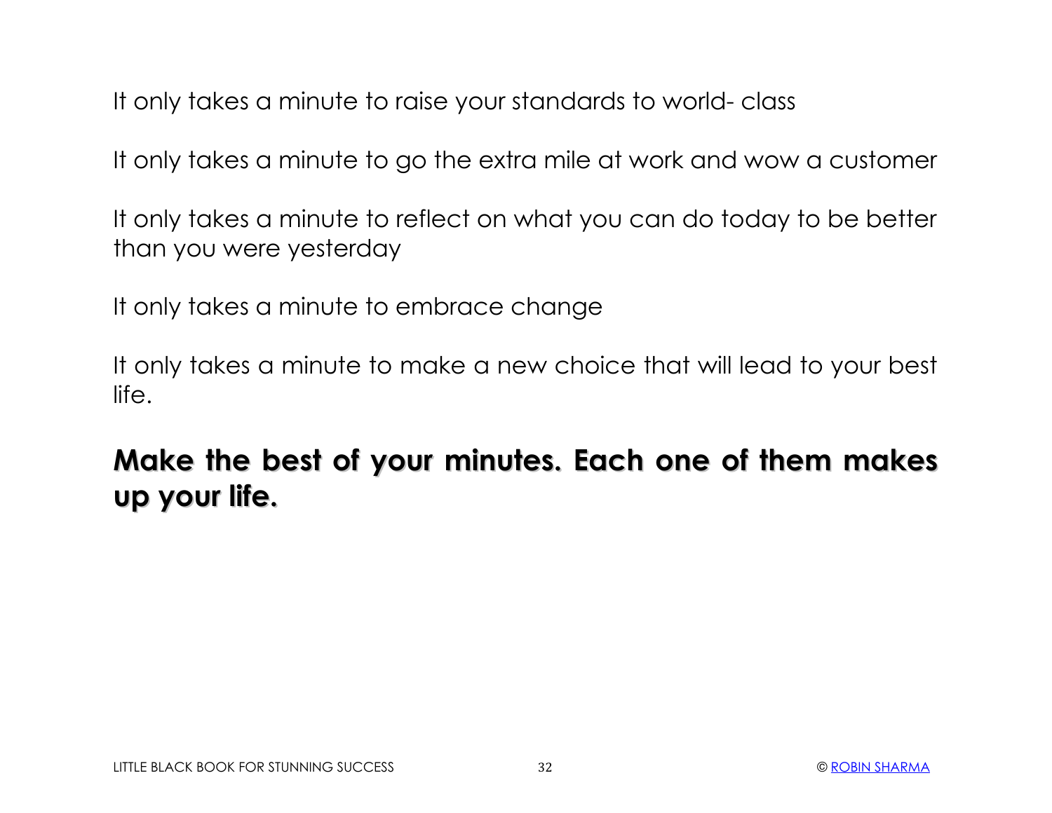It only takes a minute to raise your standards to world- class

It only takes a minute to go the extra mile at work and wow a customer

It only takes a minute to reflect on what you can do today to be better than you were yesterday

It only takes a minute to embrace change

It only takes a minute to make a new choice that will lead to your best life.

**Make the best of your minutes. Each one of them makes up your life.**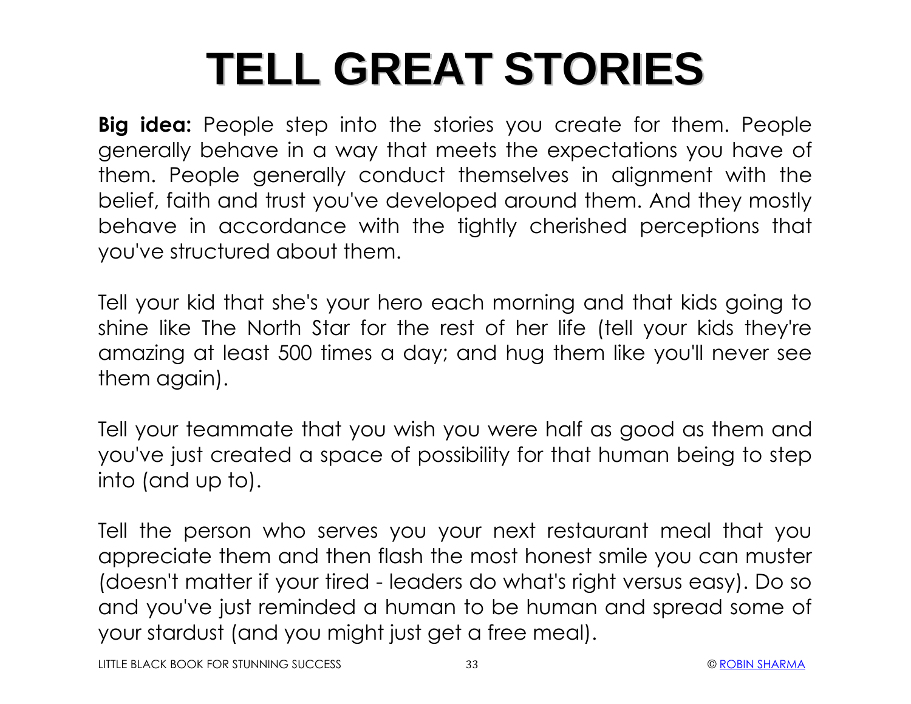# TELL GREAT STORIES

**Big idea:** People step into the stories you create for them. People generally behave in a way that meets the expectations you have of them. People generally conduct themselves in alignment with the belief, faith and trust you've developed around them. And they mostly behave in accordance with the tightly cherished perceptions that you've structured about them.

Tell your kid that she's your hero each morning and that kids going to shine like The North Star for the rest of her life (tell your kids they're amazing at least 500 times a day; and hug them like you'll never see them again).

Tell your teammate that you wish you were half as good as them and you've just created a space of possibility for that human being to step into (and up to).

Tell the person who serves you your next restaurant meal that you appreciate them and then flash the most honest smile you can muster (doesn't matter if your tired - leaders do what's right versus easy). Do so and you've just reminded a human to be human and spread some of your stardust (and you might just get a free meal).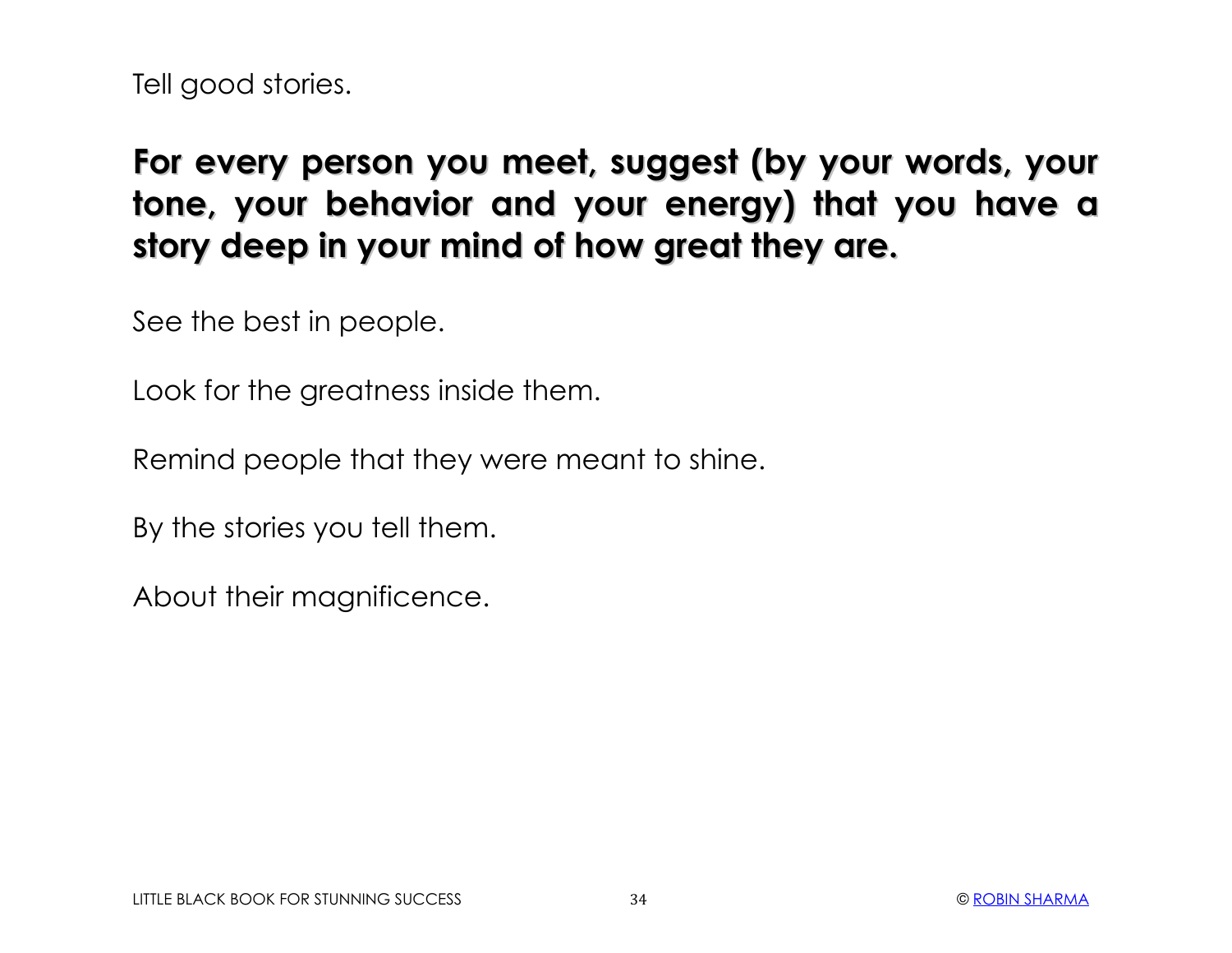Tell good stories.

**For every person you meet, suggest (by your words, your tone, your behavior and your energy) that you have a story deep in your mind of how great they are.**

See the best in people.

Look for the greatness inside them.

Remind people that they were meant to shine.

By the stories you tell them.

About their magnificence.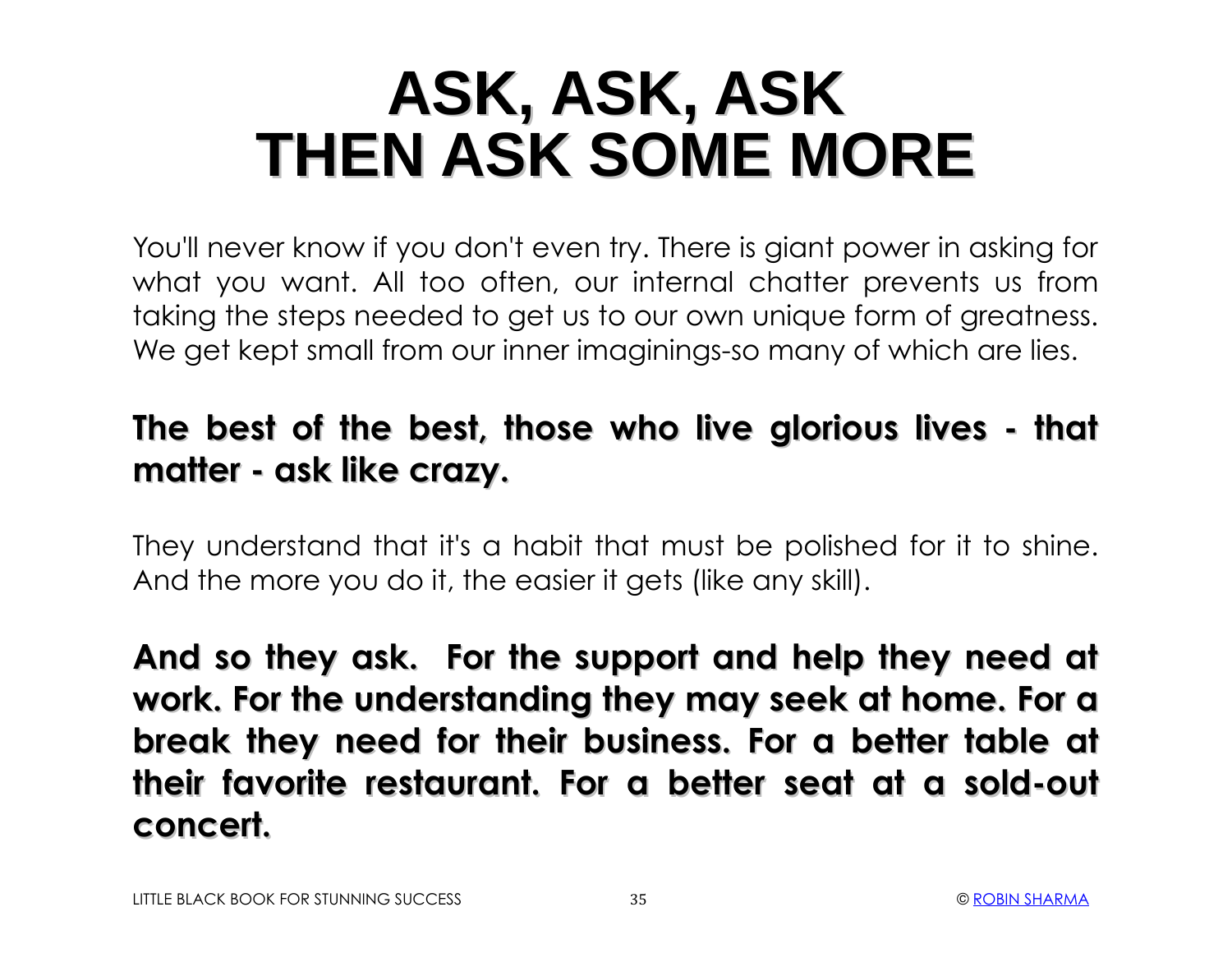# ASK, ASK, ASK
# THEN ASK SOME MORE

You'll never know if you don't even try. There is giant power in asking for what you want. All too often, our internal chatter prevents us from taking the steps needed to get us to our own unique form of greatness. We get kept small from our inner imaginings-so many of which are lies.

**The best of the best, those who live glorious lives - that matter - ask like crazy.**

They understand that it's a habit that must be polished for it to shine. And the more you do it, the easier it gets (like any skill).

**And so they ask. For the support and help they need at work. For the understanding they may seek at home. For a break they need for their business. For a better table at their favorite restaurant. For a better seat at a sold-out concert.**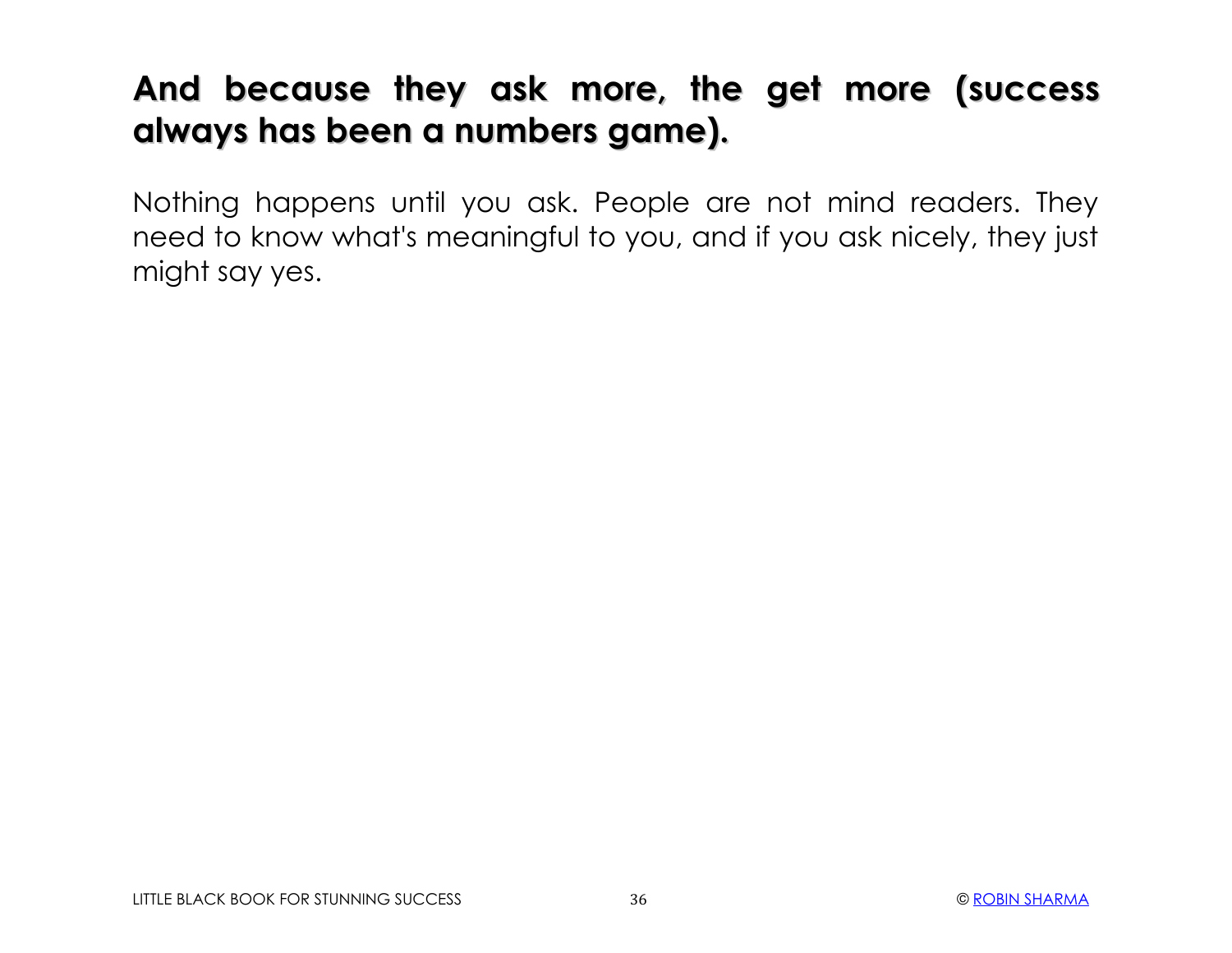## And because they ask more, the get more (success always has been a numbers game).

Nothing happens until you ask. People are not mind readers. They need to know what's meaningful to you, and if you ask nicely, they just might say yes.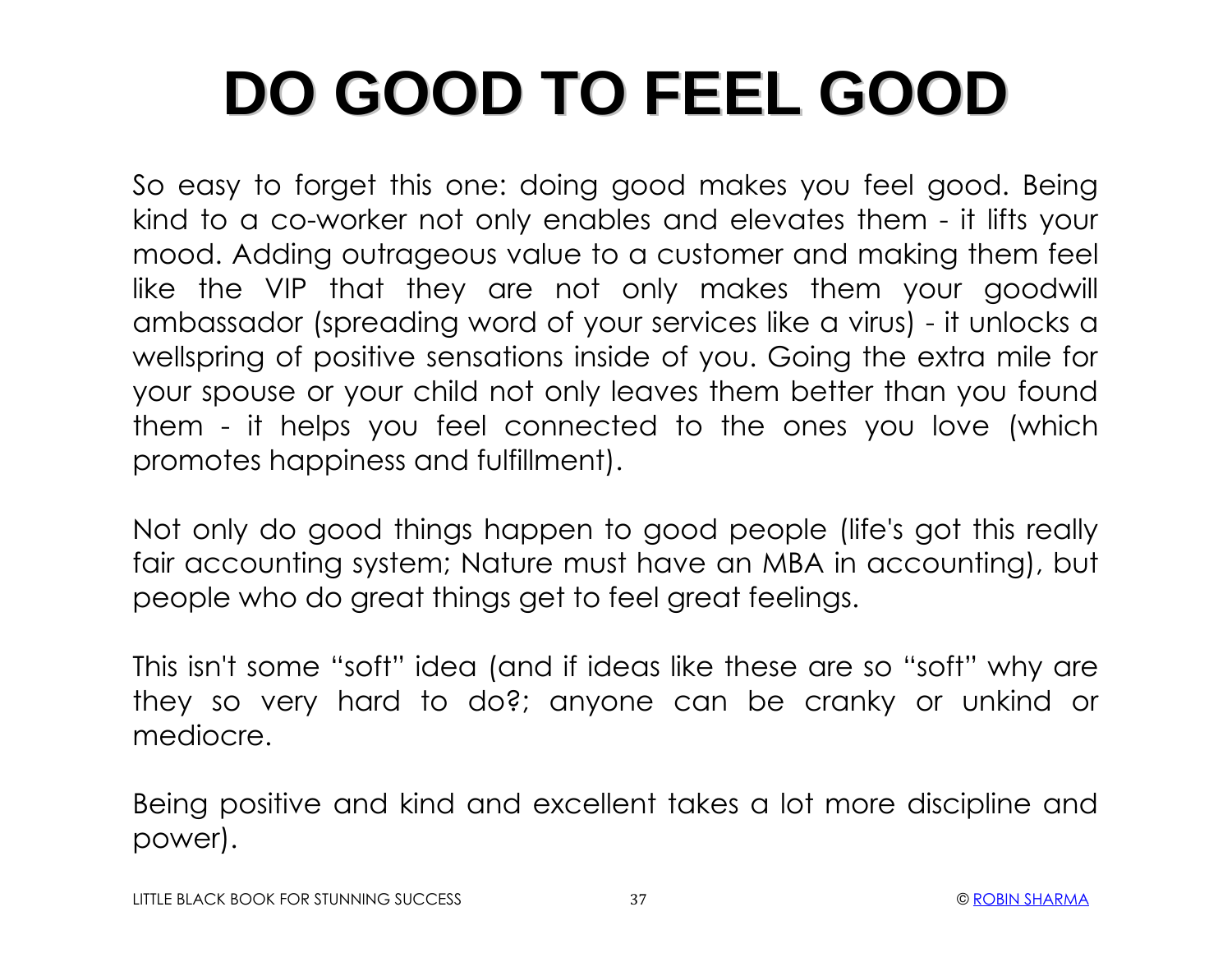# DO GOOD TO FEEL GOOD

So easy to forget this one: doing good makes you feel good. Being kind to a co-worker not only enables and elevates them - it lifts your mood. Adding outrageous value to a customer and making them feel like the VIP that they are not only makes them your goodwill ambassador (spreading word of your services like a virus) - it unlocks a wellspring of positive sensations inside of you. Going the extra mile for your spouse or your child not only leaves them better than you found them - it helps you feel connected to the ones you love (which promotes happiness and fulfillment).

Not only do good things happen to good people (life's got this really fair accounting system; Nature must have an MBA in accounting), but people who do great things get to feel great feelings.

This isn't some "soft" idea (and if ideas like these are so "soft" why are they so very hard to do?; anyone can be cranky or unkind or mediocre.

Being positive and kind and excellent takes a lot more discipline and power).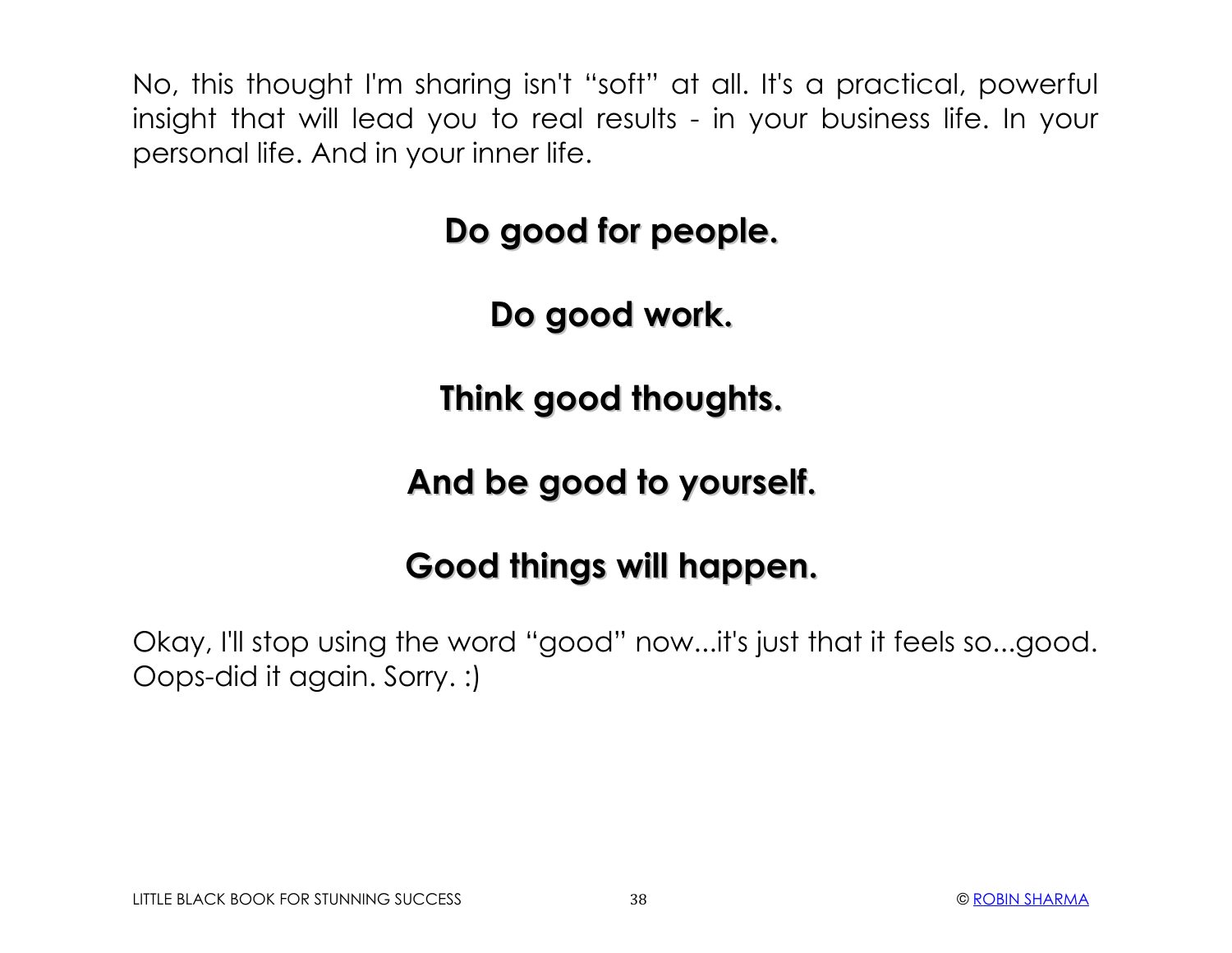No, this thought I'm sharing isn't "soft" at all. It's a practical, powerful insight that will lead you to real results - in your business life. In your personal life. And in your inner life.

**Do good for people.**

**Do good work.**

**Think good thoughts.**

**And be good to yourself.**

**Good things will happen.**

Okay, I'll stop using the word "good" now...it's just that it feels so...good. Oops-did it again. Sorry. :)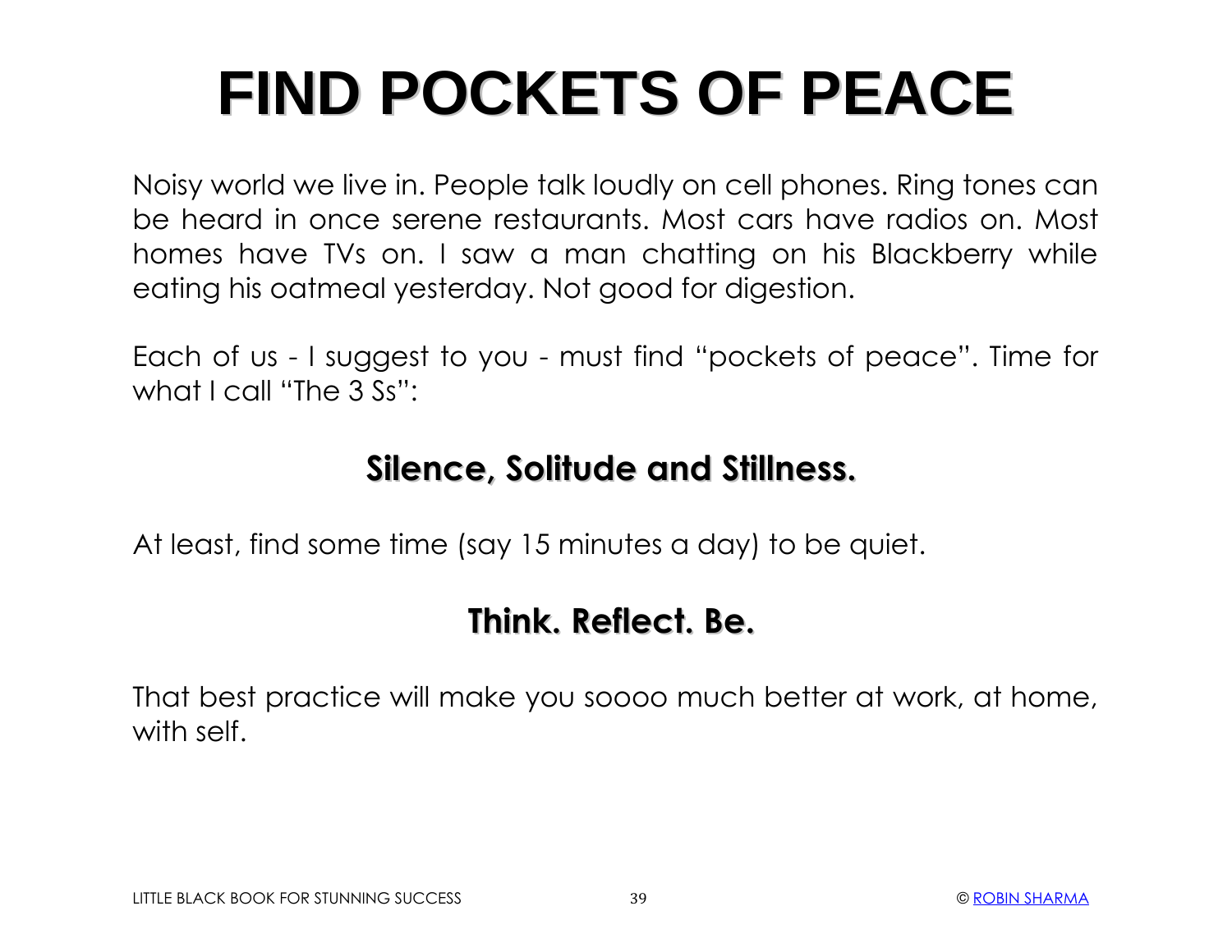# FIND POCKETS OF PEACE

Noisy world we live in. People talk loudly on cell phones. Ring tones can be heard in once serene restaurants. Most cars have radios on. Most homes have TVs on. I saw a man chatting on his Blackberry while eating his oatmeal yesterday. Not good for digestion.

Each of us - I suggest to you - must find "pockets of peace". Time for what I call "The 3 Ss":

**Silence, Solitude and Stillness.**

At least, find some time (say 15 minutes a day) to be quiet.

**Think. Reflect. Be.**

That best practice will make you soooo much better at work, at home, with self.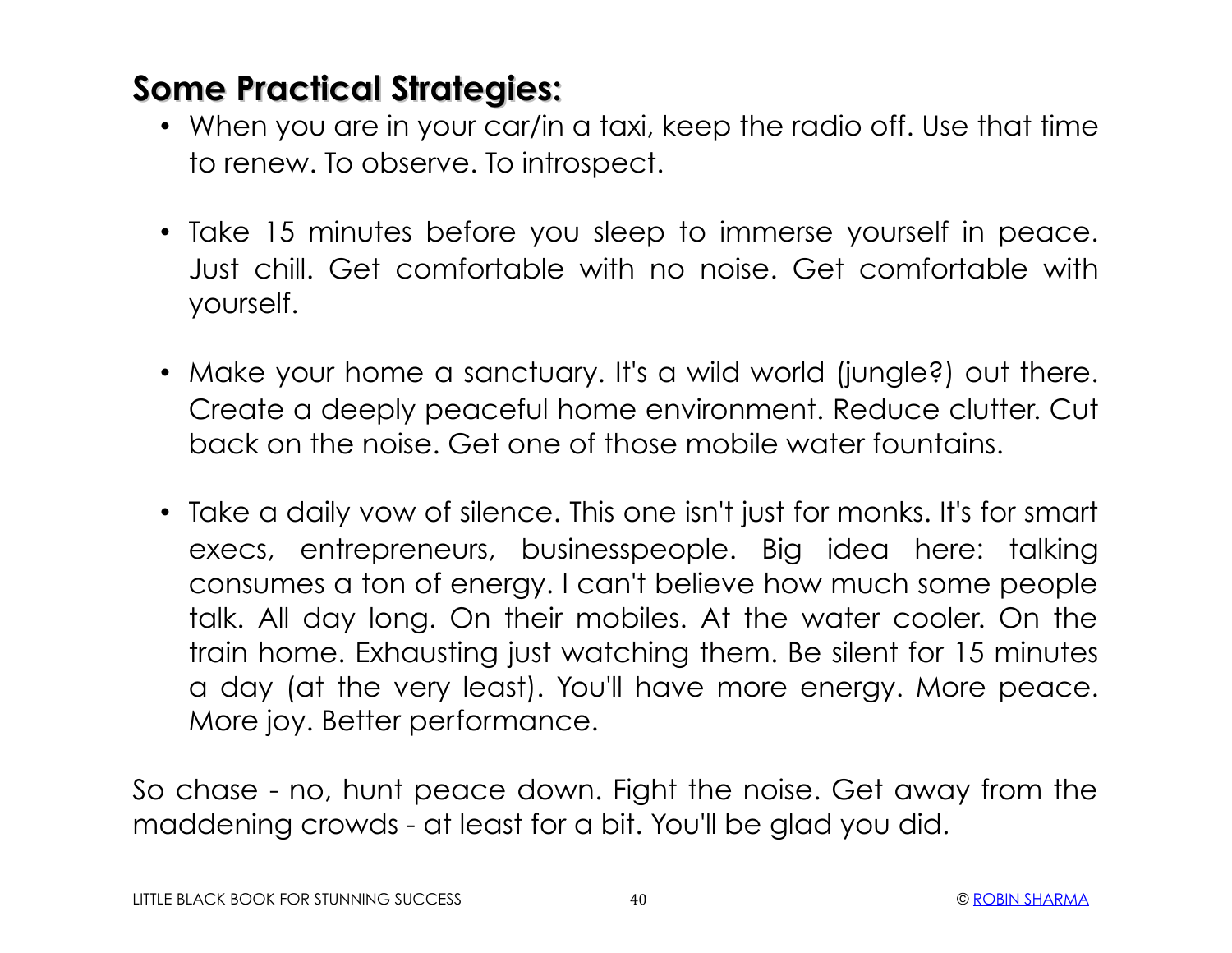## Some Practical Strategies:

- When you are in your car/in a taxi, keep the radio off. Use that time to renew. To observe. To introspect.

- Take 15 minutes before you sleep to immerse yourself in peace. Just chill. Get comfortable with no noise. Get comfortable with yourself.

- Make your home a sanctuary. It's a wild world (jungle?) out there. Create a deeply peaceful home environment. Reduce clutter. Cut back on the noise. Get one of those mobile water fountains.

- Take a daily vow of silence. This one isn't just for monks. It's for smart execs, entrepreneurs, businesspeople. Big idea here: talking consumes a ton of energy. I can't believe how much some people talk. All day long. On their mobiles. At the water cooler. On the train home. Exhausting just watching them. Be silent for 15 minutes a day (at the very least). You'll have more energy. More peace. More joy. Better performance.

So chase - no, hunt peace down. Fight the noise. Get away from the maddening crowds - at least for a bit. You'll be glad you did.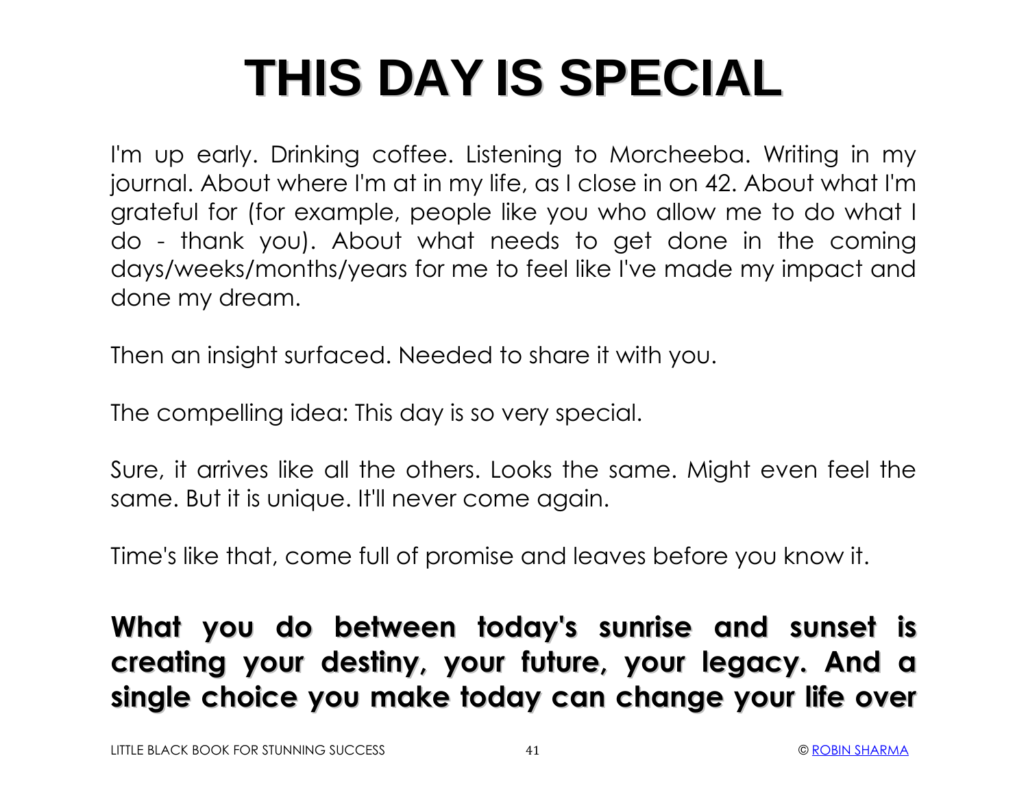# THIS DAY IS SPECIAL

I'm up early. Drinking coffee. Listening to Morcheeba. Writing in my journal. About where I'm at in my life, as I close in on 42. About what I'm grateful for (for example, people like you who allow me to do what I do - thank you). About what needs to get done in the coming days/weeks/months/years for me to feel like I've made my impact and done my dream.

Then an insight surfaced. Needed to share it with you.

The compelling idea: This day is so very special.

Sure, it arrives like all the others. Looks the same. Might even feel the same. But it is unique. It'll never come again.

Time's like that, come full of promise and leaves before you know it.

**What you do between today's sunrise and sunset is creating your destiny, your future, your legacy. And a single choice you make today can change your life over**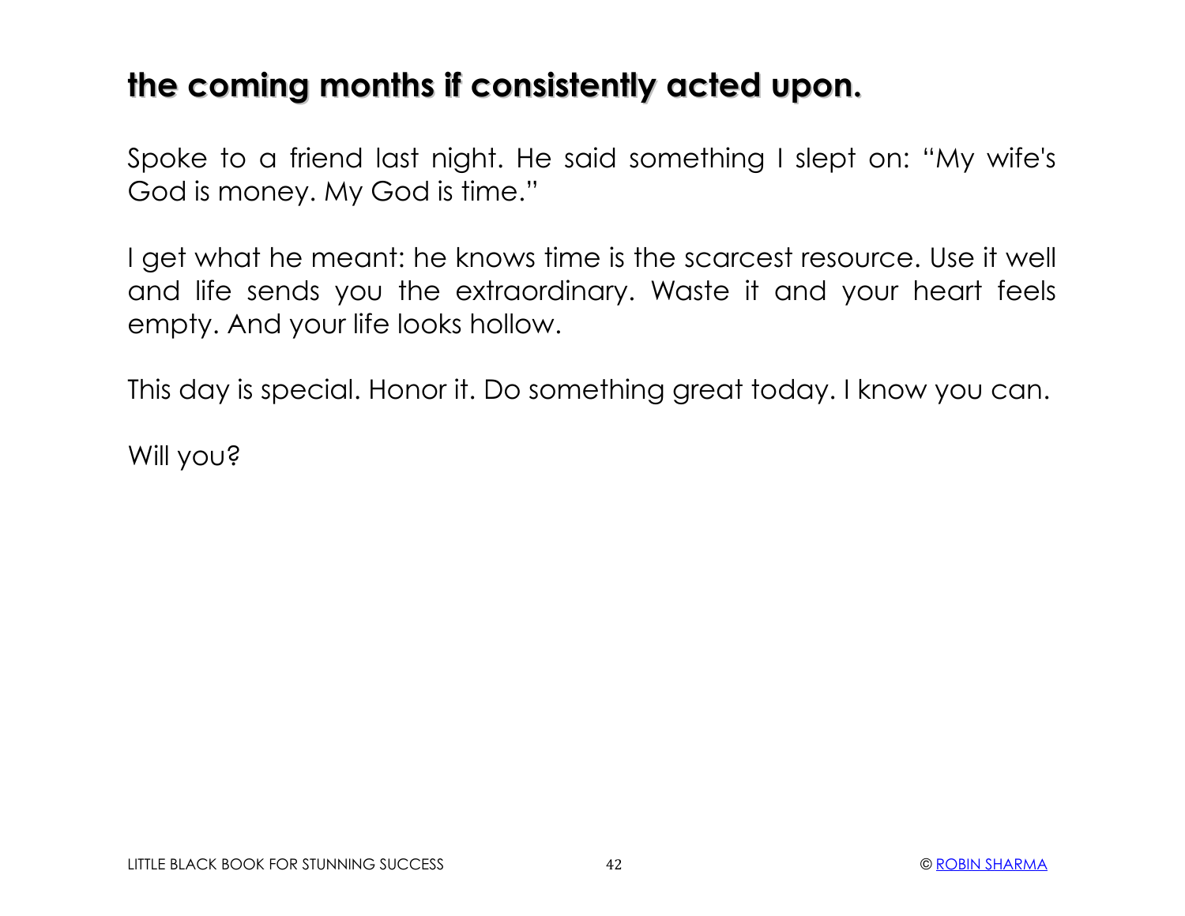**the coming months if consistently acted upon.**

Spoke to a friend last night. He said something I slept on: "My wife's God is money. My God is time."

I get what he meant: he knows time is the scarcest resource. Use it well and life sends you the extraordinary. Waste it and your heart feels empty. And your life looks hollow.

This day is special. Honor it. Do something great today. I know you can.

Will you?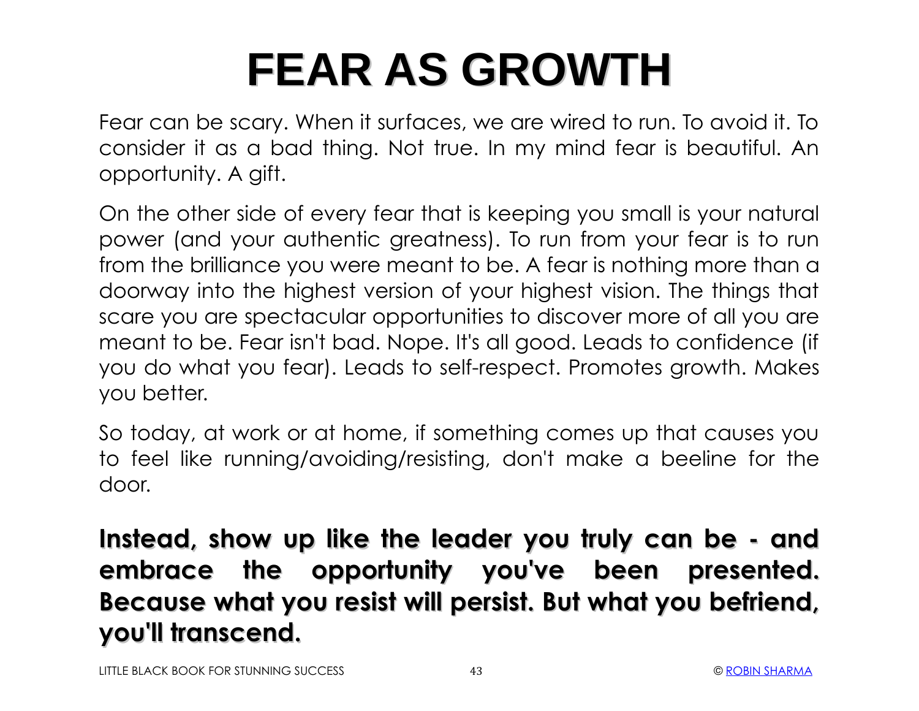# FEAR AS GROWTH

Fear can be scary. When it surfaces, we are wired to run. To avoid it. To consider it as a bad thing. Not true. In my mind fear is beautiful. An opportunity. A gift.

On the other side of every fear that is keeping you small is your natural power (and your authentic greatness). To run from your fear is to run from the brilliance you were meant to be. A fear is nothing more than a doorway into the highest version of your highest vision. The things that scare you are spectacular opportunities to discover more of all you are meant to be. Fear isn't bad. Nope. It's all good. Leads to confidence (if you do what you fear). Leads to self-respect. Promotes growth. Makes you better.

So today, at work or at home, if something comes up that causes you to feel like running/avoiding/resisting, don't make a beeline for the door.

**Instead, show up like the leader you truly can be - and embrace the opportunity you've been presented. Because what you resist will persist. But what you befriend, you'll transcend.**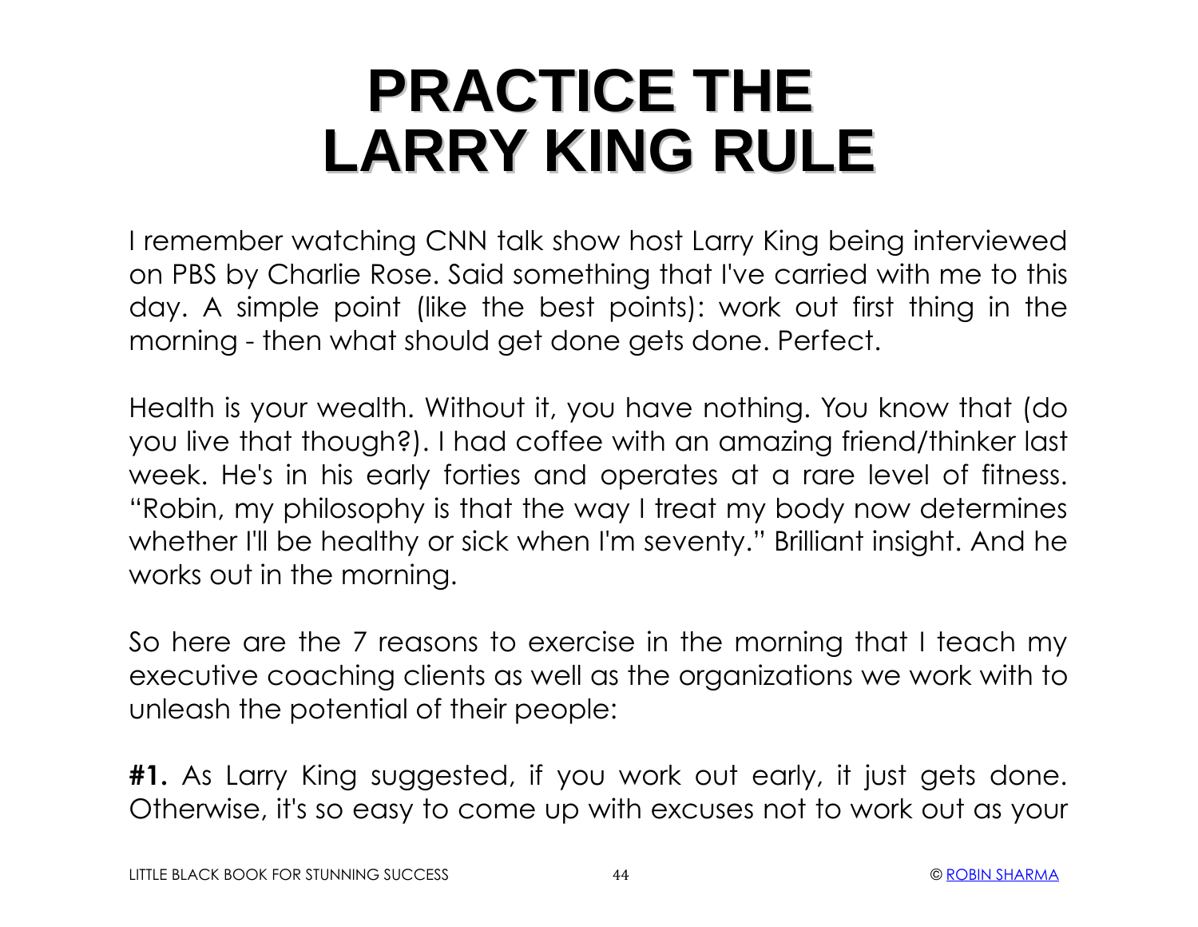# PRACTICE THE LARRY KING RULE

I remember watching CNN talk show host Larry King being interviewed on PBS by Charlie Rose. Said something that I've carried with me to this day. A simple point (like the best points): work out first thing in the morning - then what should get done gets done. Perfect.

Health is your wealth. Without it, you have nothing. You know that (do you live that though?). I had coffee with an amazing friend/thinker last week. He's in his early forties and operates at a rare level of fitness. "Robin, my philosophy is that the way I treat my body now determines whether I'll be healthy or sick when I'm seventy." Brilliant insight. And he works out in the morning.

So here are the 7 reasons to exercise in the morning that I teach my executive coaching clients as well as the organizations we work with to unleash the potential of their people:

**#1.** As Larry King suggested, if you work out early, it just gets done. Otherwise, it's so easy to come up with excuses not to work out as your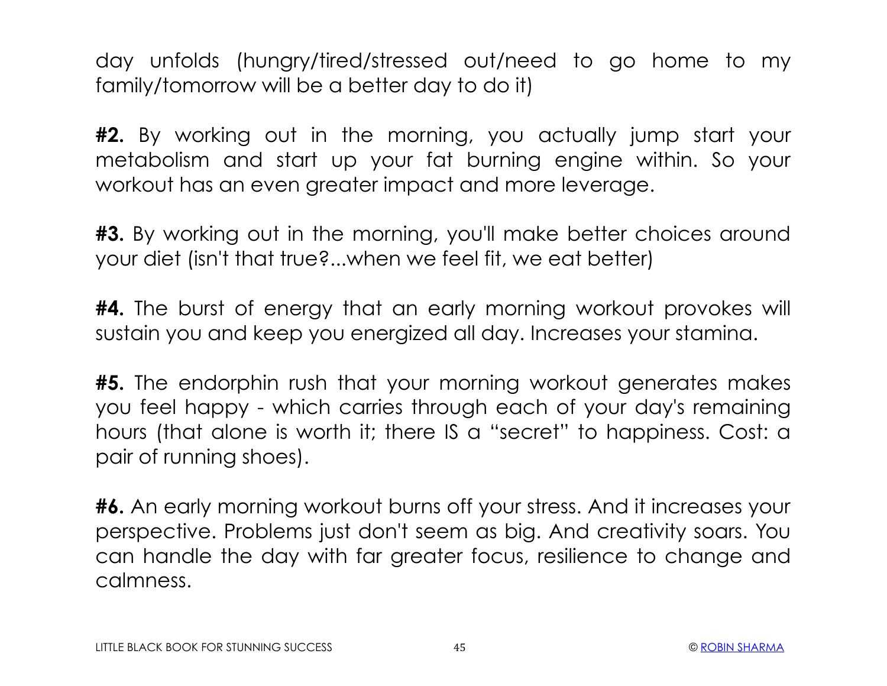day unfolds (hungry/tired/stressed out/need to go home to my family/tomorrow will be a better day to do it)

**#2.** By working out in the morning, you actually jump start your metabolism and start up your fat burning engine within. So your workout has an even greater impact and more leverage.

**#3.** By working out in the morning, you'll make better choices around your diet (isn't that true?...when we feel fit, we eat better)

**#4.** The burst of energy that an early morning workout provokes will sustain you and keep you energized all day. Increases your stamina.

**#5.** The endorphin rush that your morning workout generates makes you feel happy - which carries through each of your day's remaining hours (that alone is worth it; there IS a "secret" to happiness. Cost: a pair of running shoes).

**#6.** An early morning workout burns off your stress. And it increases your perspective. Problems just don't seem as big. And creativity soars. You can handle the day with far greater focus, resilience to change and calmness.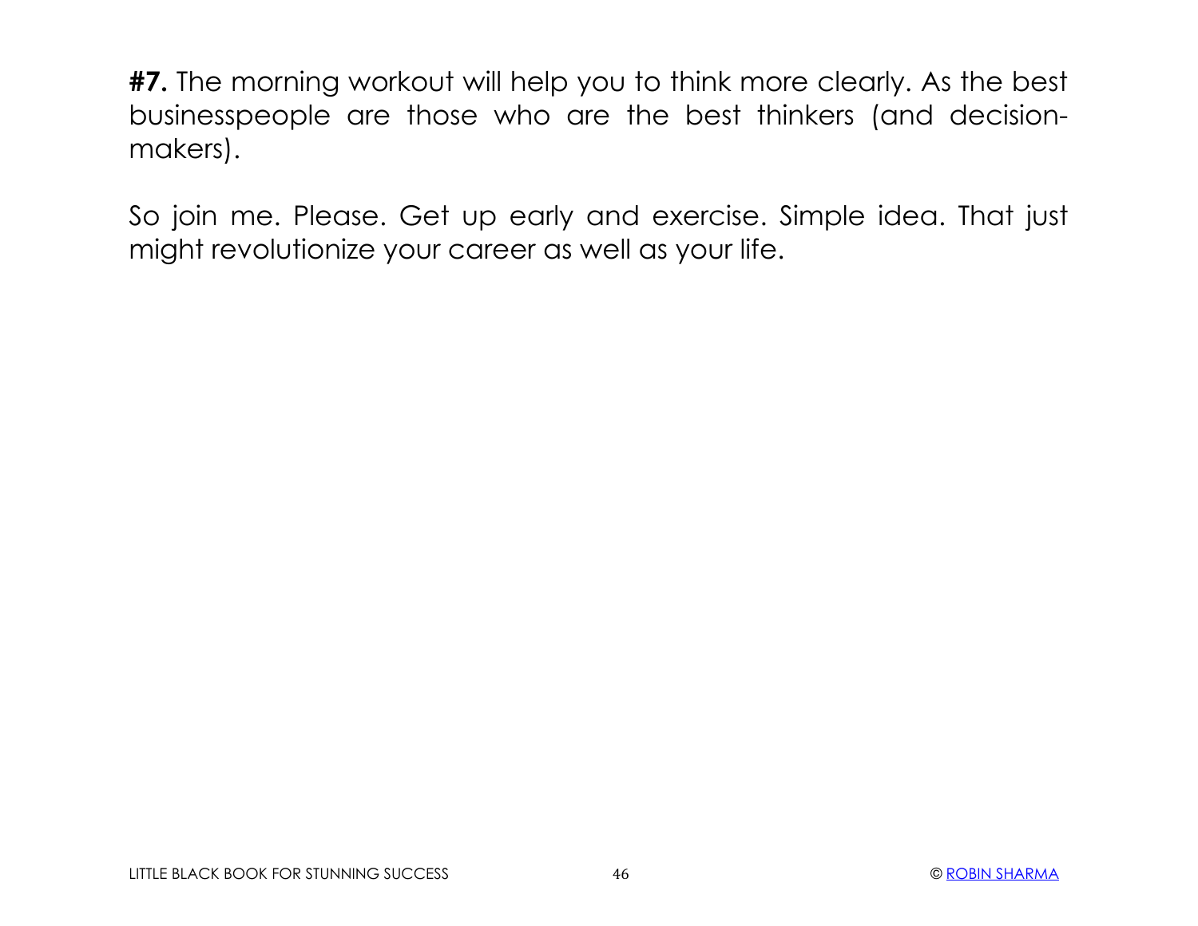**#7.** The morning workout will help you to think more clearly. As the best businesspeople are those who are the best thinkers (and decision-makers).

So join me. Please. Get up early and exercise. Simple idea. That just might revolutionize your career as well as your life.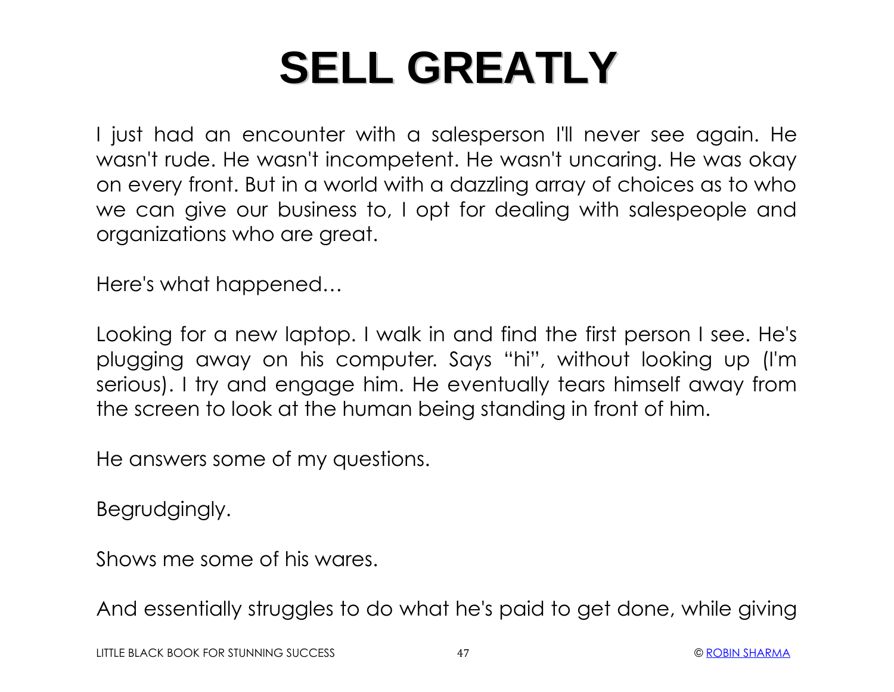# SELL GREATLY

I just had an encounter with a salesperson I'll never see again. He wasn't rude. He wasn't incompetent. He wasn't uncaring. He was okay on every front. But in a world with a dazzling array of choices as to who we can give our business to, I opt for dealing with salespeople and organizations who are great.

Here's what happened…

Looking for a new laptop. I walk in and find the first person I see. He's plugging away on his computer. Says "hi", without looking up (I'm serious). I try and engage him. He eventually tears himself away from the screen to look at the human being standing in front of him.

He answers some of my questions.

Begrudgingly.

Shows me some of his wares.

And essentially struggles to do what he's paid to get done, while giving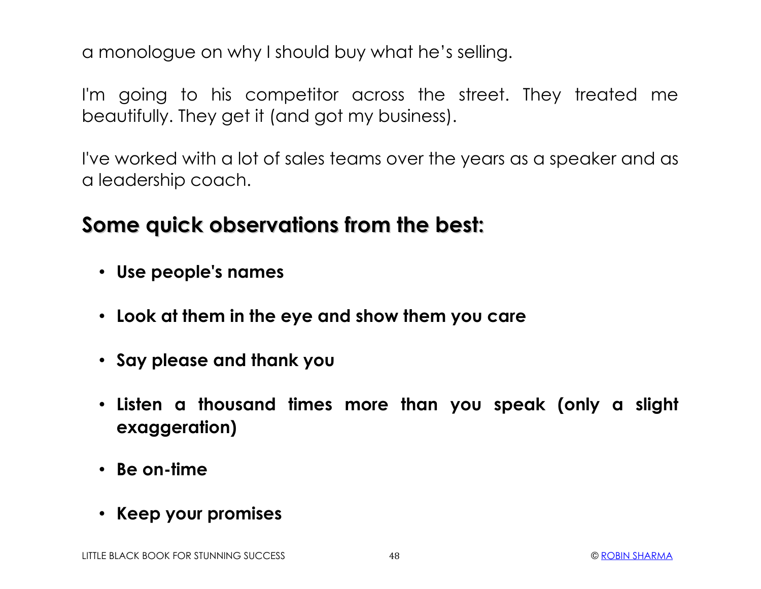a monologue on why I should buy what he's selling.

I'm going to his competitor across the street. They treated me beautifully. They get it (and got my business).

I've worked with a lot of sales teams over the years as a speaker and as a leadership coach.

## Some quick observations from the best:

- **Use people's names**
- **Look at them in the eye and show them you care**
- **Say please and thank you**
- **Listen a thousand times more than you speak (only a slight exaggeration)**
- **Be on-time**
- **Keep your promises**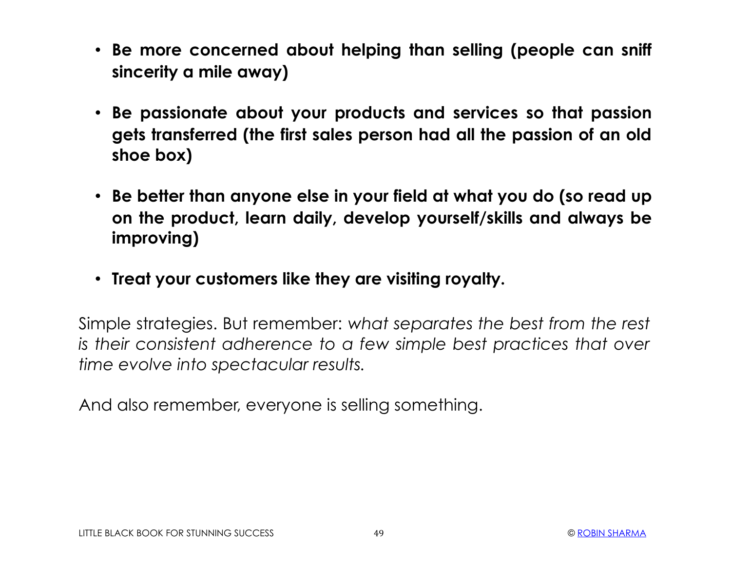- **Be more concerned about helping than selling (people can sniff sincerity a mile away)**

- **Be passionate about your products and services so that passion gets transferred (the first sales person had all the passion of an old shoe box)**

- **Be better than anyone else in your field at what you do (so read up on the product, learn daily, develop yourself/skills and always be improving)**

- **Treat your customers like they are visiting royalty.**

Simple strategies. But remember: *what separates the best from the rest is their consistent adherence to a few simple best practices that over time evolve into spectacular results.*

And also remember, everyone is selling something.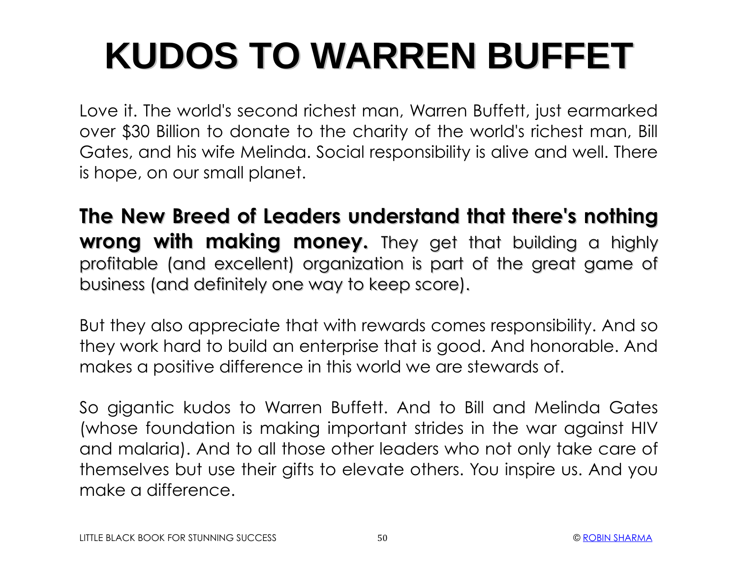# KUDOS TO WARREN BUFFET

Love it. The world's second richest man, Warren Buffett, just earmarked over $30 Billion to donate to the charity of the world's richest man, Bill Gates, and his wife Melinda. Social responsibility is alive and well. There is hope, on our small planet.

**The New Breed of Leaders understand that there's nothing wrong with making money.** They get that building a highly profitable (and excellent) organization is part of the great game of business (and definitely one way to keep score).

But they also appreciate that with rewards comes responsibility. And so they work hard to build an enterprise that is good. And honorable. And makes a positive difference in this world we are stewards of.

So gigantic kudos to Warren Buffett. And to Bill and Melinda Gates (whose foundation is making important strides in the war against HIV and malaria). And to all those other leaders who not only take care of themselves but use their gifts to elevate others. You inspire us. And you make a difference.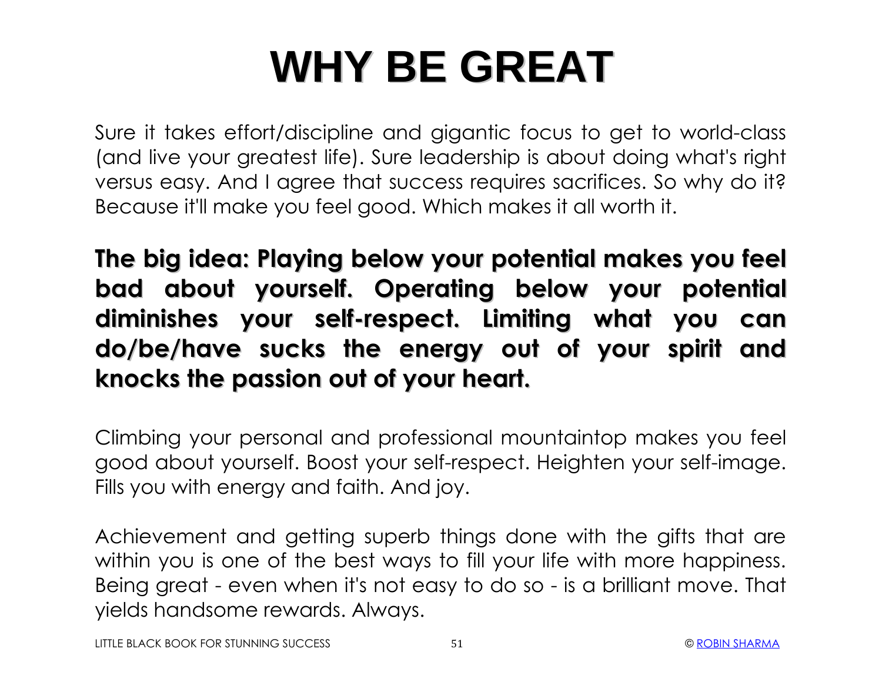# WHY BE GREAT

Sure it takes effort/discipline and gigantic focus to get to world-class (and live your greatest life). Sure leadership is about doing what's right versus easy. And I agree that success requires sacrifices. So why do it? Because it'll make you feel good. Which makes it all worth it.

**The big idea: Playing below your potential makes you feel bad about yourself. Operating below your potential diminishes your self-respect. Limiting what you can do/be/have sucks the energy out of your spirit and knocks the passion out of your heart.**

Climbing your personal and professional mountaintop makes you feel good about yourself. Boost your self-respect. Heighten your self-image. Fills you with energy and faith. And joy.

Achievement and getting superb things done with the gifts that are within you is one of the best ways to fill your life with more happiness. Being great - even when it's not easy to do so - is a brilliant move. That yields handsome rewards. Always.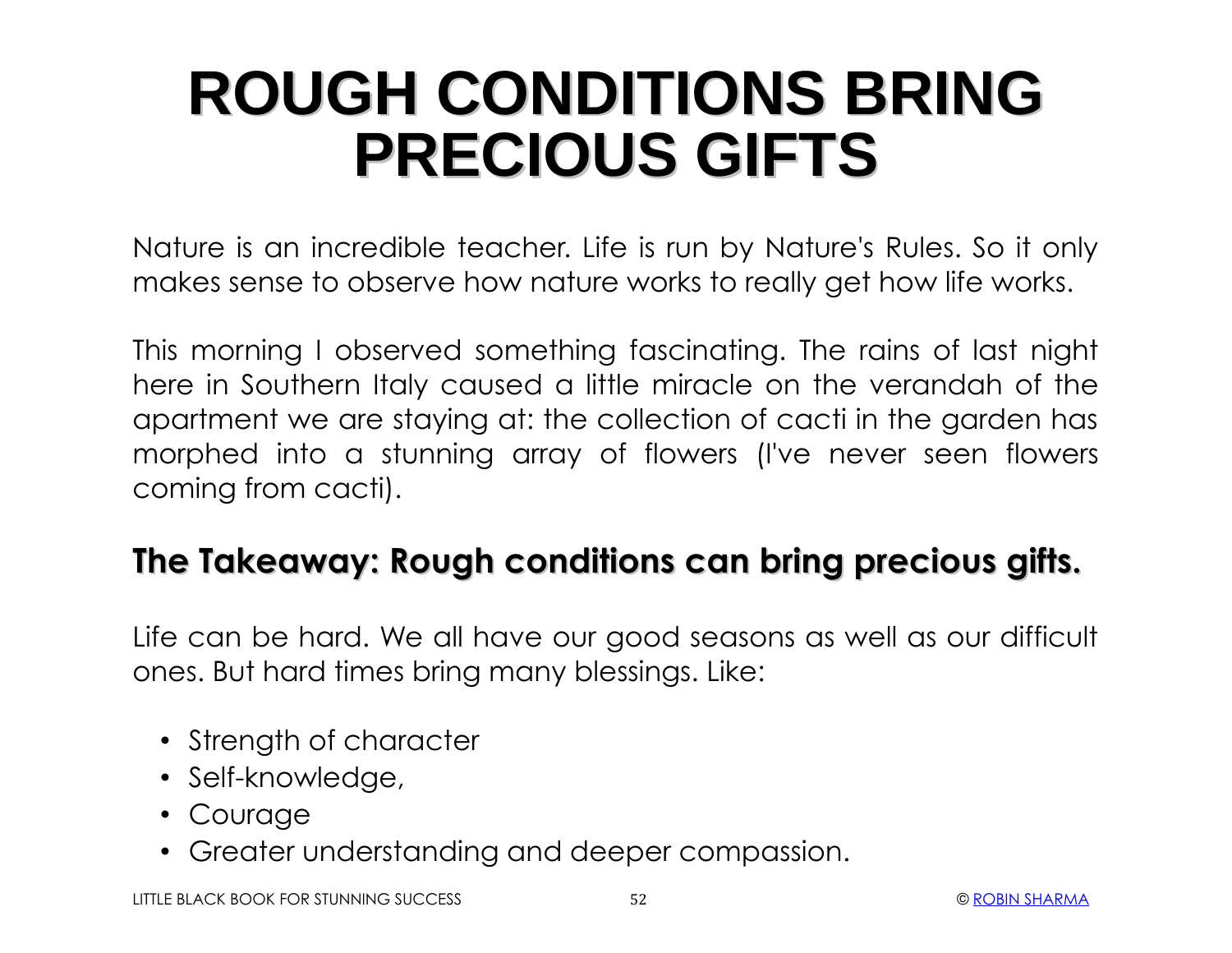# ROUGH CONDITIONS BRING PRECIOUS GIFTS

Nature is an incredible teacher. Life is run by Nature's Rules. So it only makes sense to observe how nature works to really get how life works.

This morning I observed something fascinating. The rains of last night here in Southern Italy caused a little miracle on the verandah of the apartment we are staying at: the collection of cacti in the garden has morphed into a stunning array of flowers (I've never seen flowers coming from cacti).

## The Takeaway: Rough conditions can bring precious gifts.

Life can be hard. We all have our good seasons as well as our difficult ones. But hard times bring many blessings. Like:

- Strength of character
- Self-knowledge,
- Courage
- Greater understanding and deeper compassion.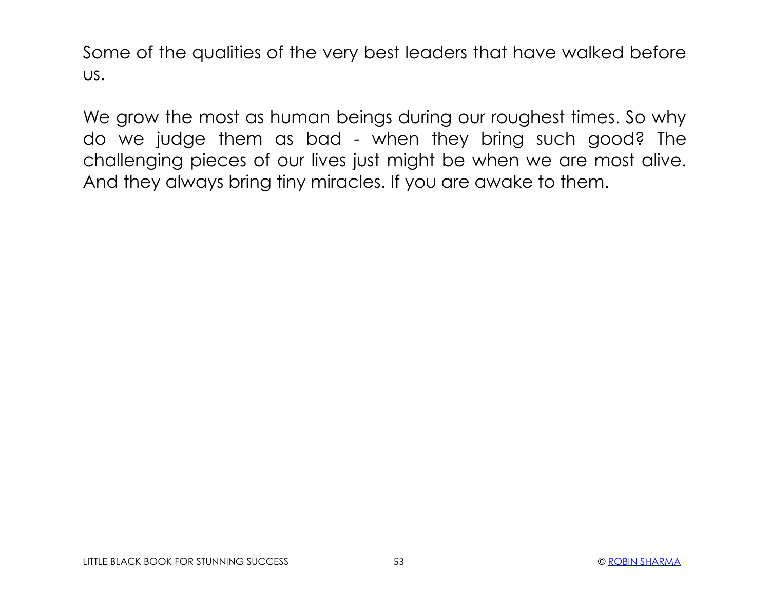Some of the qualities of the very best leaders that have walked before us.

We grow the most as human beings during our roughest times. So why do we judge them as bad - when they bring such good? The challenging pieces of our lives just might be when we are most alive. And they always bring tiny miracles. If you are awake to them.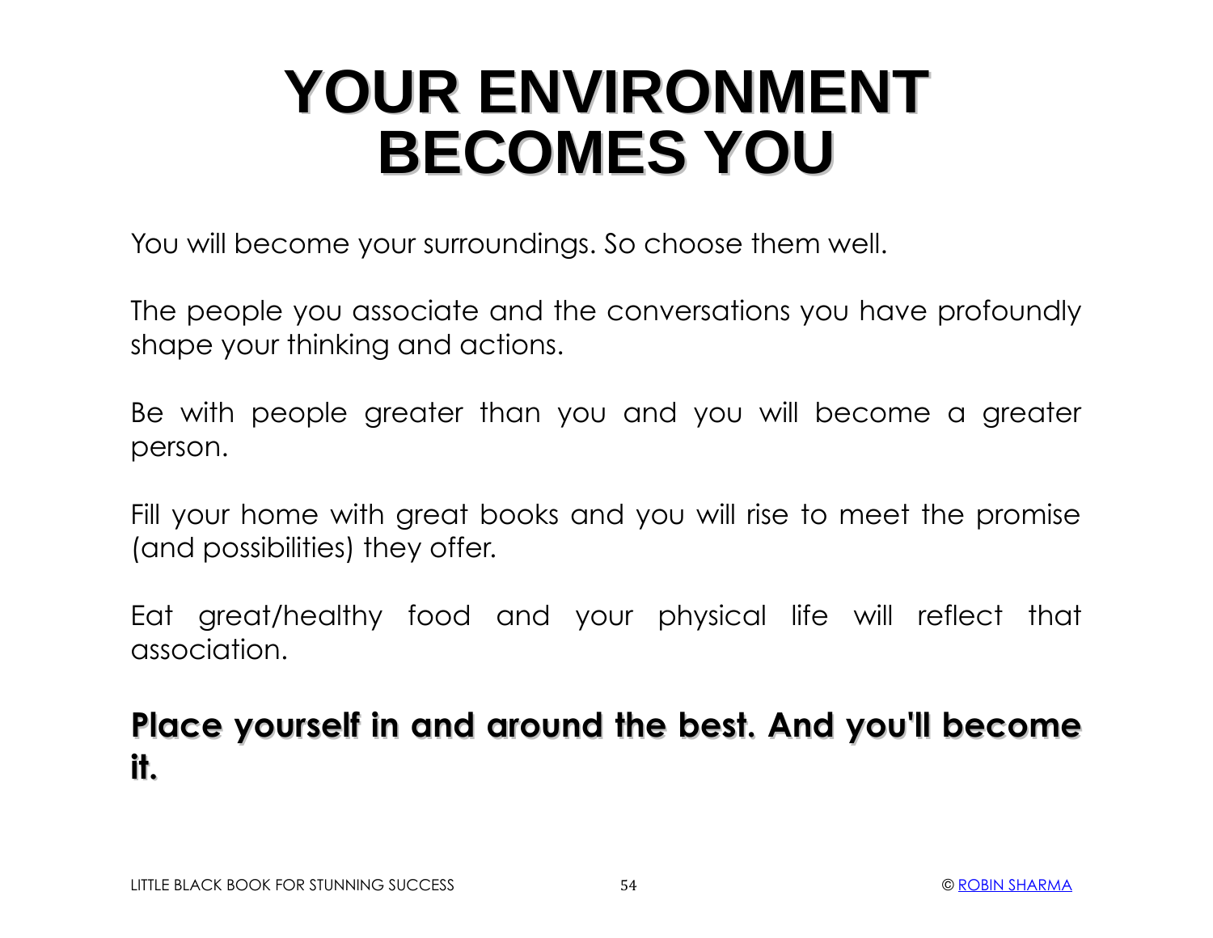# YOUR ENVIRONMENT BECOMES YOU

You will become your surroundings. So choose them well.

The people you associate and the conversations you have profoundly shape your thinking and actions.

Be with people greater than you and you will become a greater person.

Fill your home with great books and you will rise to meet the promise (and possibilities) they offer.

Eat great/healthy food and your physical life will reflect that association.

**Place yourself in and around the best. And you'll become it.**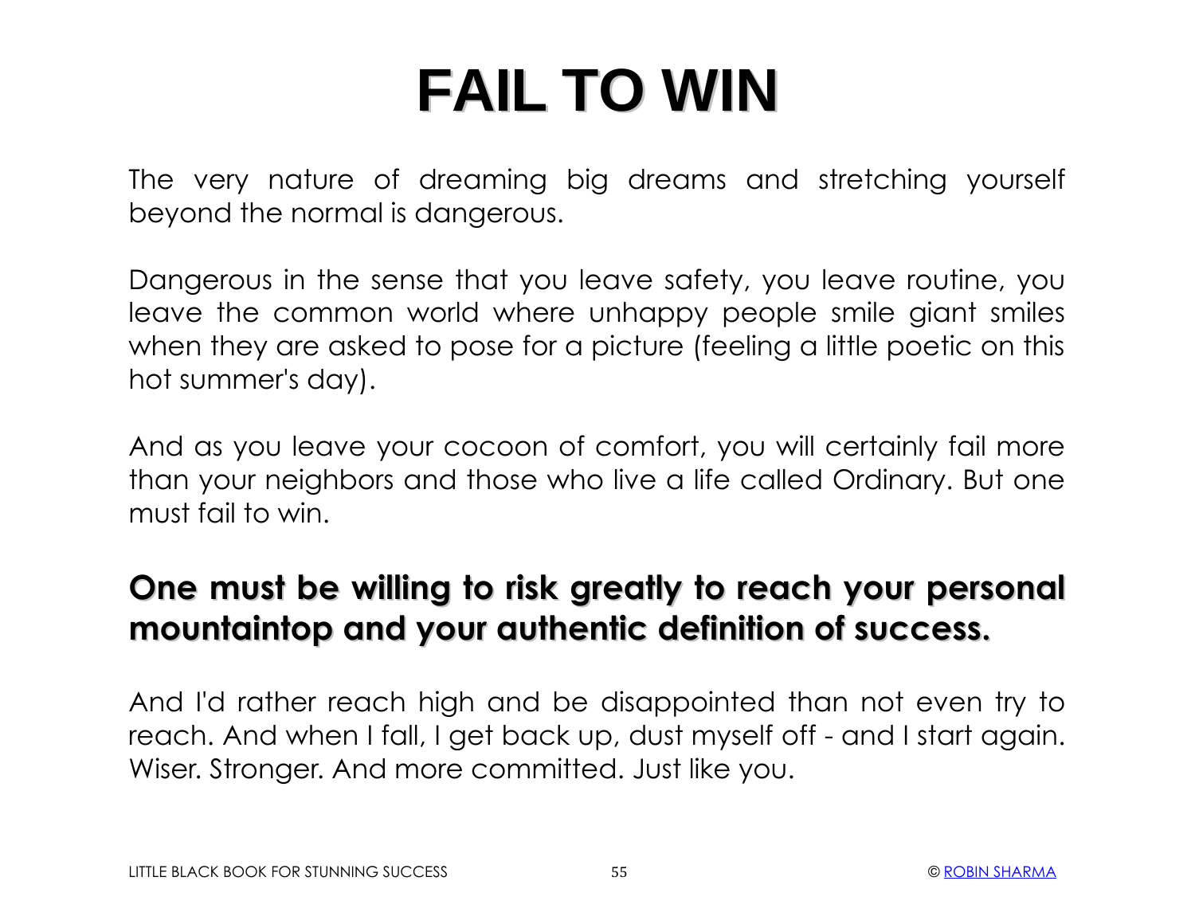# FAIL TO WIN

The very nature of dreaming big dreams and stretching yourself beyond the normal is dangerous.

Dangerous in the sense that you leave safety, you leave routine, you leave the common world where unhappy people smile giant smiles when they are asked to pose for a picture (feeling a little poetic on this hot summer's day).

And as you leave your cocoon of comfort, you will certainly fail more than your neighbors and those who live a life called Ordinary. But one must fail to win.

**One must be willing to risk greatly to reach your personal mountaintop and your authentic definition of success.**

And I'd rather reach high and be disappointed than not even try to reach. And when I fall, I get back up, dust myself off - and I start again. Wiser. Stronger. And more committed. Just like you.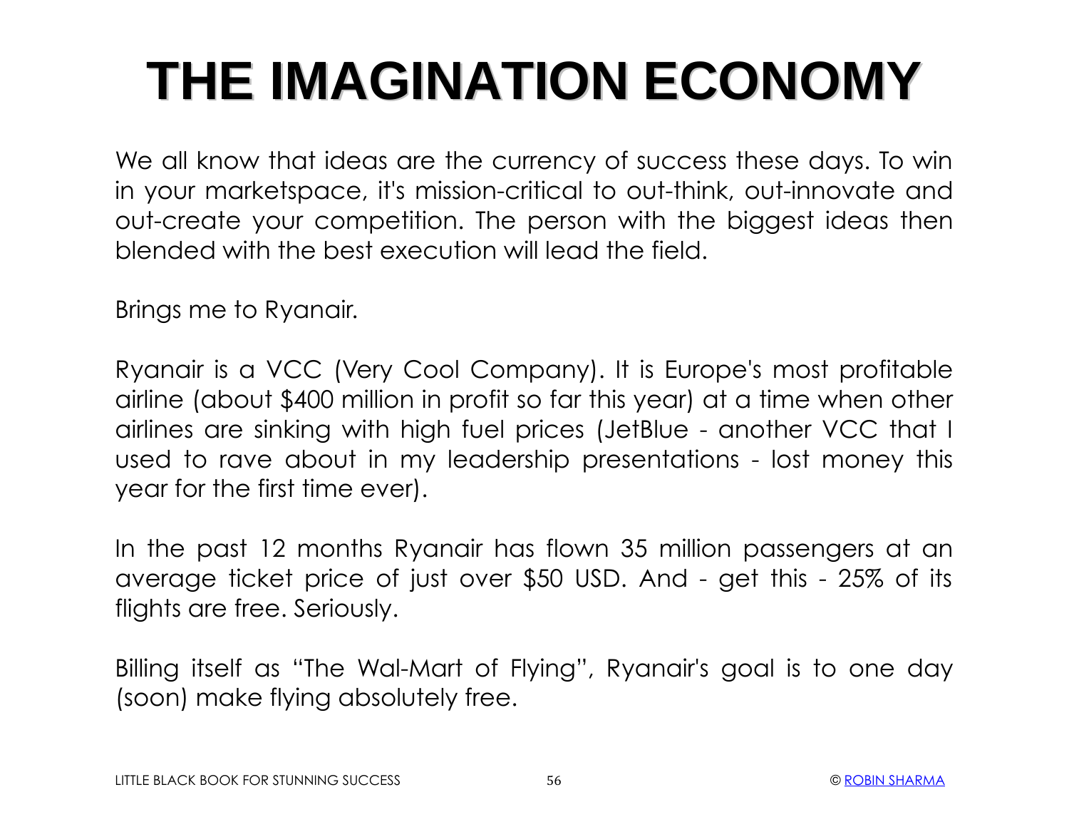# THE IMAGINATION ECONOMY

We all know that ideas are the currency of success these days. To win in your marketspace, it's mission-critical to out-think, out-innovate and out-create your competition. The person with the biggest ideas then blended with the best execution will lead the field.

Brings me to Ryanair.

Ryanair is a VCC (Very Cool Company). It is Europe's most profitable airline (about $400 million in profit so far this year) at a time when other airlines are sinking with high fuel prices (JetBlue - another VCC that I used to rave about in my leadership presentations - lost money this year for the first time ever).

In the past 12 months Ryanair has flown 35 million passengers at an average ticket price of just over $50 USD. And - get this - 25% of its flights are free. Seriously.

Billing itself as "The Wal-Mart of Flying", Ryanair's goal is to one day (soon) make flying absolutely free.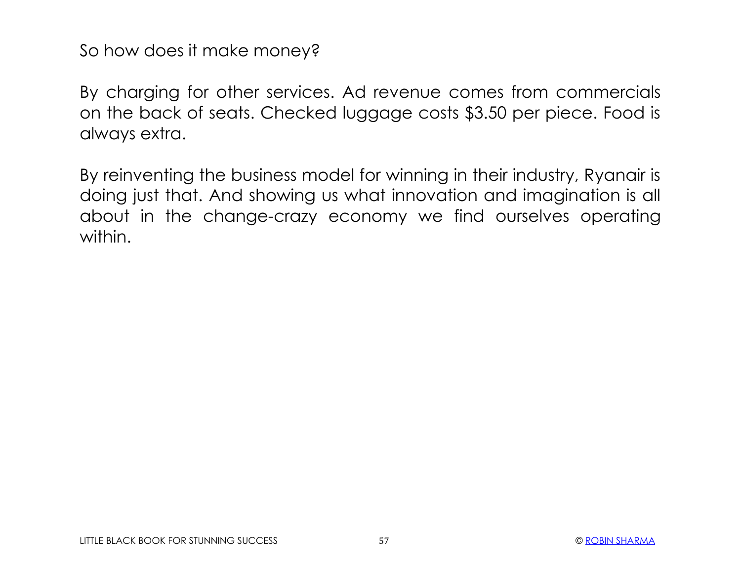So how does it make money?

By charging for other services. Ad revenue comes from commercials on the back of seats. Checked luggage costs $3.50 per piece. Food is always extra.

By reinventing the business model for winning in their industry, Ryanair is doing just that. And showing us what innovation and imagination is all about in the change-crazy economy we find ourselves operating within.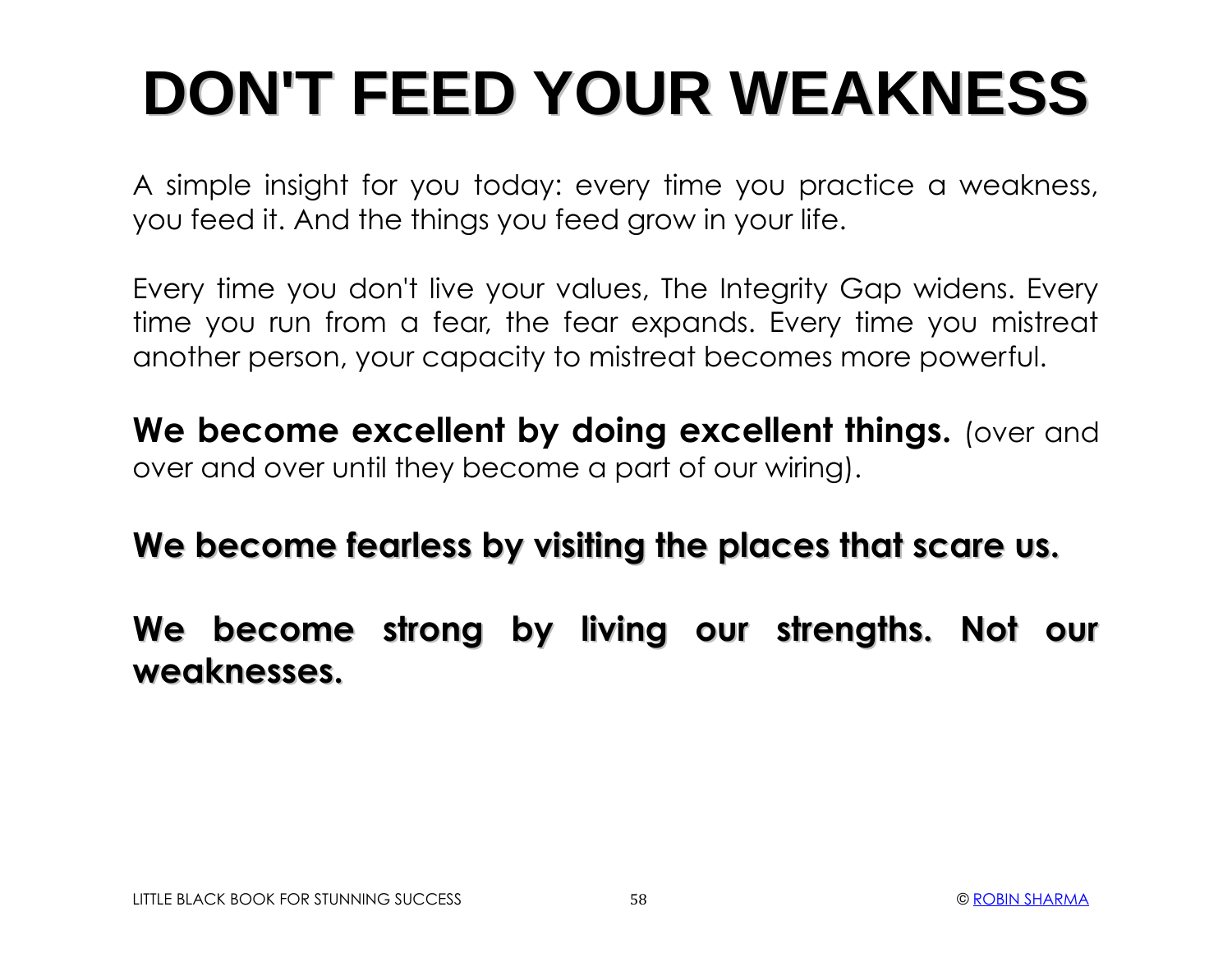# DON'T FEED YOUR WEAKNESS

A simple insight for you today: every time you practice a weakness, you feed it. And the things you feed grow in your life.

Every time you don't live your values, The Integrity Gap widens. Every time you run from a fear, the fear expands. Every time you mistreat another person, your capacity to mistreat becomes more powerful.

**We become excellent by doing excellent things.** (over and over and over until they become a part of our wiring).

**We become fearless by visiting the places that scare us.**

**We become strong by living our strengths. Not our weaknesses.**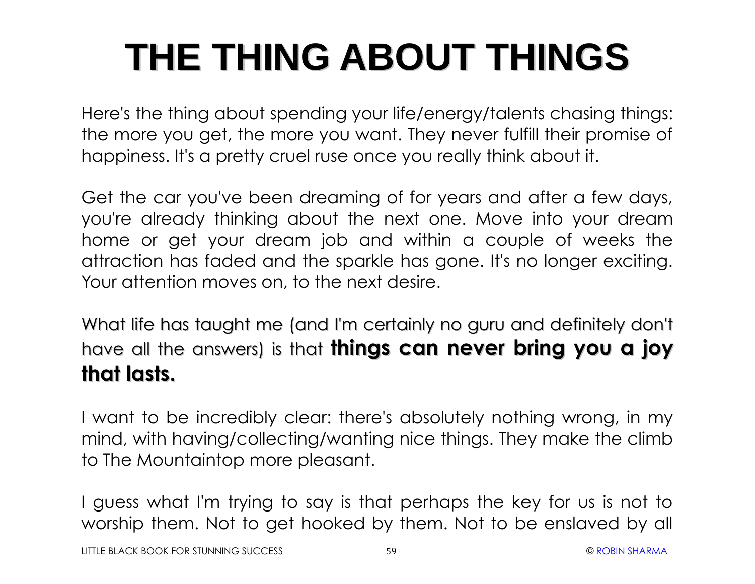# THE THING ABOUT THINGS

Here's the thing about spending your life/energy/talents chasing things: the more you get, the more you want. They never fulfill their promise of happiness. It's a pretty cruel ruse once you really think about it.

Get the car you've been dreaming of for years and after a few days, you're already thinking about the next one. Move into your dream home or get your dream job and within a couple of weeks the attraction has faded and the sparkle has gone. It's no longer exciting. Your attention moves on, to the next desire.

What life has taught me (and I'm certainly no guru and definitely don't have all the answers) is that **things can never bring you a joy that lasts.**

I want to be incredibly clear: there's absolutely nothing wrong, in my mind, with having/collecting/wanting nice things. They make the climb to The Mountaintop more pleasant.

I guess what I'm trying to say is that perhaps the key for us is not to worship them. Not to get hooked by them. Not to be enslaved by all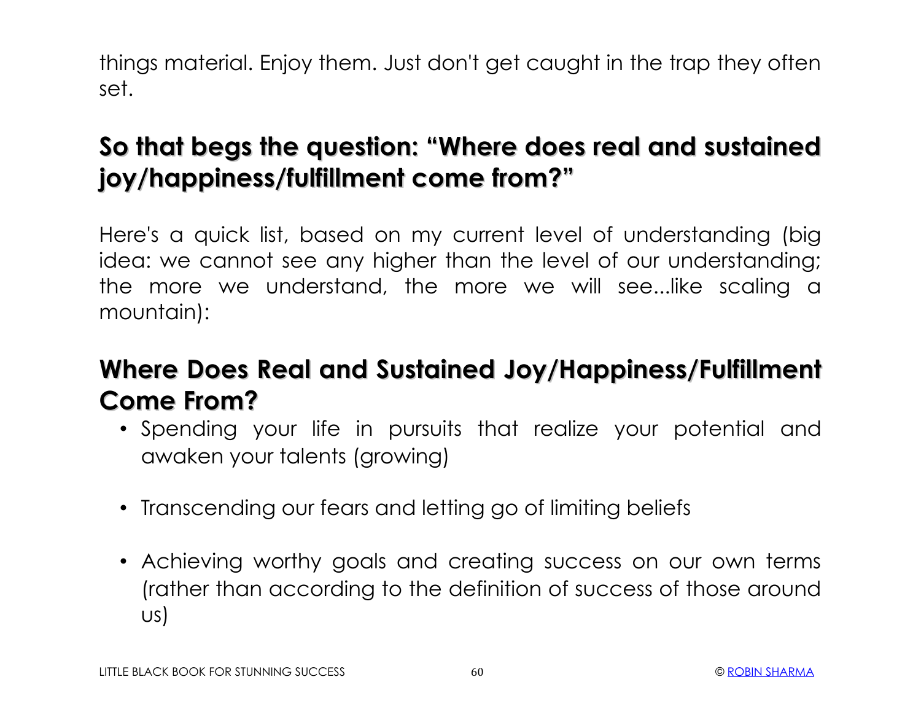things material. Enjoy them. Just don't get caught in the trap they often set.

## So that begs the question: "Where does real and sustained joy/happiness/fulfillment come from?"

Here's a quick list, based on my current level of understanding (big idea: we cannot see any higher than the level of our understanding; the more we understand, the more we will see...like scaling a mountain):

## Where Does Real and Sustained Joy/Happiness/Fulfillment Come From?

- Spending your life in pursuits that realize your potential and awaken your talents (growing)

- Transcending our fears and letting go of limiting beliefs

- Achieving worthy goals and creating success on our own terms (rather than according to the definition of success of those around us)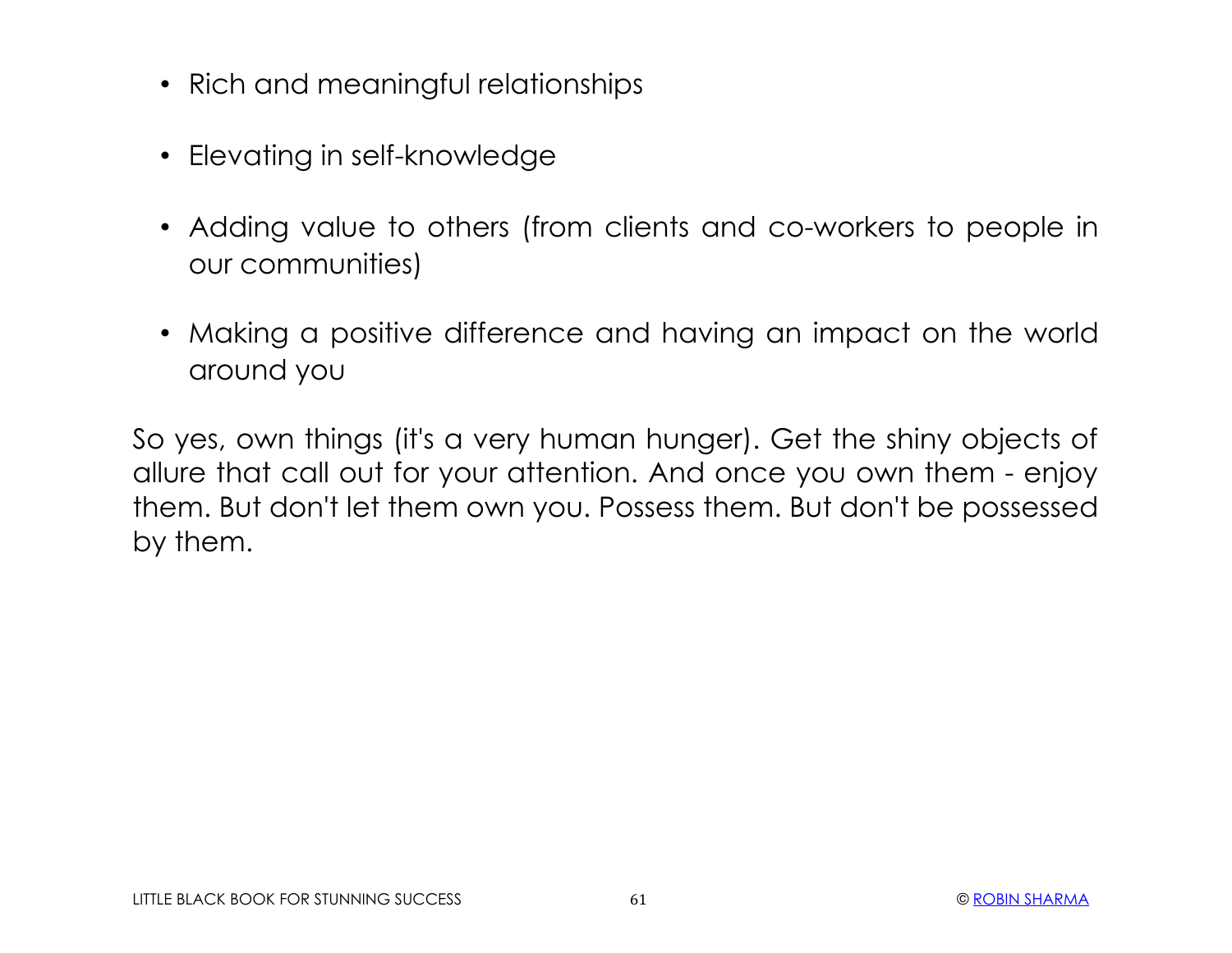- Rich and meaningful relationships
- Elevating in self-knowledge
- Adding value to others (from clients and co-workers to people in our communities)
- Making a positive difference and having an impact on the world around you

So yes, own things (it's a very human hunger). Get the shiny objects of allure that call out for your attention. And once you own them - enjoy them. But don't let them own you. Possess them. But don't be possessed by them.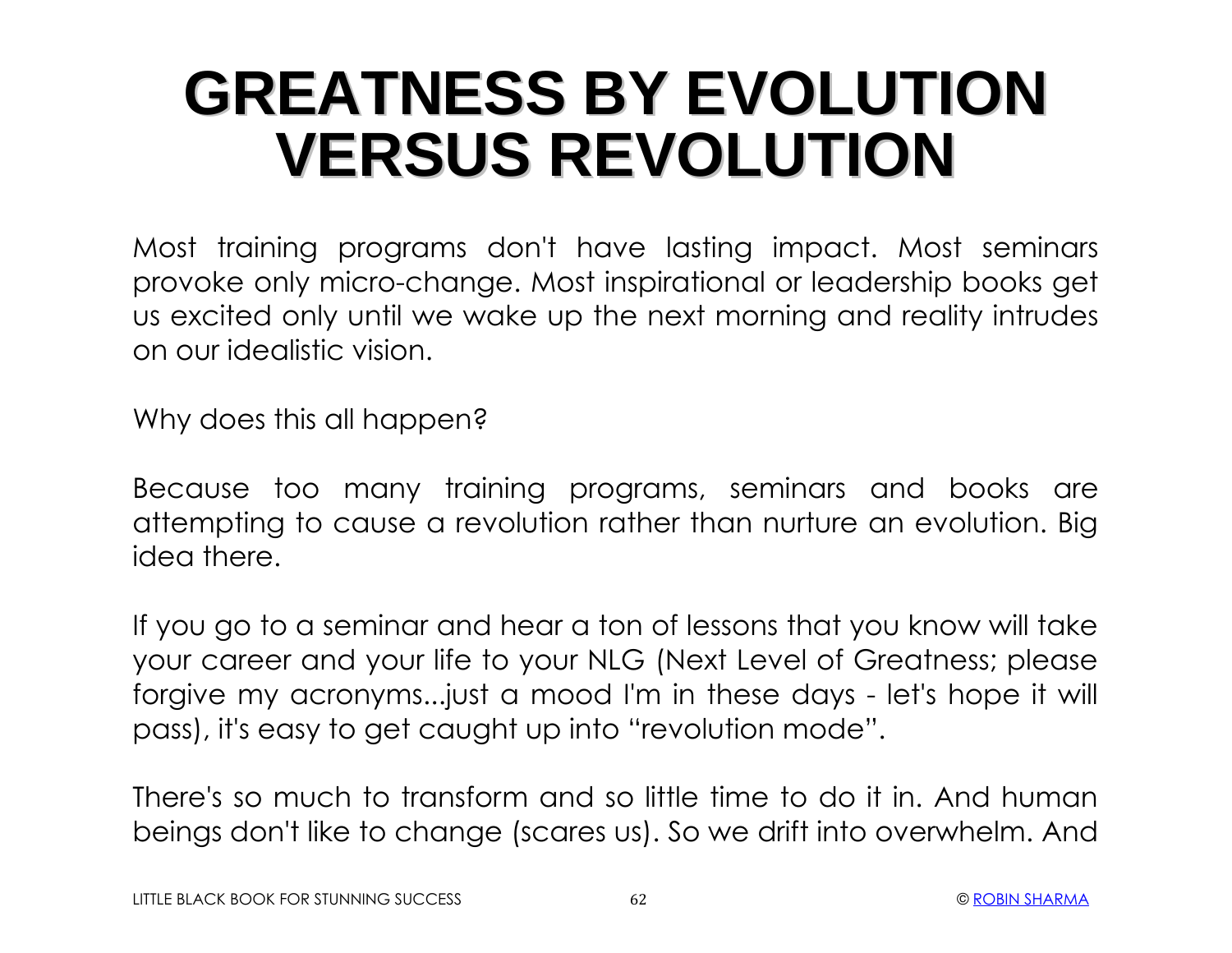# GREATNESS BY EVOLUTION VERSUS REVOLUTION

Most training programs don't have lasting impact. Most seminars provoke only micro-change. Most inspirational or leadership books get us excited only until we wake up the next morning and reality intrudes on our idealistic vision.

Why does this all happen?

Because too many training programs, seminars and books are attempting to cause a revolution rather than nurture an evolution. Big idea there.

If you go to a seminar and hear a ton of lessons that you know will take your career and your life to your NLG (Next Level of Greatness; please forgive my acronyms...just a mood I'm in these days - let's hope it will pass), it's easy to get caught up into "revolution mode".

There's so much to transform and so little time to do it in. And human beings don't like to change (scares us). So we drift into overwhelm. And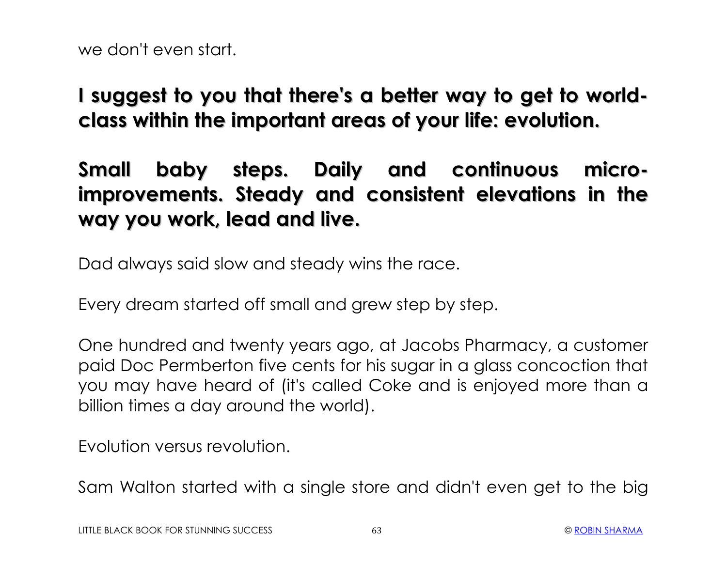we don't even start.

**I suggest to you that there's a better way to get to world-class within the important areas of your life: evolution.**

**Small baby steps. Daily and continuous micro-improvements. Steady and consistent elevations in the way you work, lead and live.**

Dad always said slow and steady wins the race.

Every dream started off small and grew step by step.

One hundred and twenty years ago, at Jacobs Pharmacy, a customer paid Doc Permberton five cents for his sugar in a glass concoction that you may have heard of (it's called Coke and is enjoyed more than a billion times a day around the world).

Evolution versus revolution.

Sam Walton started with a single store and didn't even get to the big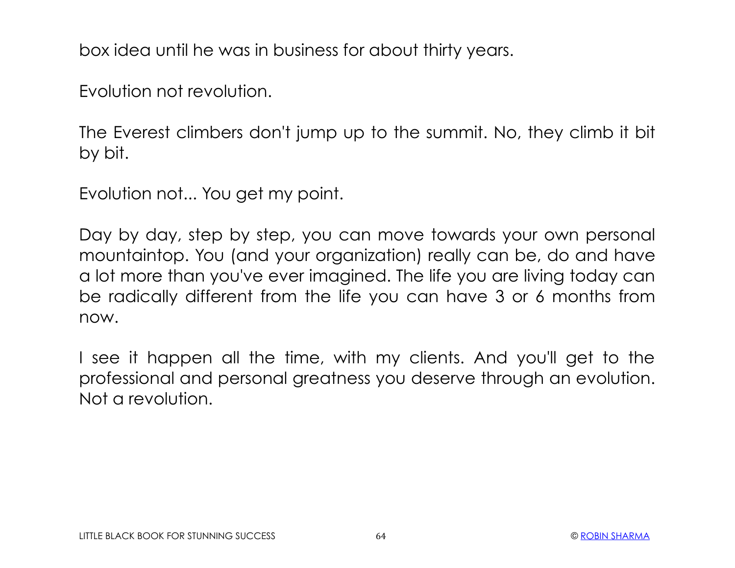box idea until he was in business for about thirty years.

Evolution not revolution.

The Everest climbers don't jump up to the summit. No, they climb it bit by bit.

Evolution not... You get my point.

Day by day, step by step, you can move towards your own personal mountaintop. You (and your organization) really can be, do and have a lot more than you've ever imagined. The life you are living today can be radically different from the life you can have 3 or 6 months from now.

I see it happen all the time, with my clients. And you'll get to the professional and personal greatness you deserve through an evolution. Not a revolution.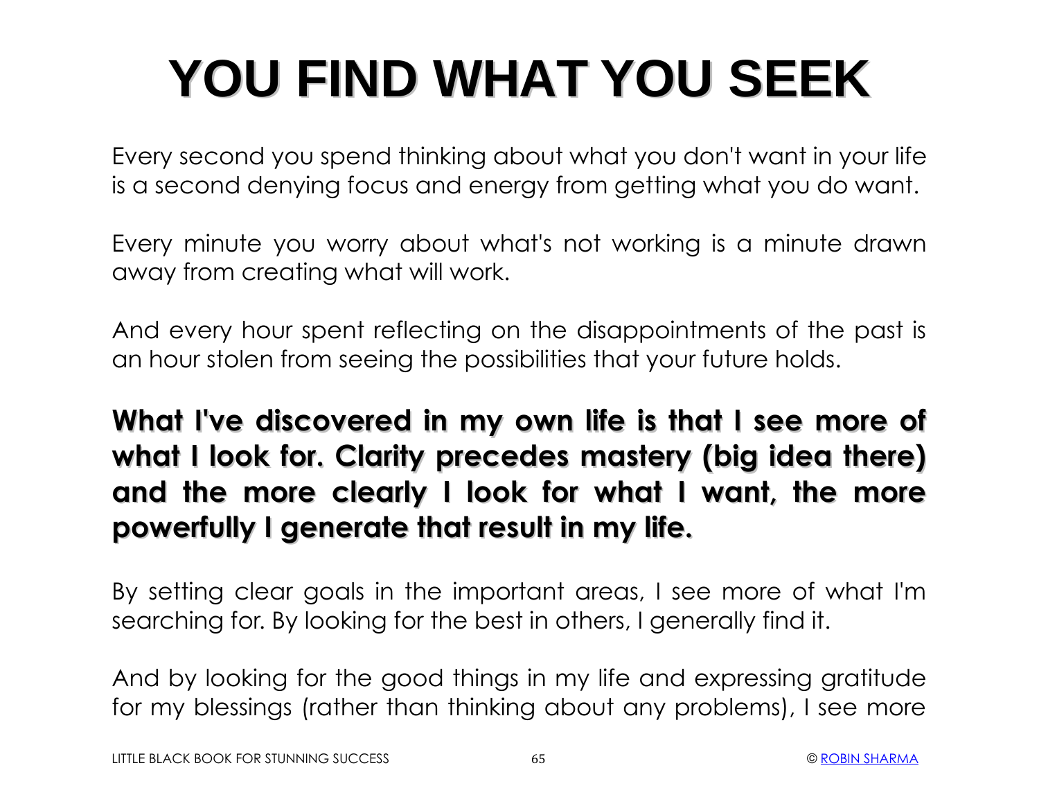# YOU FIND WHAT YOU SEEK

Every second you spend thinking about what you don't want in your life is a second denying focus and energy from getting what you do want.

Every minute you worry about what's not working is a minute drawn away from creating what will work.

And every hour spent reflecting on the disappointments of the past is an hour stolen from seeing the possibilities that your future holds.

**What I've discovered in my own life is that I see more of what I look for. Clarity precedes mastery (big idea there) and the more clearly I look for what I want, the more powerfully I generate that result in my life.**

By setting clear goals in the important areas, I see more of what I'm searching for. By looking for the best in others, I generally find it.

And by looking for the good things in my life and expressing gratitude for my blessings (rather than thinking about any problems), I see more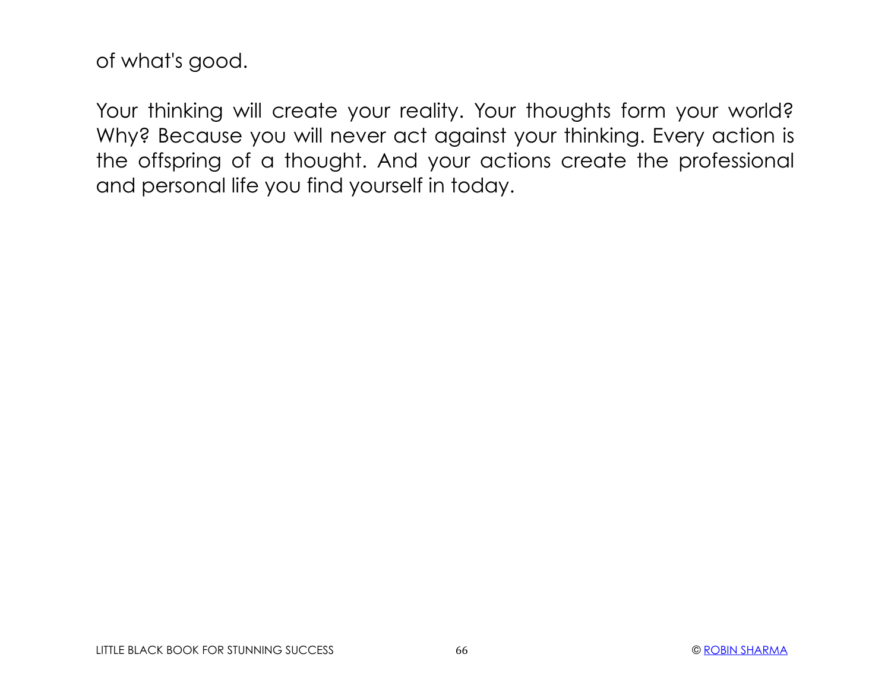of what's good.

Your thinking will create your reality. Your thoughts form your world? Why? Because you will never act against your thinking. Every action is the offspring of a thought. And your actions create the professional and personal life you find yourself in today.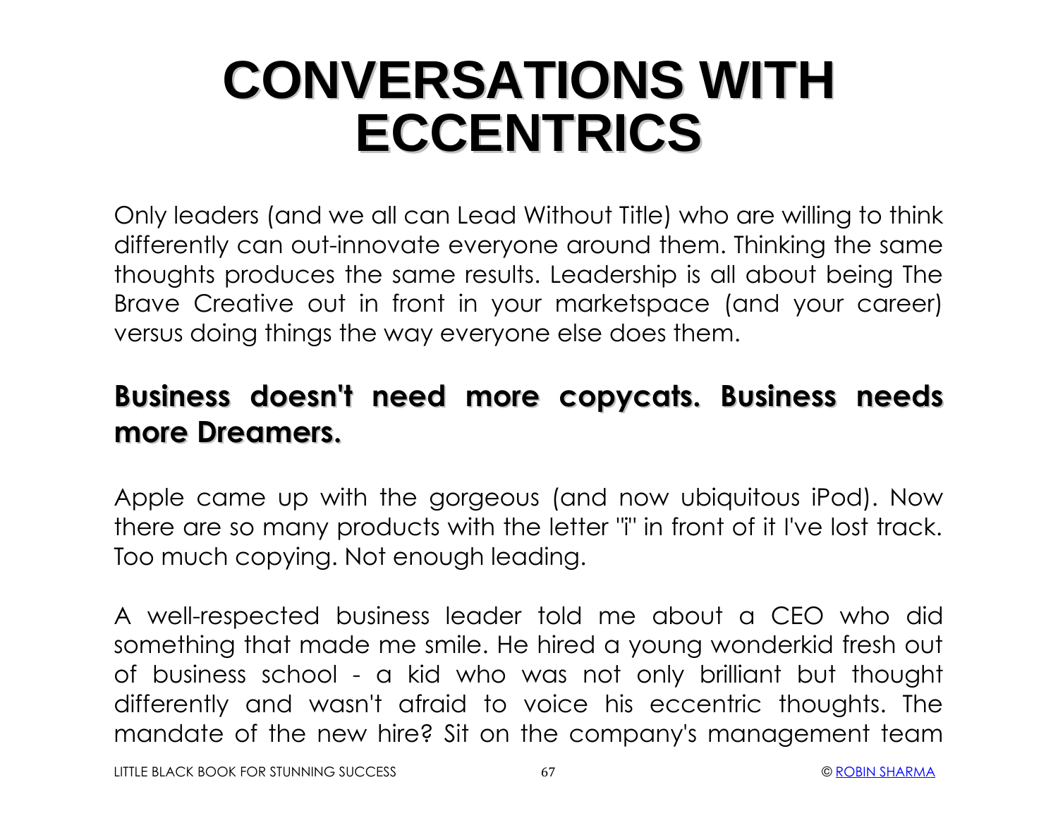# CONVERSATIONS WITH ECCENTRICS

Only leaders (and we all can Lead Without Title) who are willing to think differently can out-innovate everyone around them. Thinking the same thoughts produces the same results. Leadership is all about being The Brave Creative out in front in your marketspace (and your career) versus doing things the way everyone else does them.

**Business doesn't need more copycats. Business needs more Dreamers.**

Apple came up with the gorgeous (and now ubiquitous iPod). Now there are so many products with the letter "i" in front of it I've lost track. Too much copying. Not enough leading.

A well-respected business leader told me about a CEO who did something that made me smile. He hired a young wonderkid fresh out of business school - a kid who was not only brilliant but thought differently and wasn't afraid to voice his eccentric thoughts. The mandate of the new hire? Sit on the company's management team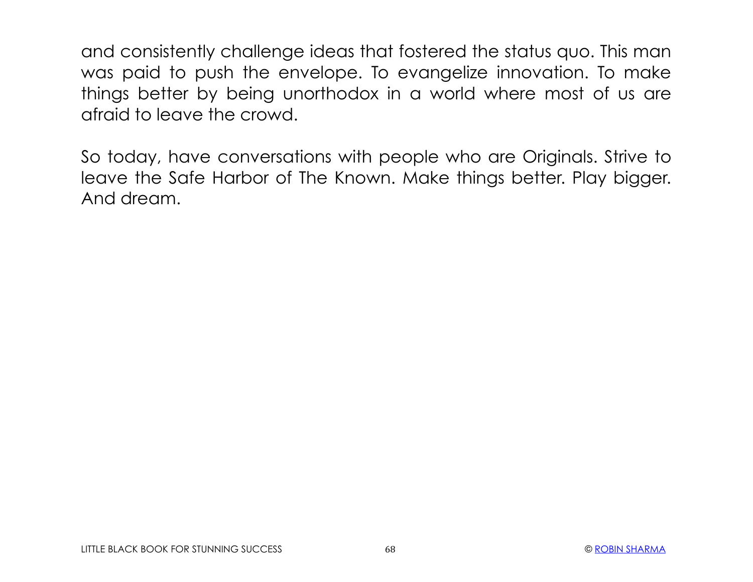and consistently challenge ideas that fostered the status quo. This man was paid to push the envelope. To evangelize innovation. To make things better by being unorthodox in a world where most of us are afraid to leave the crowd.

So today, have conversations with people who are Originals. Strive to leave the Safe Harbor of The Known. Make things better. Play bigger. And dream.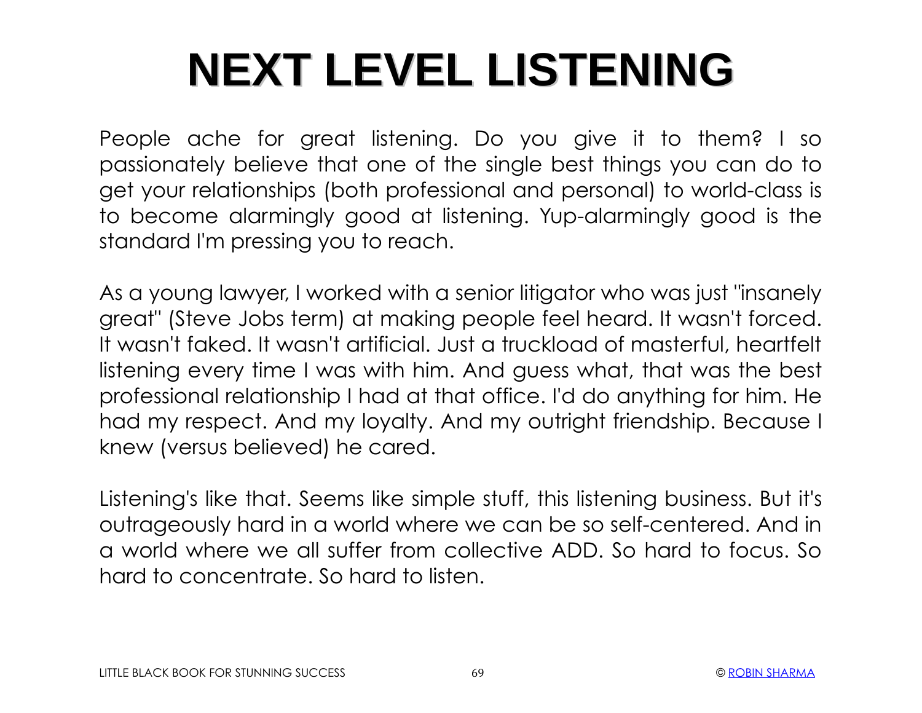# NEXT LEVEL LISTENING

People ache for great listening. Do you give it to them? I so passionately believe that one of the single best things you can do to get your relationships (both professional and personal) to world-class is to become alarmingly good at listening. Yup-alarmingly good is the standard I'm pressing you to reach.

As a young lawyer, I worked with a senior litigator who was just "insanely great" (Steve Jobs term) at making people feel heard. It wasn't forced. It wasn't faked. It wasn't artificial. Just a truckload of masterful, heartfelt listening every time I was with him. And guess what, that was the best professional relationship I had at that office. I'd do anything for him. He had my respect. And my loyalty. And my outright friendship. Because I knew (versus believed) he cared.

Listening's like that. Seems like simple stuff, this listening business. But it's outrageously hard in a world where we can be so self-centered. And in a world where we all suffer from collective ADD. So hard to focus. So hard to concentrate. So hard to listen.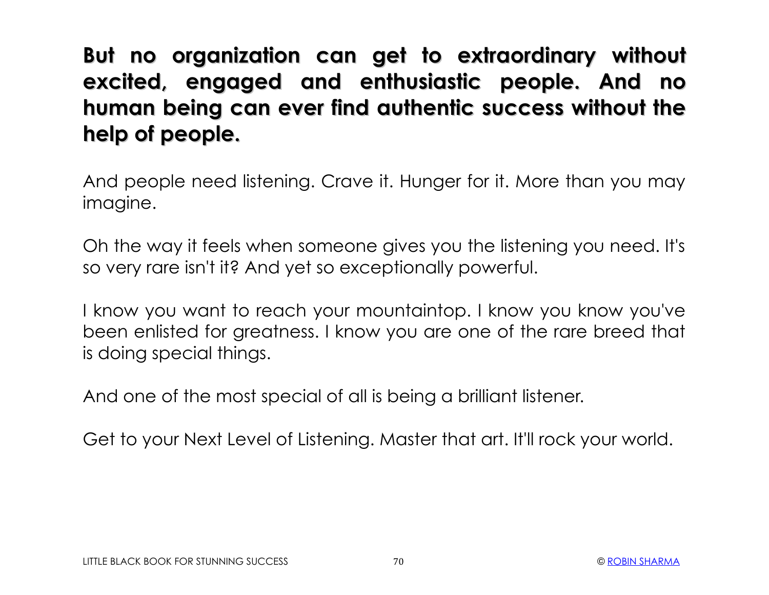**But no organization can get to extraordinary without excited, engaged and enthusiastic people. And no human being can ever find authentic success without the help of people.**

And people need listening. Crave it. Hunger for it. More than you may imagine.

Oh the way it feels when someone gives you the listening you need. It's so very rare isn't it? And yet so exceptionally powerful.

I know you want to reach your mountaintop. I know you know you've been enlisted for greatness. I know you are one of the rare breed that is doing special things.

And one of the most special of all is being a brilliant listener.

Get to your Next Level of Listening. Master that art. It'll rock your world.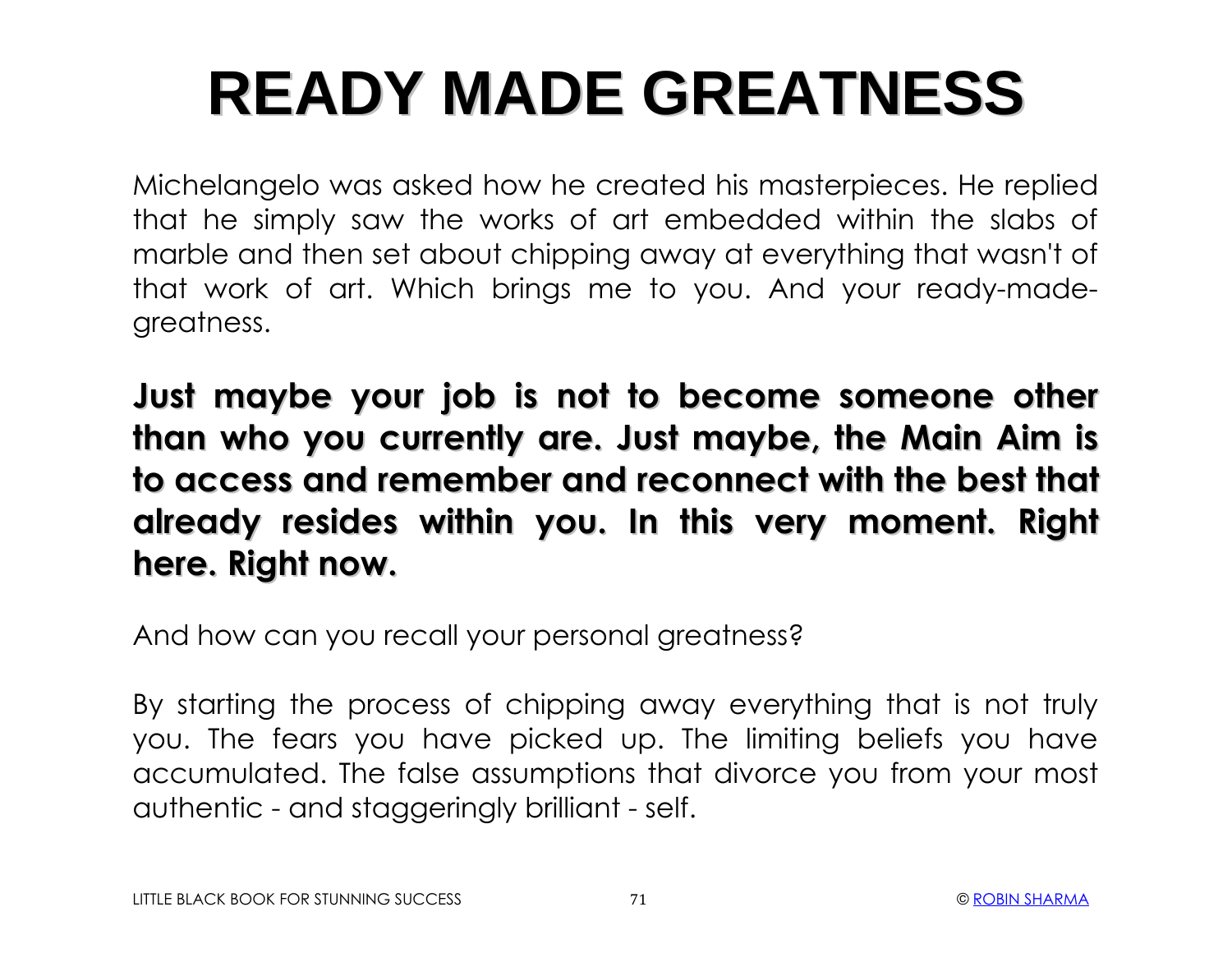# READY MADE GREATNESS

Michelangelo was asked how he created his masterpieces. He replied that he simply saw the works of art embedded within the slabs of marble and then set about chipping away at everything that wasn't of that work of art. Which brings me to you. And your ready-made-greatness.

**Just maybe your job is not to become someone other than who you currently are. Just maybe, the Main Aim is to access and remember and reconnect with the best that already resides within you. In this very moment. Right here. Right now.**

And how can you recall your personal greatness?

By starting the process of chipping away everything that is not truly you. The fears you have picked up. The limiting beliefs you have accumulated. The false assumptions that divorce you from your most authentic - and staggeringly brilliant - self.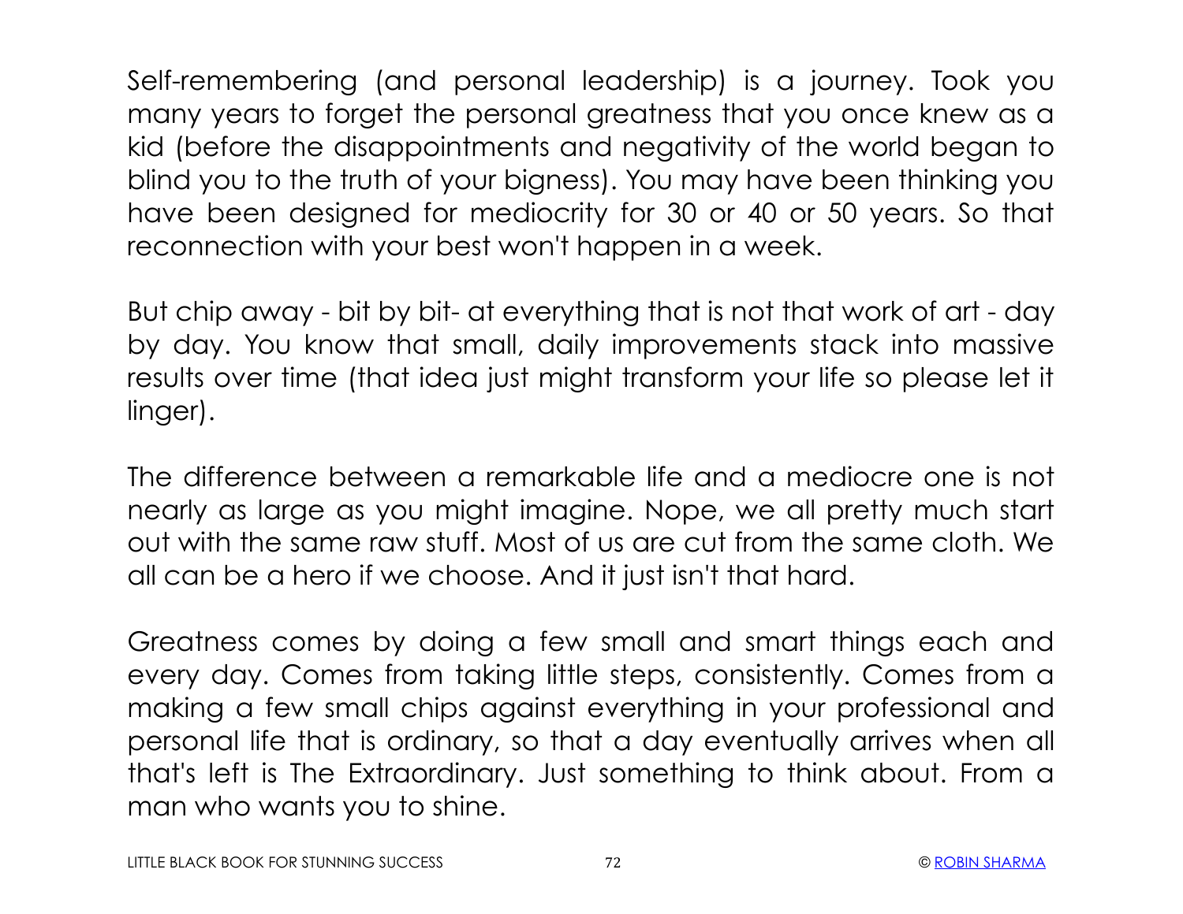Self-remembering (and personal leadership) is a journey. Took you many years to forget the personal greatness that you once knew as a kid (before the disappointments and negativity of the world began to blind you to the truth of your bigness). You may have been thinking you have been designed for mediocrity for 30 or 40 or 50 years. So that reconnection with your best won't happen in a week.

But chip away - bit by bit- at everything that is not that work of art - day by day. You know that small, daily improvements stack into massive results over time (that idea just might transform your life so please let it linger).

The difference between a remarkable life and a mediocre one is not nearly as large as you might imagine. Nope, we all pretty much start out with the same raw stuff. Most of us are cut from the same cloth. We all can be a hero if we choose. And it just isn't that hard.

Greatness comes by doing a few small and smart things each and every day. Comes from taking little steps, consistently. Comes from a making a few small chips against everything in your professional and personal life that is ordinary, so that a day eventually arrives when all that's left is The Extraordinary. Just something to think about. From a man who wants you to shine.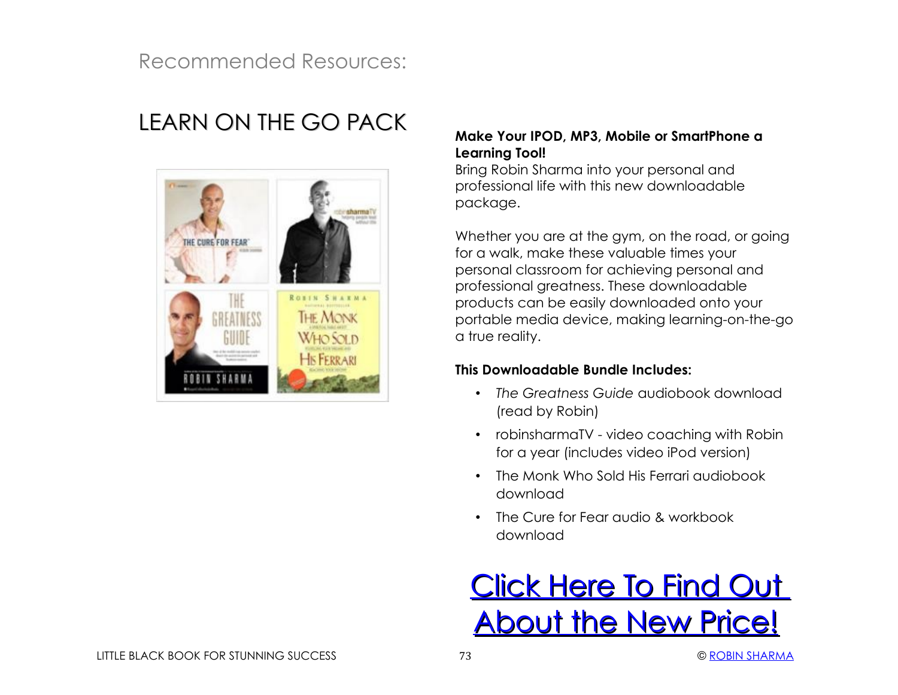Recommended Resources:

## LEARN ON THE GO PACK

**Make Your IPOD, MP3, Mobile or SmartPhone a Learning Tool!**

Bring Robin Sharma into your personal and professional life with this new downloadable package.

Whether you are at the gym, on the road, or going for a walk, make these valuable times your personal classroom for achieving personal and professional greatness. These downloadable products can be easily downloaded onto your portable media device, making learning-on-the-go a true reality.

**This Downloadable Bundle Includes:**

- *The Greatness Guide* audiobook download (read by Robin)
- robinsharmaTV - video coaching with Robin for a year (includes video iPod version)
- The Monk Who Sold His Ferrari audiobook download
- The Cure for Fear audio & workbook download

## Click Here To Find Out About the New Price!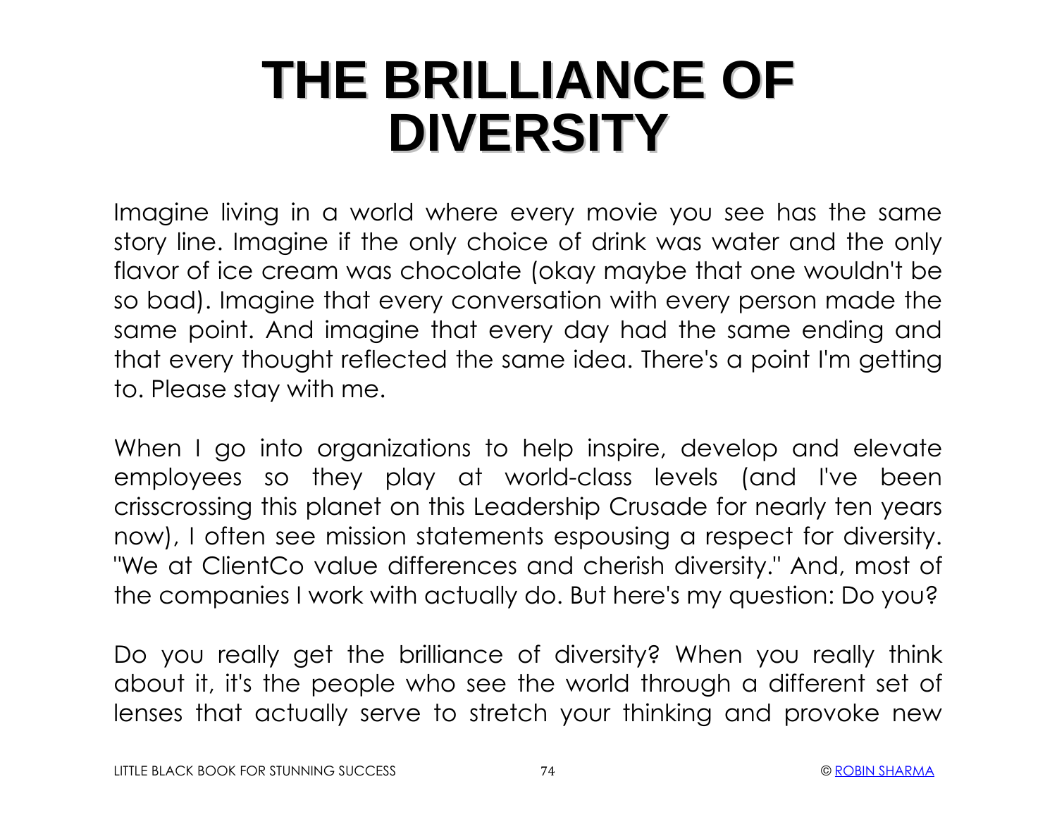# THE BRILLIANCE OF DIVERSITY

Imagine living in a world where every movie you see has the same story line. Imagine if the only choice of drink was water and the only flavor of ice cream was chocolate (okay maybe that one wouldn't be so bad). Imagine that every conversation with every person made the same point. And imagine that every day had the same ending and that every thought reflected the same idea. There's a point I'm getting to. Please stay with me.

When I go into organizations to help inspire, develop and elevate employees so they play at world-class levels (and I've been crisscrossing this planet on this Leadership Crusade for nearly ten years now), I often see mission statements espousing a respect for diversity. "We at ClientCo value differences and cherish diversity." And, most of the companies I work with actually do. But here's my question: Do you?

Do you really get the brilliance of diversity? When you really think about it, it's the people who see the world through a different set of lenses that actually serve to stretch your thinking and provoke new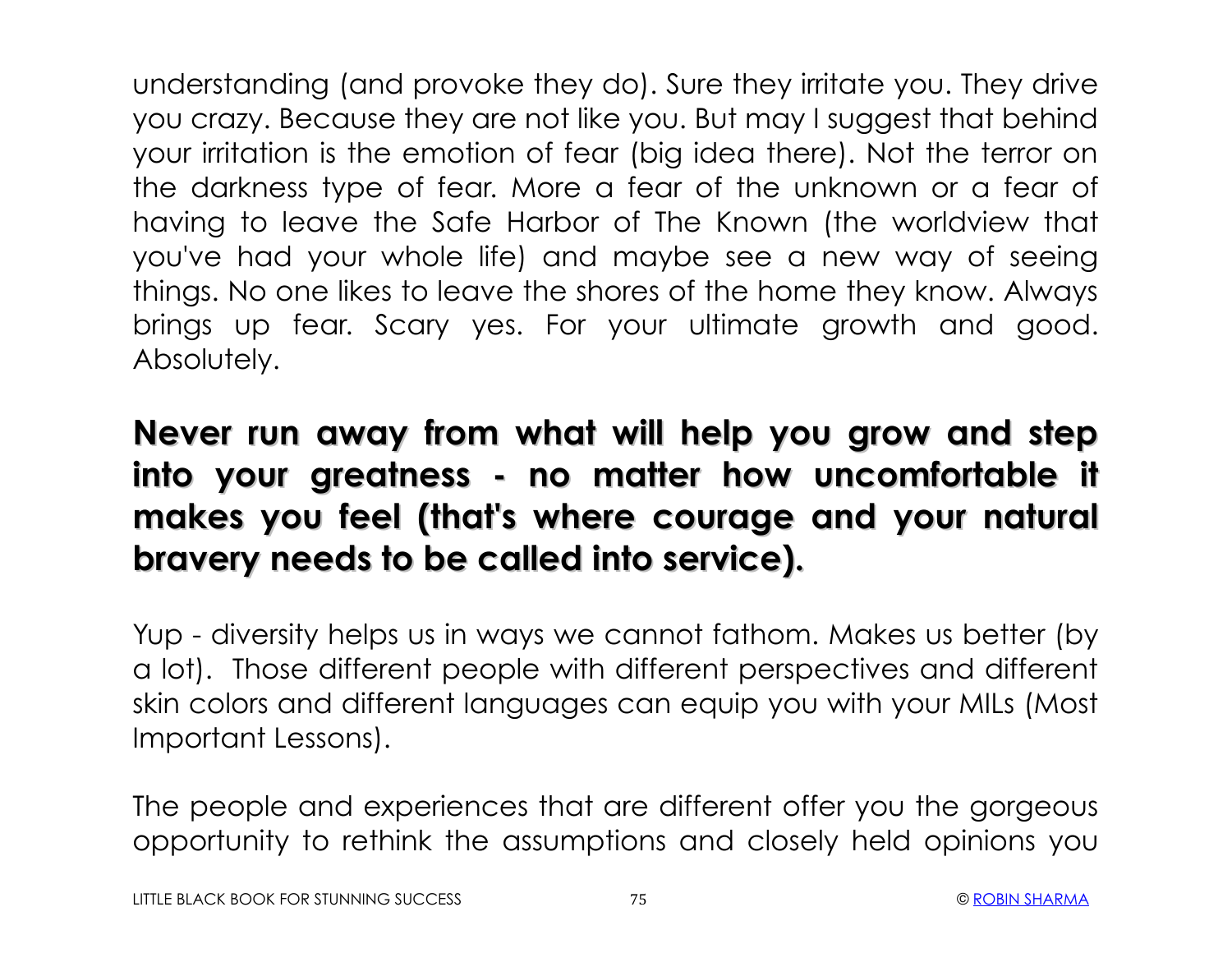understanding (and provoke they do). Sure they irritate you. They drive you crazy. Because they are not like you. But may I suggest that behind your irritation is the emotion of fear (big idea there). Not the terror on the darkness type of fear. More a fear of the unknown or a fear of having to leave the Safe Harbor of The Known (the worldview that you've had your whole life) and maybe see a new way of seeing things. No one likes to leave the shores of the home they know. Always brings up fear. Scary yes. For your ultimate growth and good. Absolutely.

**Never run away from what will help you grow and step into your greatness - no matter how uncomfortable it makes you feel (that's where courage and your natural bravery needs to be called into service).**

Yup - diversity helps us in ways we cannot fathom. Makes us better (by a lot). Those different people with different perspectives and different skin colors and different languages can equip you with your MILs (Most Important Lessons).

The people and experiences that are different offer you the gorgeous opportunity to rethink the assumptions and closely held opinions you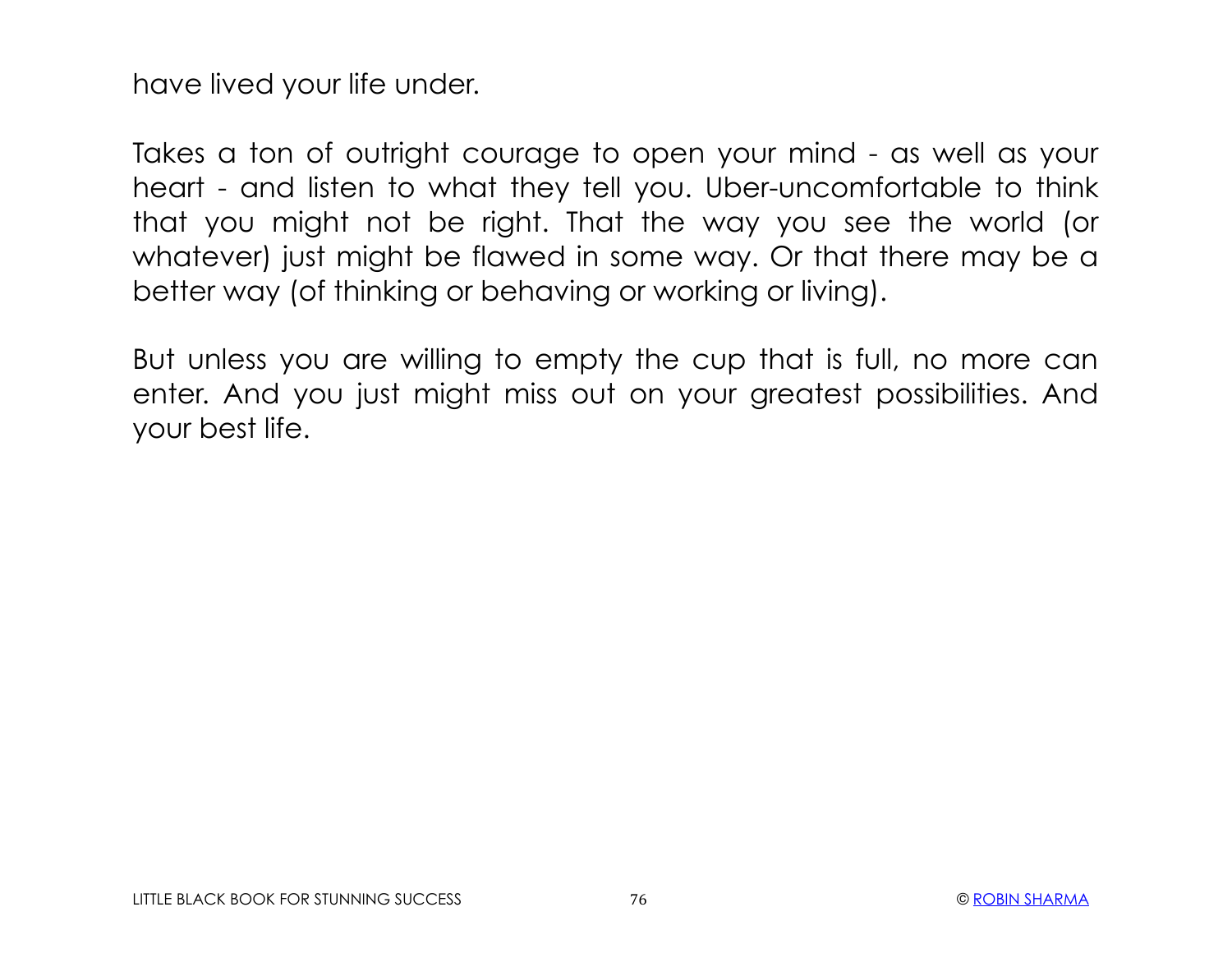have lived your life under.

Takes a ton of outright courage to open your mind - as well as your heart - and listen to what they tell you. Uber-uncomfortable to think that you might not be right. That the way you see the world (or whatever) just might be flawed in some way. Or that there may be a better way (of thinking or behaving or working or living).

But unless you are willing to empty the cup that is full, no more can enter. And you just might miss out on your greatest possibilities. And your best life.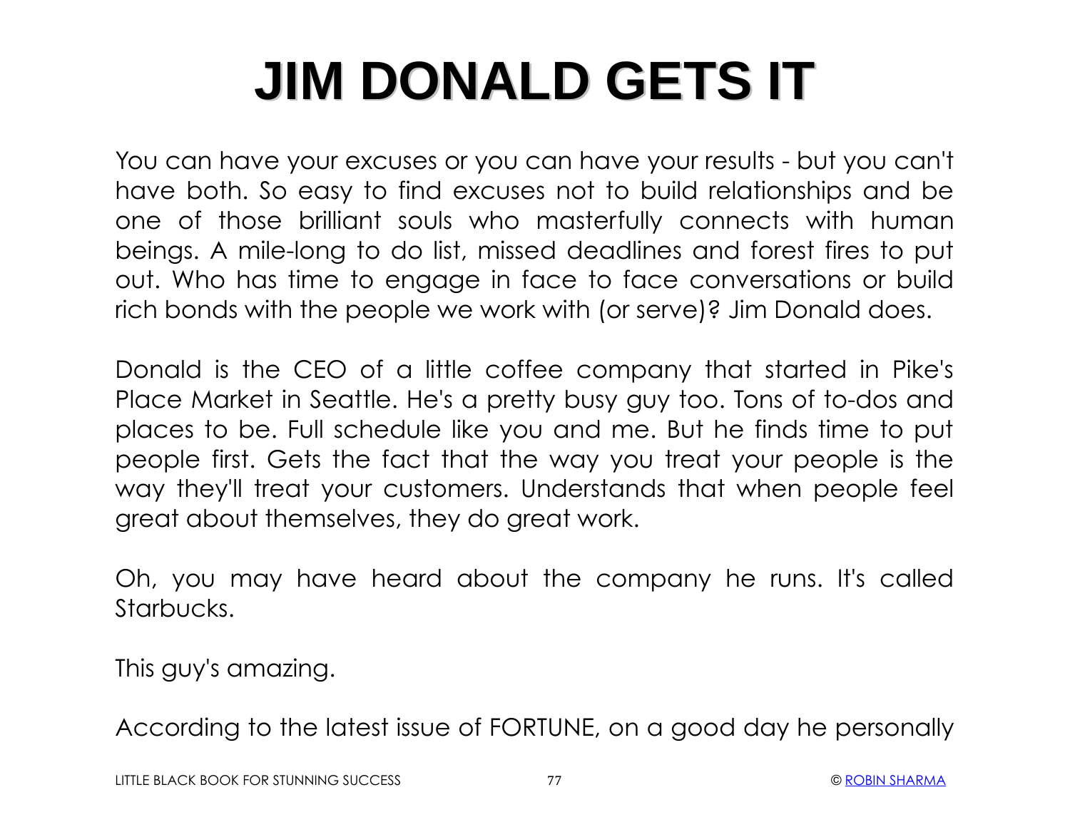# JIM DONALD GETS IT

You can have your excuses or you can have your results - but you can't have both. So easy to find excuses not to build relationships and be one of those brilliant souls who masterfully connects with human beings. A mile-long to do list, missed deadlines and forest fires to put out. Who has time to engage in face to face conversations or build rich bonds with the people we work with (or serve)? Jim Donald does.

Donald is the CEO of a little coffee company that started in Pike's Place Market in Seattle. He's a pretty busy guy too. Tons of to-dos and places to be. Full schedule like you and me. But he finds time to put people first. Gets the fact that the way you treat your people is the way they'll treat your customers. Understands that when people feel great about themselves, they do great work.

Oh, you may have heard about the company he runs. It's called Starbucks.

This guy's amazing.

According to the latest issue of FORTUNE, on a good day he personally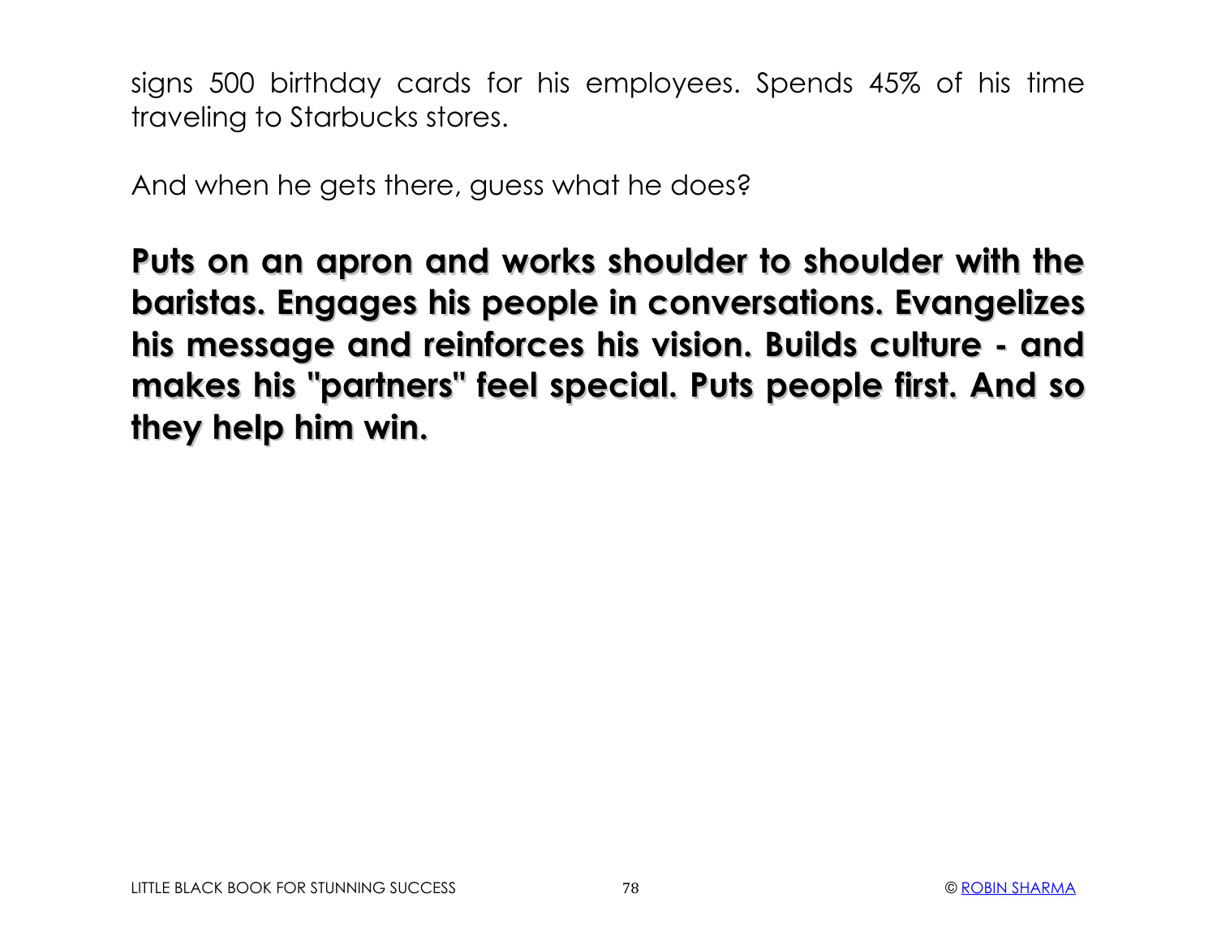signs 500 birthday cards for his employees. Spends 45% of his time traveling to Starbucks stores.

And when he gets there, guess what he does?

**Puts on an apron and works shoulder to shoulder with the baristas. Engages his people in conversations. Evangelizes his message and reinforces his vision. Builds culture - and makes his "partners" feel special. Puts people first. And so they help him win.**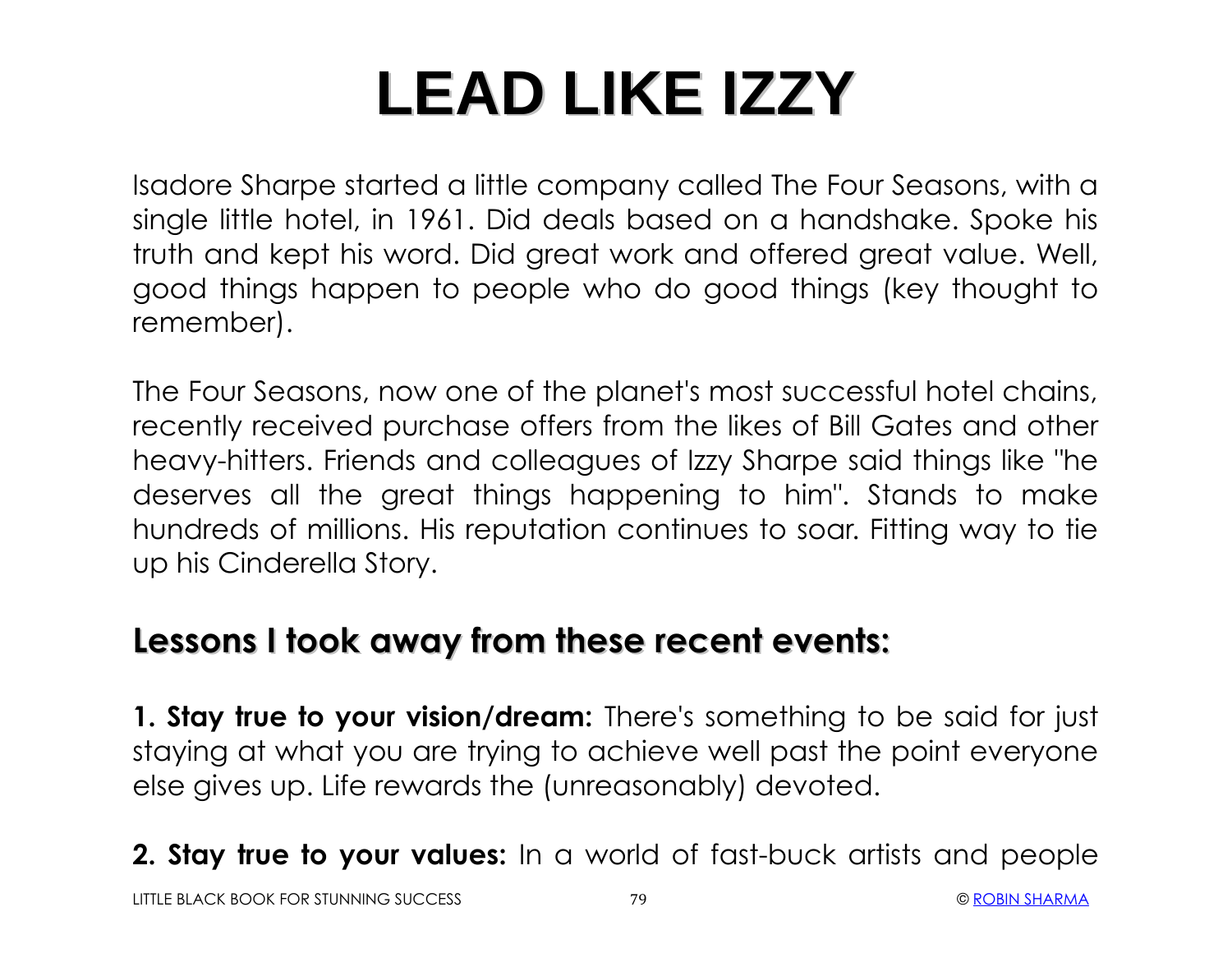# LEAD LIKE IZZY

Isadore Sharpe started a little company called The Four Seasons, with a single little hotel, in 1961. Did deals based on a handshake. Spoke his truth and kept his word. Did great work and offered great value. Well, good things happen to people who do good things (key thought to remember).

The Four Seasons, now one of the planet's most successful hotel chains, recently received purchase offers from the likes of Bill Gates and other heavy-hitters. Friends and colleagues of Izzy Sharpe said things like "he deserves all the great things happening to him". Stands to make hundreds of millions. His reputation continues to soar. Fitting way to tie up his Cinderella Story.

## Lessons I took away from these recent events:

**1. Stay true to your vision/dream:** There's something to be said for just staying at what you are trying to achieve well past the point everyone else gives up. Life rewards the (unreasonably) devoted.

**2. Stay true to your values:** In a world of fast-buck artists and people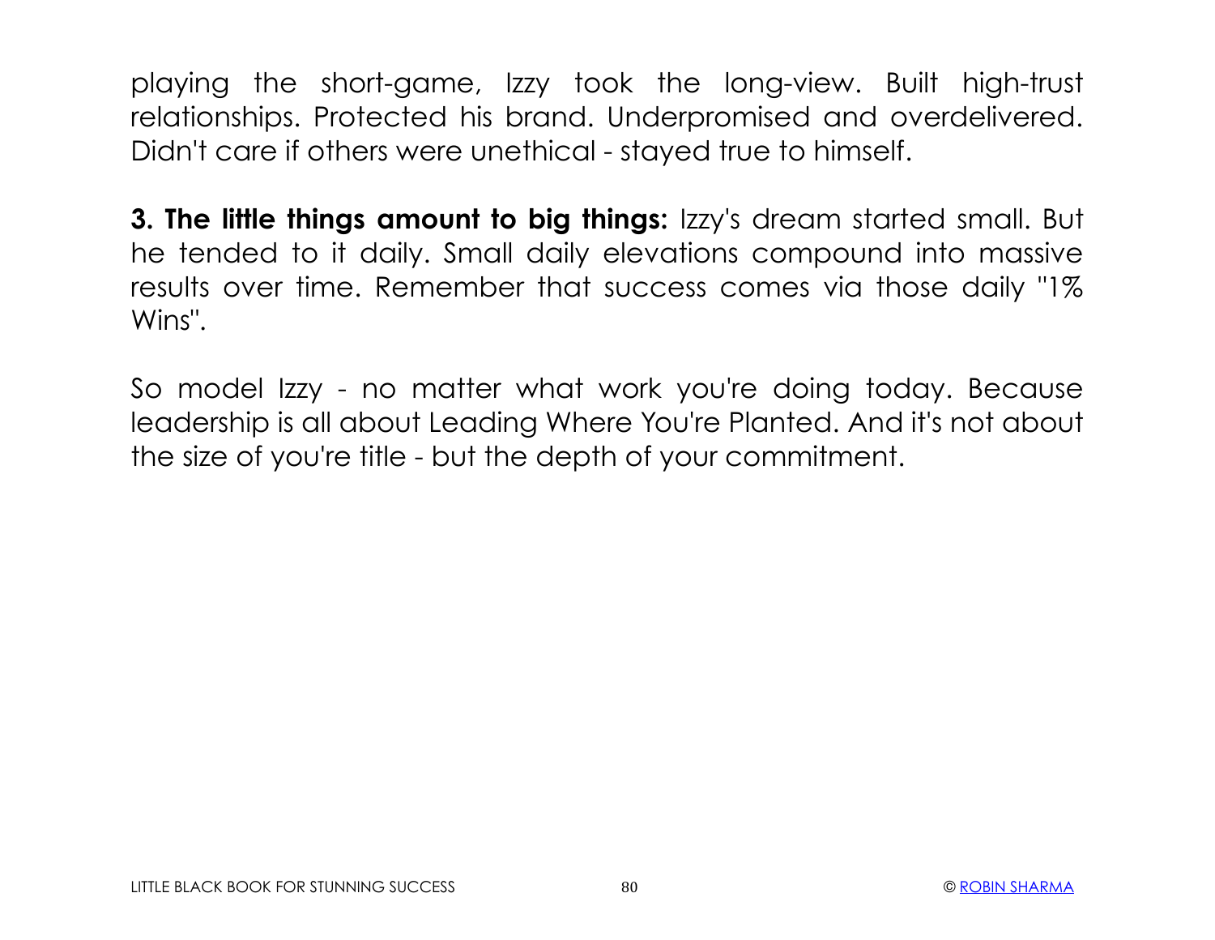playing the short-game, Izzy took the long-view. Built high-trust relationships. Protected his brand. Underpromised and overdelivered. Didn't care if others were unethical - stayed true to himself.

**3. The little things amount to big things:** Izzy's dream started small. But he tended to it daily. Small daily elevations compound into massive results over time. Remember that success comes via those daily "1% Wins".

So model Izzy - no matter what work you're doing today. Because leadership is all about Leading Where You're Planted. And it's not about the size of you're title - but the depth of your commitment.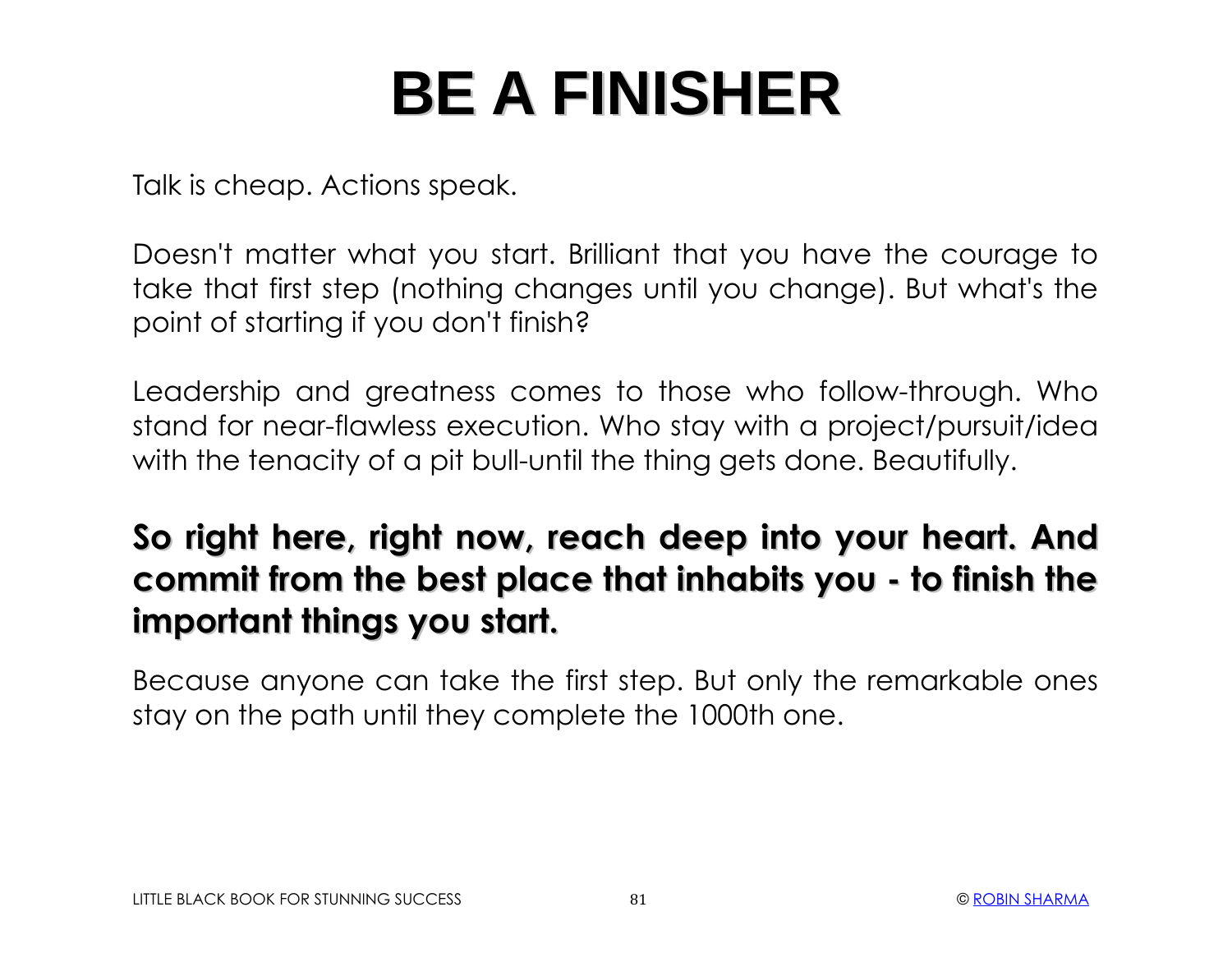# BE A FINISHER

Talk is cheap. Actions speak.

Doesn't matter what you start. Brilliant that you have the courage to take that first step (nothing changes until you change). But what's the point of starting if you don't finish?

Leadership and greatness comes to those who follow-through. Who stand for near-flawless execution. Who stay with a project/pursuit/idea with the tenacity of a pit bull-until the thing gets done. Beautifully.

**So right here, right now, reach deep into your heart. And commit from the best place that inhabits you - to finish the important things you start.**

Because anyone can take the first step. But only the remarkable ones stay on the path until they complete the 1000th one.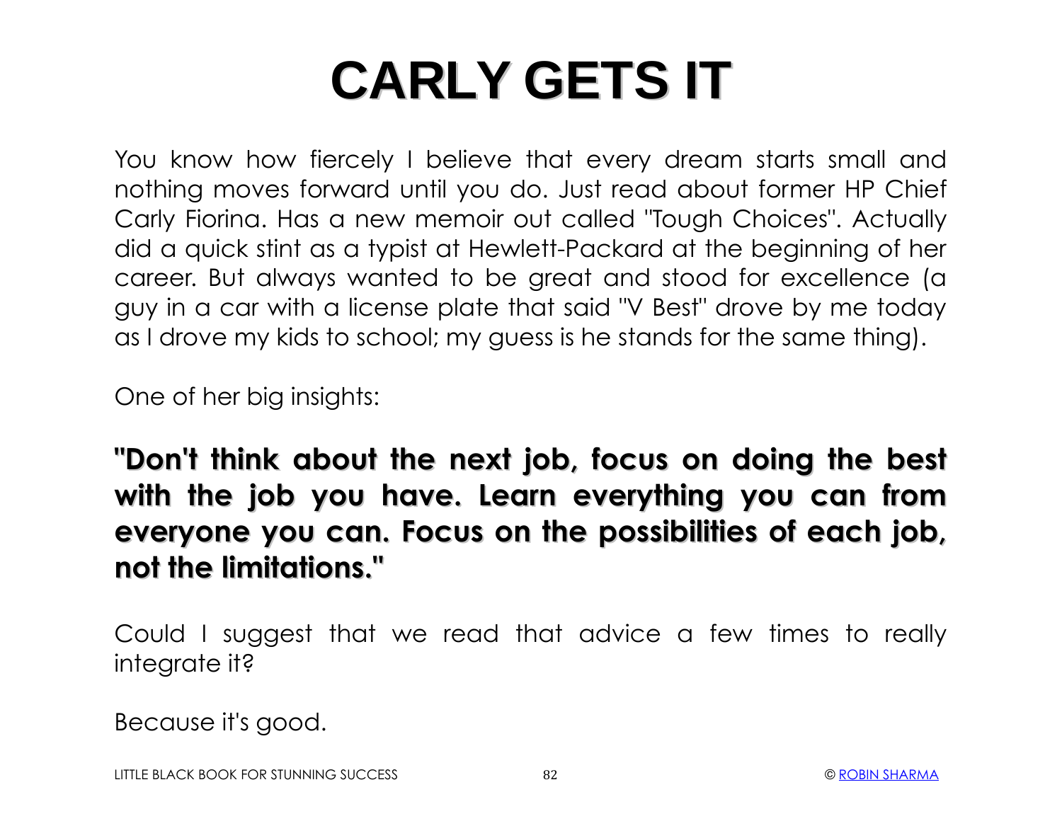# CARLY GETS IT

You know how fiercely I believe that every dream starts small and nothing moves forward until you do. Just read about former HP Chief Carly Fiorina. Has a new memoir out called "Tough Choices". Actually did a quick stint as a typist at Hewlett-Packard at the beginning of her career. But always wanted to be great and stood for excellence (a guy in a car with a license plate that said "V Best" drove by me today as I drove my kids to school; my guess is he stands for the same thing).

One of her big insights:

**"Don't think about the next job, focus on doing the best with the job you have. Learn everything you can from everyone you can. Focus on the possibilities of each job, not the limitations."**

Could I suggest that we read that advice a few times to really integrate it?

Because it's good.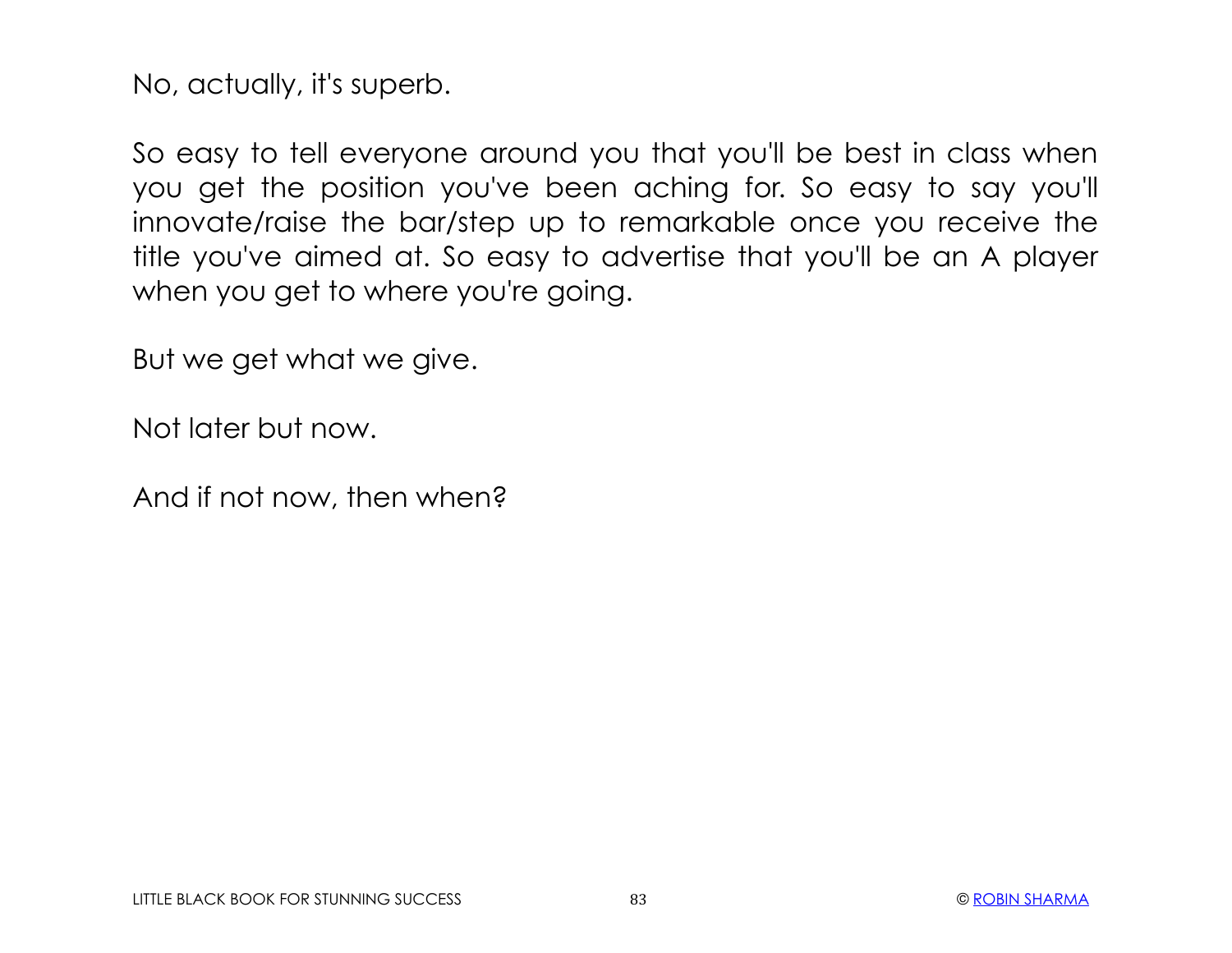No, actually, it's superb.

So easy to tell everyone around you that you'll be best in class when you get the position you've been aching for. So easy to say you'll innovate/raise the bar/step up to remarkable once you receive the title you've aimed at. So easy to advertise that you'll be an A player when you get to where you're going.

But we get what we give.

Not later but now.

And if not now, then when?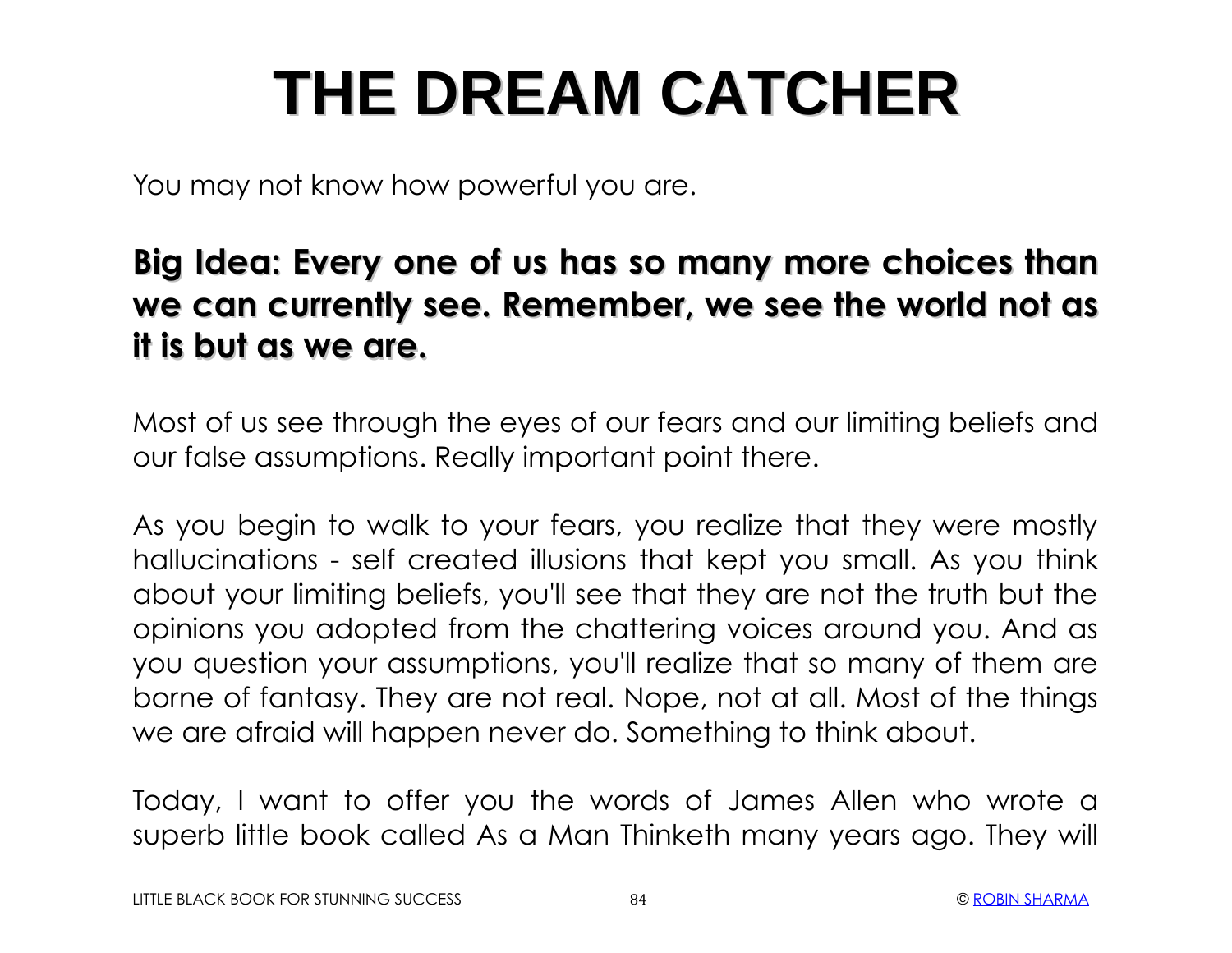# THE DREAM CATCHER

You may not know how powerful you are.

**Big Idea: Every one of us has so many more choices than we can currently see. Remember, we see the world not as it is but as we are.**

Most of us see through the eyes of our fears and our limiting beliefs and our false assumptions. Really important point there.

As you begin to walk to your fears, you realize that they were mostly hallucinations - self created illusions that kept you small. As you think about your limiting beliefs, you'll see that they are not the truth but the opinions you adopted from the chattering voices around you. And as you question your assumptions, you'll realize that so many of them are borne of fantasy. They are not real. Nope, not at all. Most of the things we are afraid will happen never do. Something to think about.

Today, I want to offer you the words of James Allen who wrote a superb little book called As a Man Thinketh many years ago. They will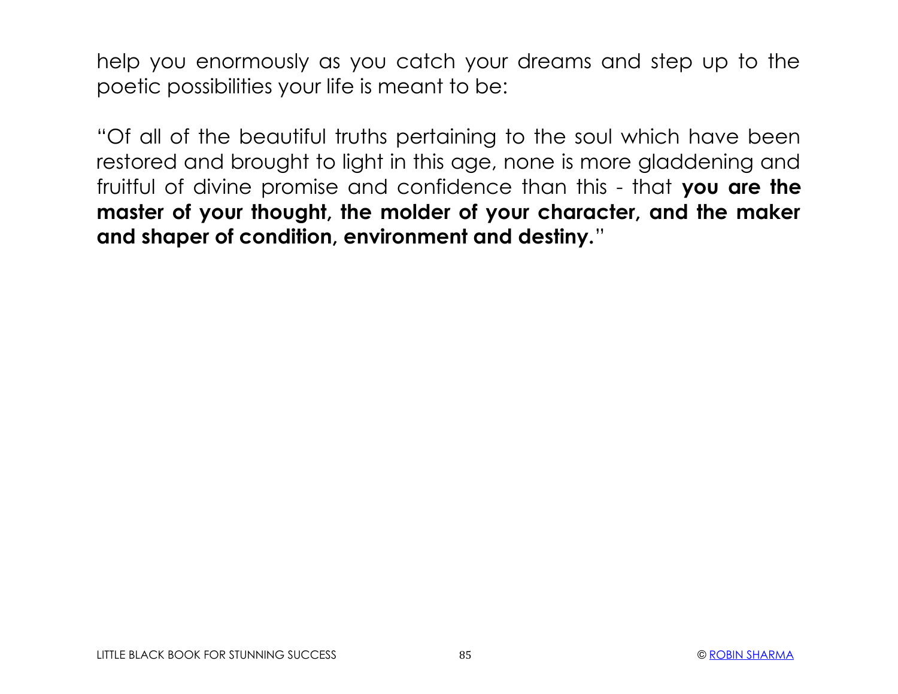help you enormously as you catch your dreams and step up to the poetic possibilities your life is meant to be:

"Of all of the beautiful truths pertaining to the soul which have been restored and brought to light in this age, none is more gladdening and fruitful of divine promise and confidence than this - that **you are the master of your thought, the molder of your character, and the maker and shaper of condition, environment and destiny.**"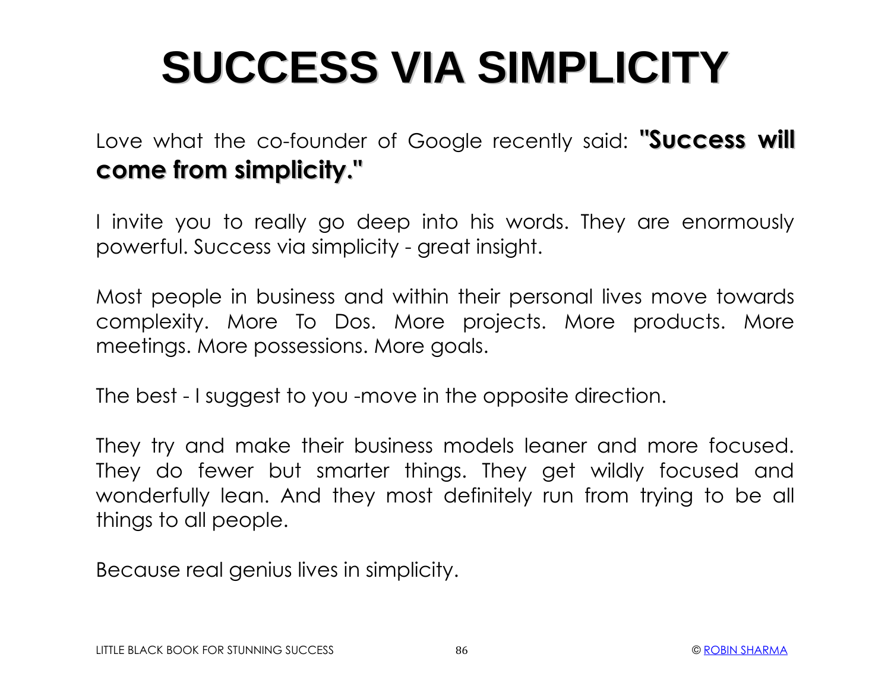# SUCCESS VIA SIMPLICITY

Love what the co-founder of Google recently said: **"Success will come from simplicity."**

I invite you to really go deep into his words. They are enormously powerful. Success via simplicity - great insight.

Most people in business and within their personal lives move towards complexity. More To Dos. More projects. More products. More meetings. More possessions. More goals.

The best - I suggest to you -move in the opposite direction.

They try and make their business models leaner and more focused. They do fewer but smarter things. They get wildly focused and wonderfully lean. And they most definitely run from trying to be all things to all people.

Because real genius lives in simplicity.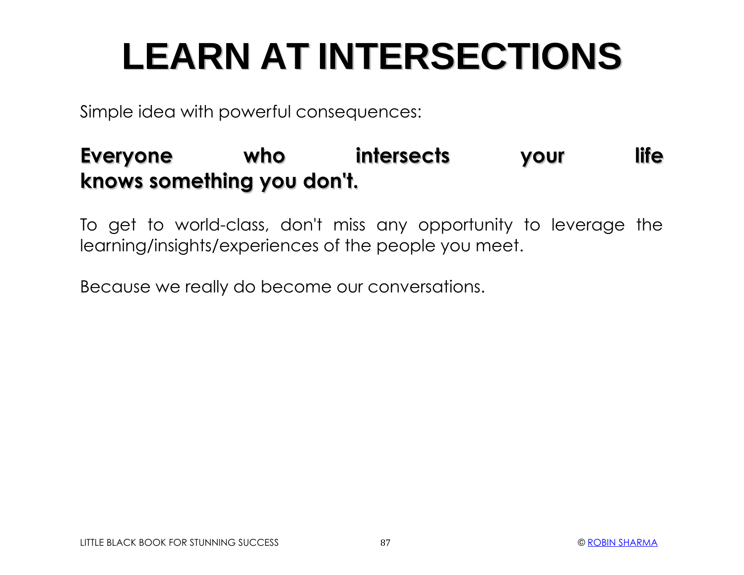# LEARN AT INTERSECTIONS

Simple idea with powerful consequences:

**Everyone who intersects your life knows something you don't.**

To get to world-class, don't miss any opportunity to leverage the learning/insights/experiences of the people you meet.

Because we really do become our conversations.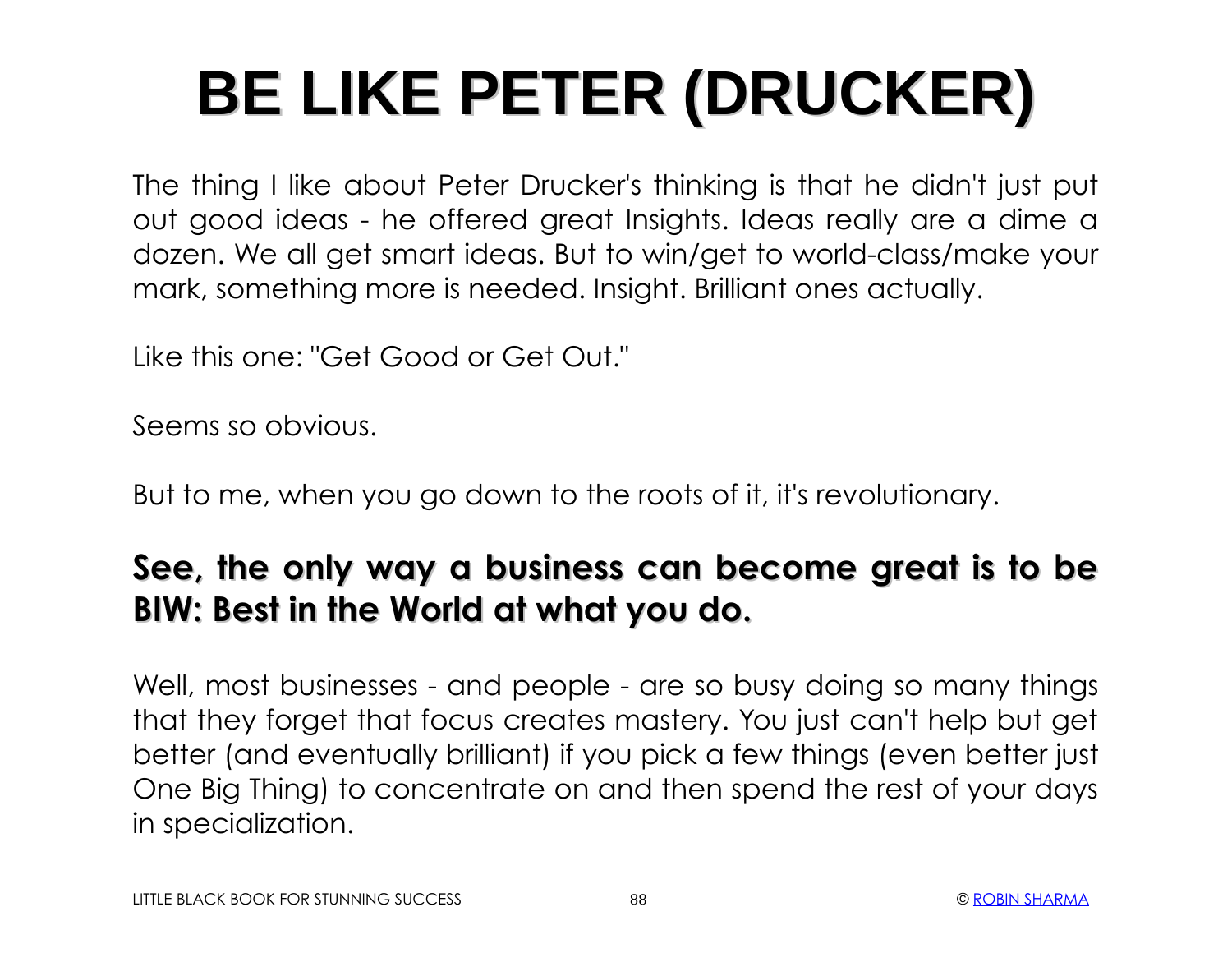# BE LIKE PETER (DRUCKER)

The thing I like about Peter Drucker's thinking is that he didn't just put out good ideas - he offered great Insights. Ideas really are a dime a dozen. We all get smart ideas. But to win/get to world-class/make your mark, something more is needed. Insight. Brilliant ones actually.

Like this one: "Get Good or Get Out."

Seems so obvious.

But to me, when you go down to the roots of it, it's revolutionary.

**See, the only way a business can become great is to be BIW: Best in the World at what you do.**

Well, most businesses - and people - are so busy doing so many things that they forget that focus creates mastery. You just can't help but get better (and eventually brilliant) if you pick a few things (even better just One Big Thing) to concentrate on and then spend the rest of your days in specialization.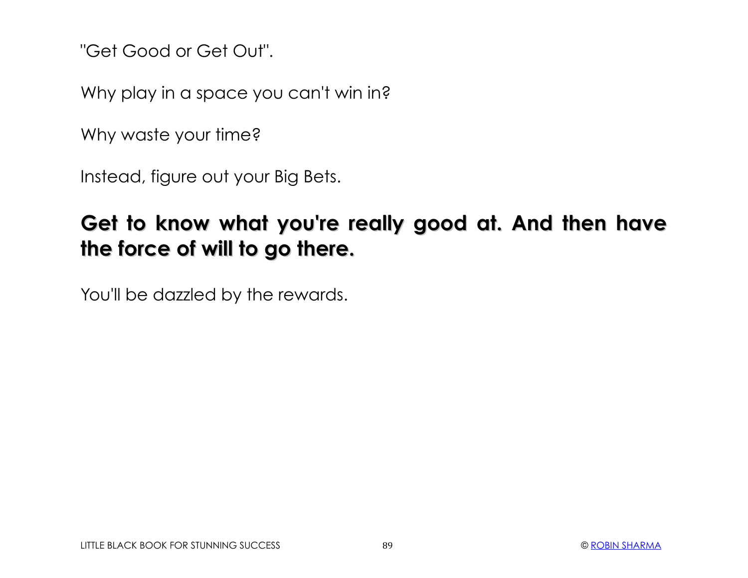"Get Good or Get Out".

Why play in a space you can't win in?

Why waste your time?

Instead, figure out your Big Bets.

**Get to know what you're really good at. And then have the force of will to go there.**

You'll be dazzled by the rewards.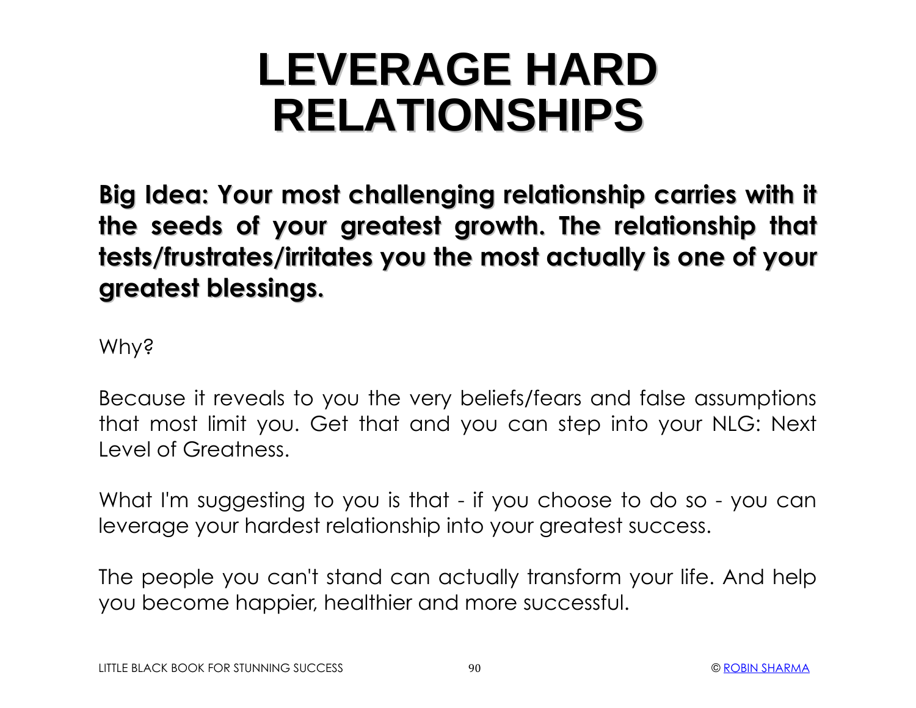# LEVERAGE HARD RELATIONSHIPS

**Big Idea: Your most challenging relationship carries with it the seeds of your greatest growth. The relationship that tests/frustrates/irritates you the most actually is one of your greatest blessings.**

Why?

Because it reveals to you the very beliefs/fears and false assumptions that most limit you. Get that and you can step into your NLG: Next Level of Greatness.

What I'm suggesting to you is that - if you choose to do so - you can leverage your hardest relationship into your greatest success.

The people you can't stand can actually transform your life. And help you become happier, healthier and more successful.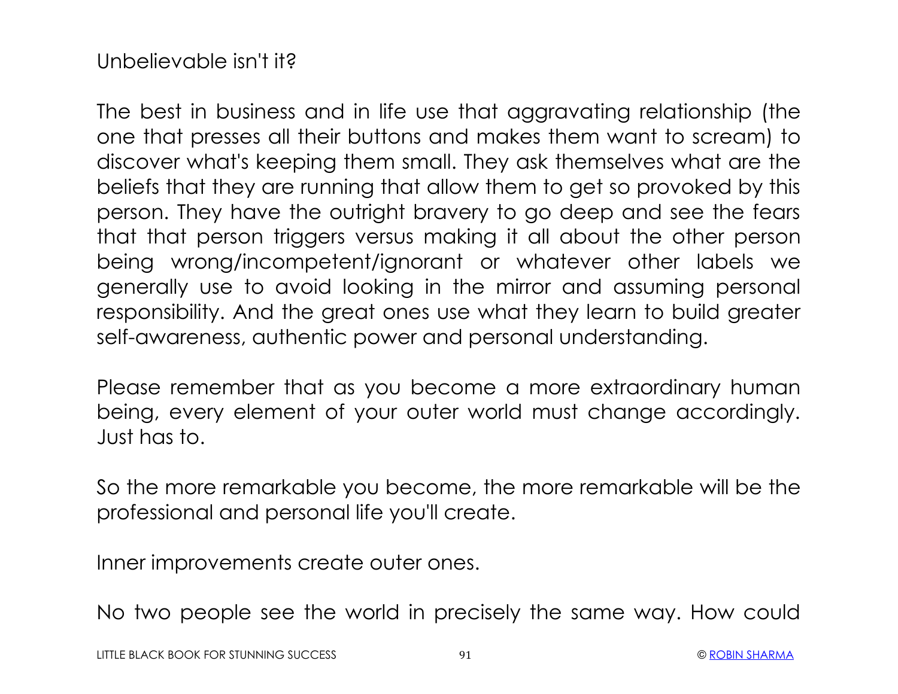Unbelievable isn't it?

The best in business and in life use that aggravating relationship (the one that presses all their buttons and makes them want to scream) to discover what's keeping them small. They ask themselves what are the beliefs that they are running that allow them to get so provoked by this person. They have the outright bravery to go deep and see the fears that that person triggers versus making it all about the other person being wrong/incompetent/ignorant or whatever other labels we generally use to avoid looking in the mirror and assuming personal responsibility. And the great ones use what they learn to build greater self-awareness, authentic power and personal understanding.

Please remember that as you become a more extraordinary human being, every element of your outer world must change accordingly. Just has to.

So the more remarkable you become, the more remarkable will be the professional and personal life you'll create.

Inner improvements create outer ones.

No two people see the world in precisely the same way. How could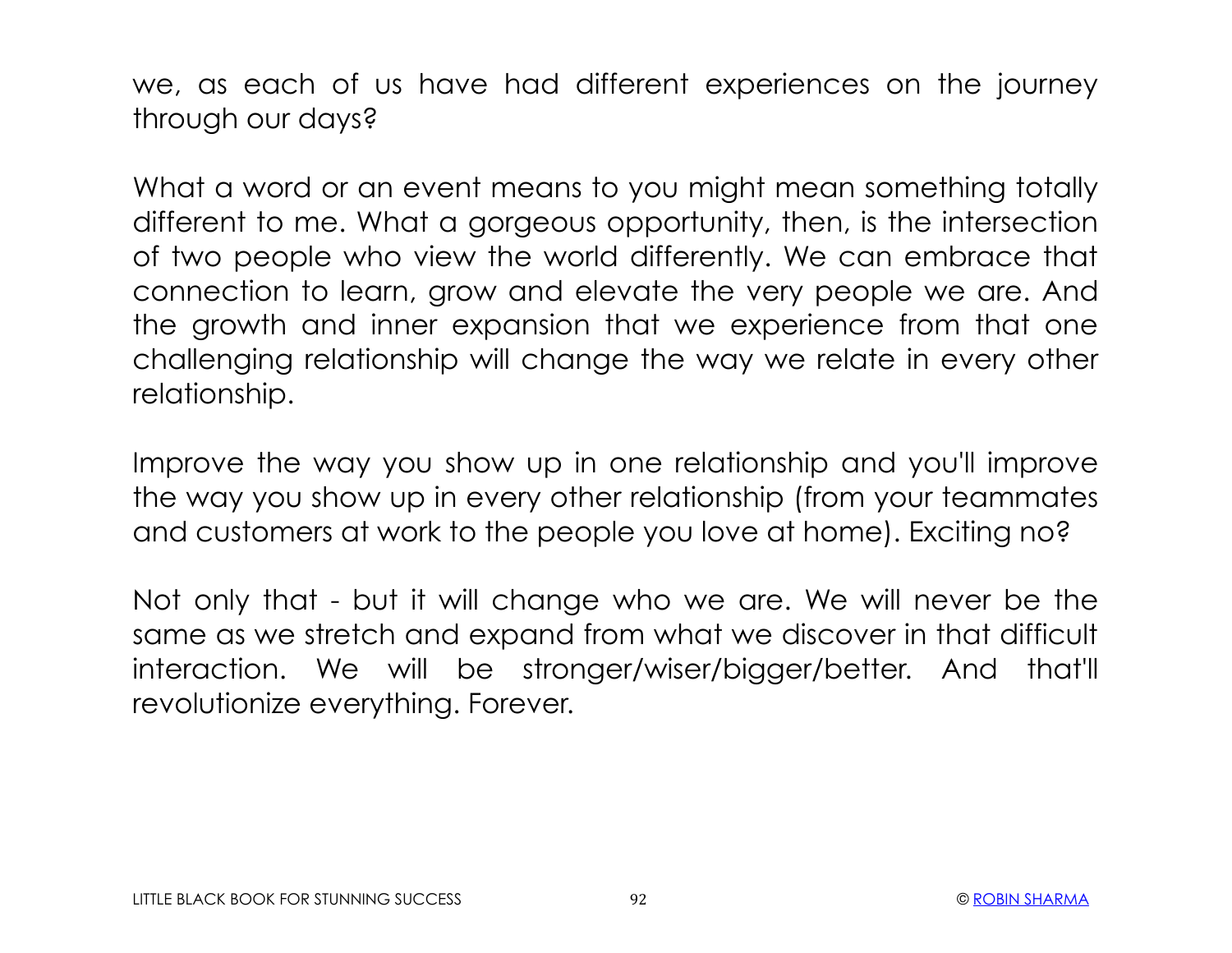we, as each of us have had different experiences on the journey through our days?

What a word or an event means to you might mean something totally different to me. What a gorgeous opportunity, then, is the intersection of two people who view the world differently. We can embrace that connection to learn, grow and elevate the very people we are. And the growth and inner expansion that we experience from that one challenging relationship will change the way we relate in every other relationship.

Improve the way you show up in one relationship and you'll improve the way you show up in every other relationship (from your teammates and customers at work to the people you love at home). Exciting no?

Not only that - but it will change who we are. We will never be the same as we stretch and expand from what we discover in that difficult interaction. We will be stronger/wiser/bigger/better. And that'll revolutionize everything. Forever.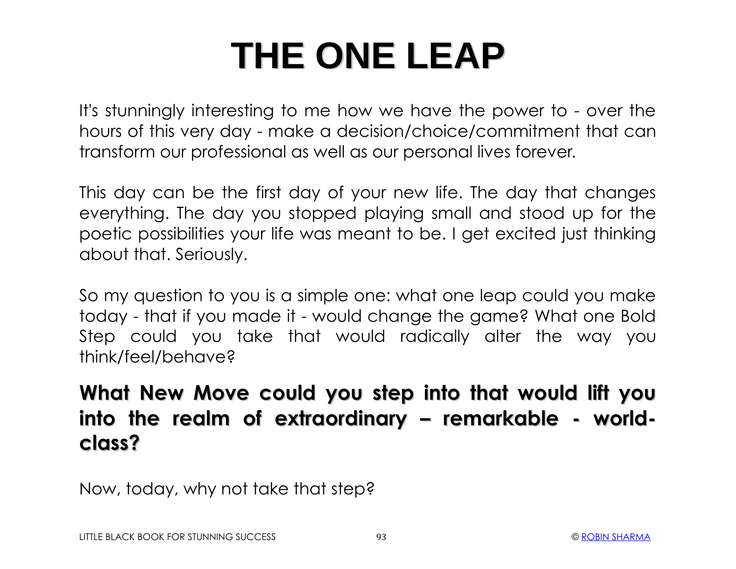# THE ONE LEAP

It's stunningly interesting to me how we have the power to - over the hours of this very day - make a decision/choice/commitment that can transform our professional as well as our personal lives forever.

This day can be the first day of your new life. The day that changes everything. The day you stopped playing small and stood up for the poetic possibilities your life was meant to be. I get excited just thinking about that. Seriously.

So my question to you is a simple one: what one leap could you make today - that if you made it - would change the game? What one Bold Step could you take that would radically alter the way you think/feel/behave?

**What New Move could you step into that would lift you into the realm of extraordinary – remarkable - world-class?**

Now, today, why not take that step?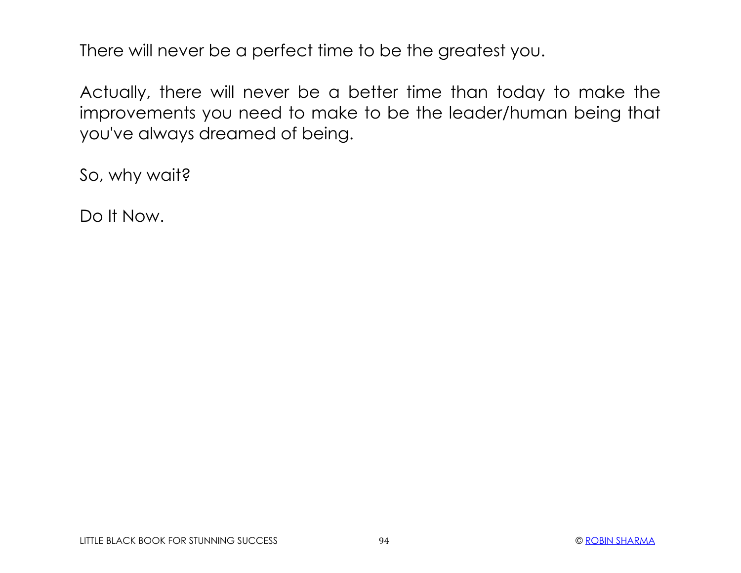There will never be a perfect time to be the greatest you.

Actually, there will never be a better time than today to make the improvements you need to make to be the leader/human being that you've always dreamed of being.

So, why wait?

Do It Now.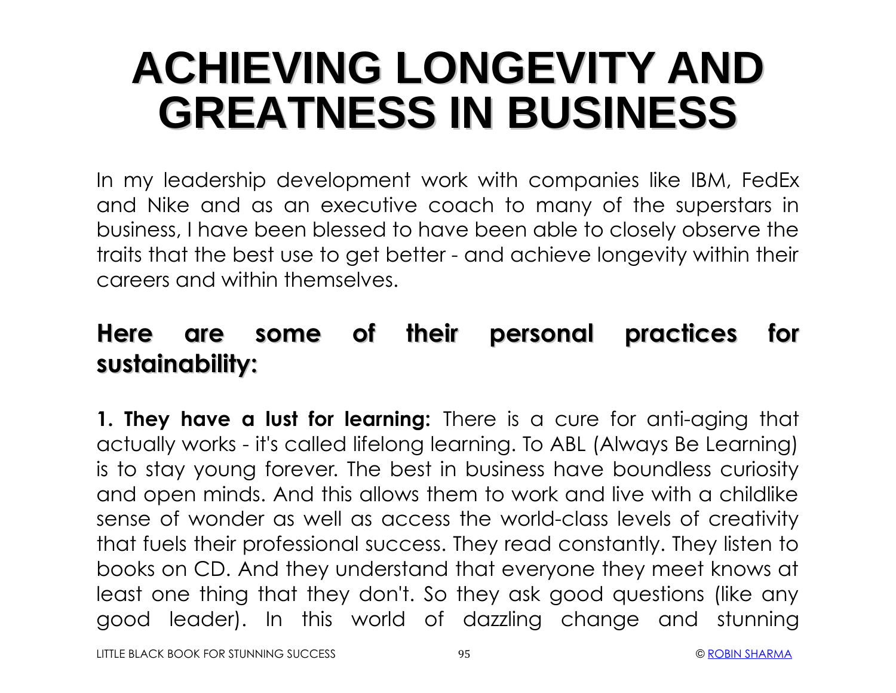# ACHIEVING LONGEVITY AND GREATNESS IN BUSINESS

In my leadership development work with companies like IBM, FedEx and Nike and as an executive coach to many of the superstars in business, I have been blessed to have been able to closely observe the traits that the best use to get better - and achieve longevity within their careers and within themselves.

## Here are some of their personal practices for sustainability:

**1. They have a lust for learning:** There is a cure for anti-aging that actually works - it's called lifelong learning. To ABL (Always Be Learning) is to stay young forever. The best in business have boundless curiosity and open minds. And this allows them to work and live with a childlike sense of wonder as well as access the world-class levels of creativity that fuels their professional success. They read constantly. They listen to books on CD. And they understand that everyone they meet knows at least one thing that they don't. So they ask good questions (like any good leader). In this world of dazzling change and stunning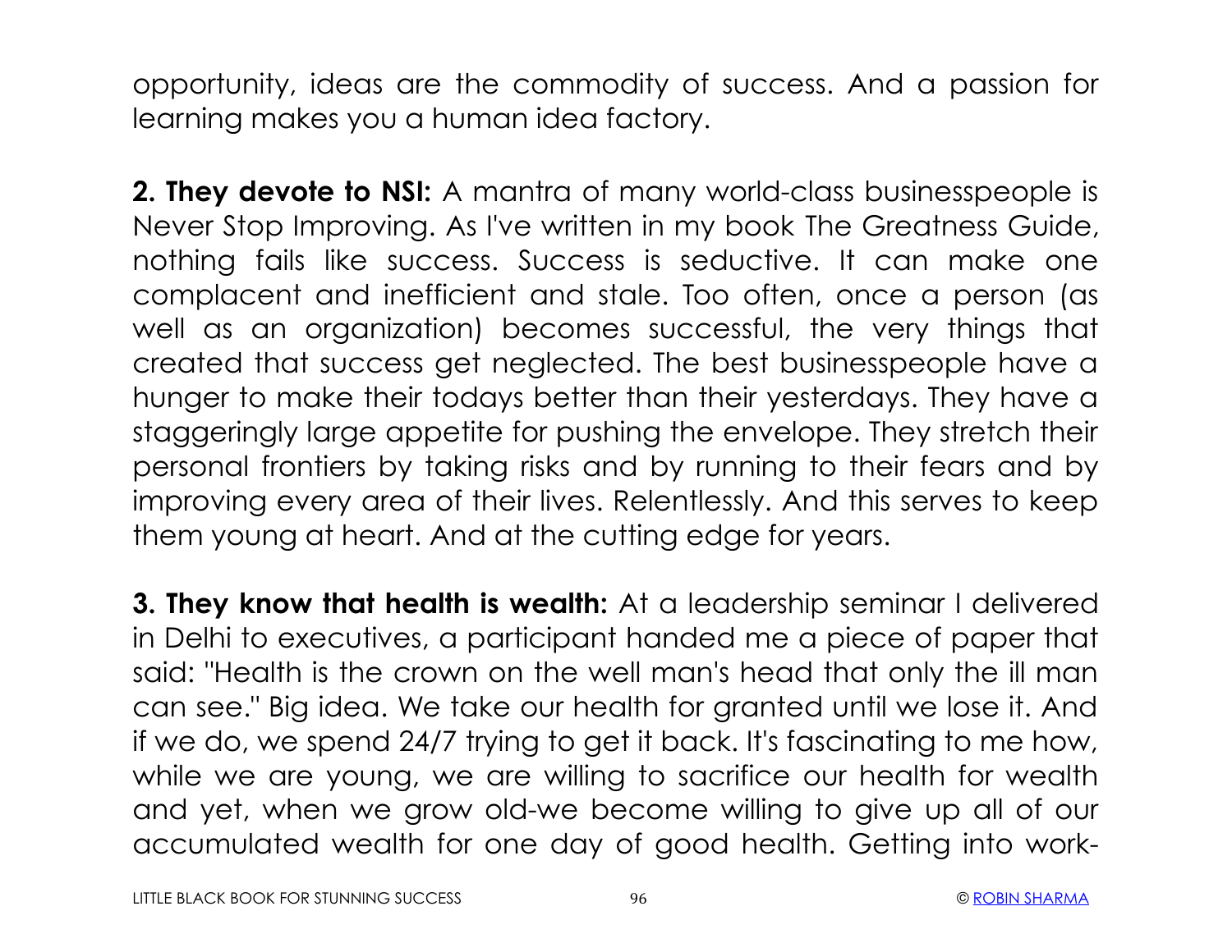opportunity, ideas are the commodity of success. And a passion for learning makes you a human idea factory.

**2. They devote to NSI:** A mantra of many world-class businesspeople is Never Stop Improving. As I've written in my book The Greatness Guide, nothing fails like success. Success is seductive. It can make one complacent and inefficient and stale. Too often, once a person (as well as an organization) becomes successful, the very things that created that success get neglected. The best businesspeople have a hunger to make their todays better than their yesterdays. They have a staggeringly large appetite for pushing the envelope. They stretch their personal frontiers by taking risks and by running to their fears and by improving every area of their lives. Relentlessly. And this serves to keep them young at heart. And at the cutting edge for years.

**3. They know that health is wealth:** At a leadership seminar I delivered in Delhi to executives, a participant handed me a piece of paper that said: "Health is the crown on the well man's head that only the ill man can see." Big idea. We take our health for granted until we lose it. And if we do, we spend 24/7 trying to get it back. It's fascinating to me how, while we are young, we are willing to sacrifice our health for wealth and yet, when we grow old-we become willing to give up all of our accumulated wealth for one day of good health. Getting into work-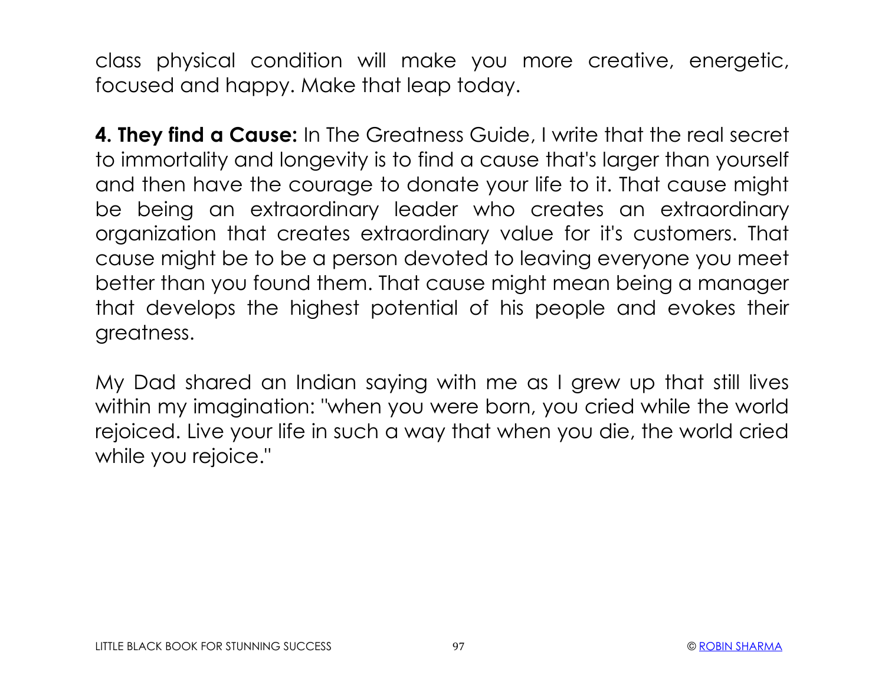class physical condition will make you more creative, energetic, focused and happy. Make that leap today.

**4. They find a Cause:** In The Greatness Guide, I write that the real secret to immortality and longevity is to find a cause that's larger than yourself and then have the courage to donate your life to it. That cause might be being an extraordinary leader who creates an extraordinary organization that creates extraordinary value for it's customers. That cause might be to be a person devoted to leaving everyone you meet better than you found them. That cause might mean being a manager that develops the highest potential of his people and evokes their greatness.

My Dad shared an Indian saying with me as I grew up that still lives within my imagination: "when you were born, you cried while the world rejoiced. Live your life in such a way that when you die, the world cried while you rejoice."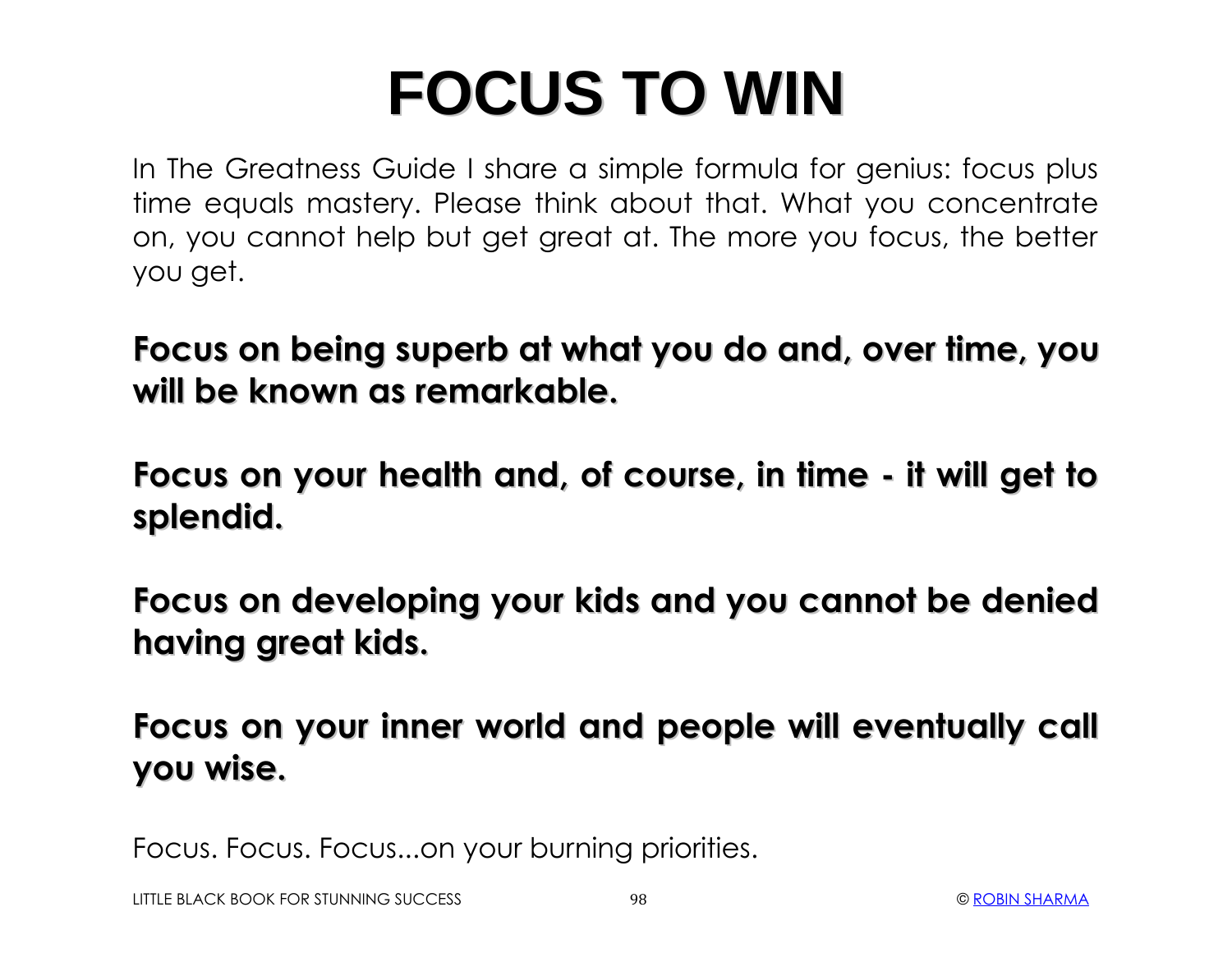# FOCUS TO WIN

In The Greatness Guide I share a simple formula for genius: focus plus time equals mastery. Please think about that. What you concentrate on, you cannot help but get great at. The more you focus, the better you get.

**Focus on being superb at what you do and, over time, you will be known as remarkable.**

**Focus on your health and, of course, in time - it will get to splendid.**

**Focus on developing your kids and you cannot be denied having great kids.**

**Focus on your inner world and people will eventually call you wise.**

Focus. Focus. Focus...on your burning priorities.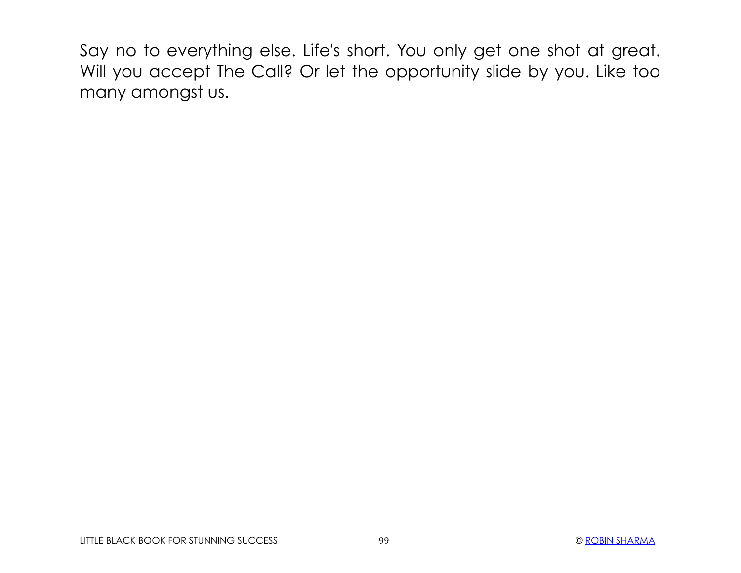Say no to everything else. Life's short. You only get one shot at great. Will you accept The Call? Or let the opportunity slide by you. Like too many amongst us.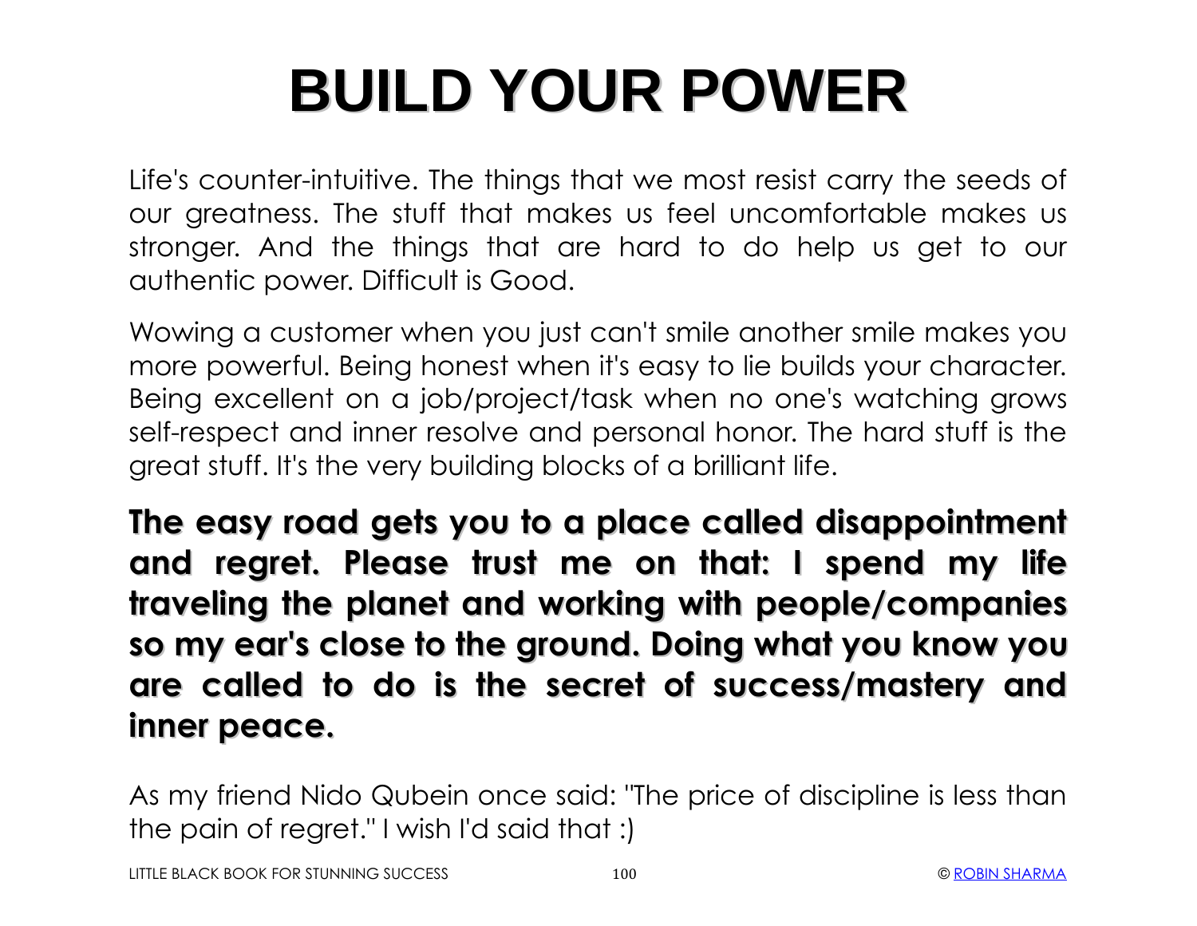# BUILD YOUR POWER

Life's counter-intuitive. The things that we most resist carry the seeds of our greatness. The stuff that makes us feel uncomfortable makes us stronger. And the things that are hard to do help us get to our authentic power. Difficult is Good.

Wowing a customer when you just can't smile another smile makes you more powerful. Being honest when it's easy to lie builds your character. Being excellent on a job/project/task when no one's watching grows self-respect and inner resolve and personal honor. The hard stuff is the great stuff. It's the very building blocks of a brilliant life.

**The easy road gets you to a place called disappointment and regret. Please trust me on that: I spend my life traveling the planet and working with people/companies so my ear's close to the ground. Doing what you know you are called to do is the secret of success/mastery and inner peace.**

As my friend Nido Qubein once said: "The price of discipline is less than the pain of regret." I wish I'd said that :)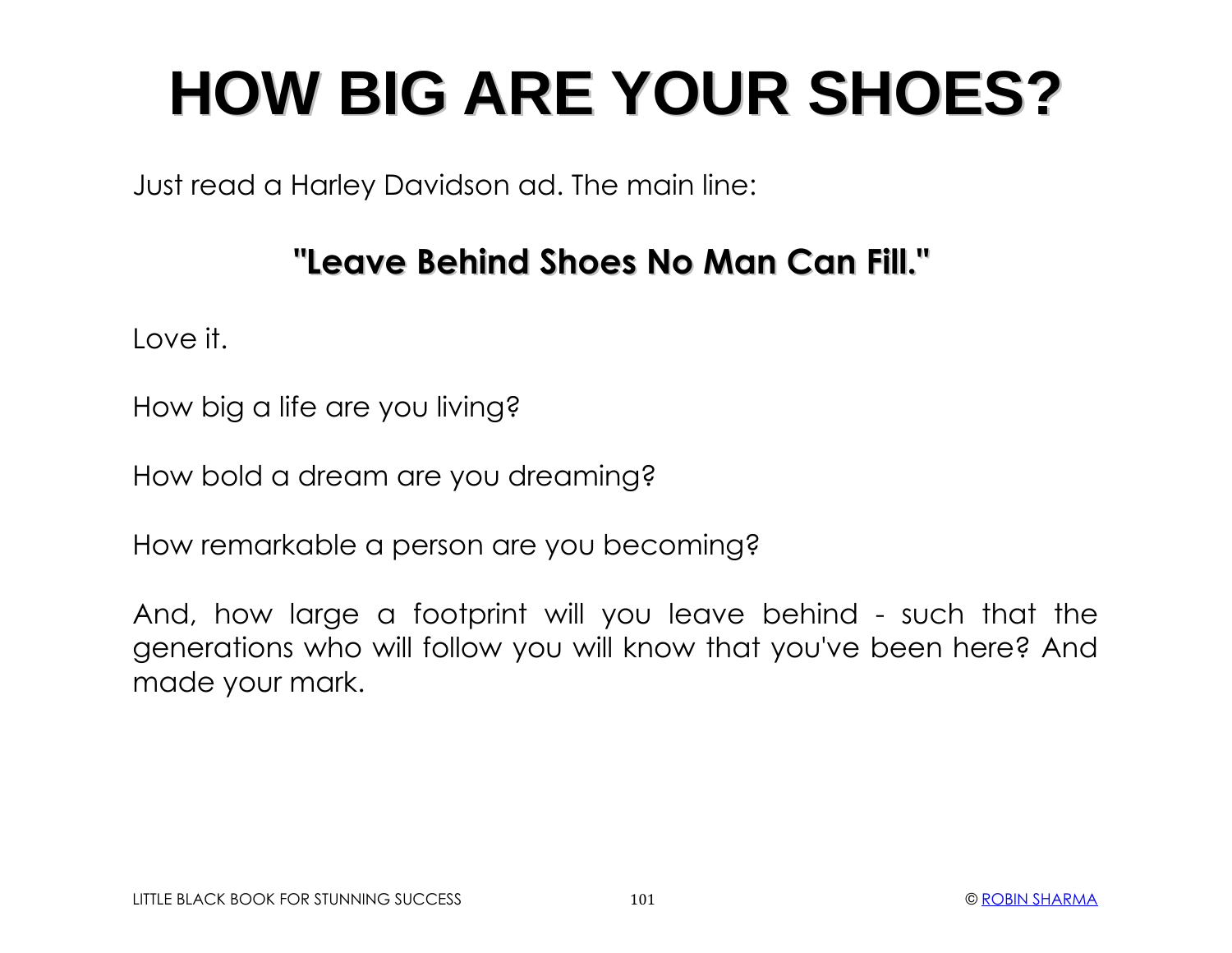# HOW BIG ARE YOUR SHOES?

Just read a Harley Davidson ad. The main line:

**"Leave Behind Shoes No Man Can Fill."**

Love it.

How big a life are you living?

How bold a dream are you dreaming?

How remarkable a person are you becoming?

And, how large a footprint will you leave behind - such that the generations who will follow you will know that you've been here? And made your mark.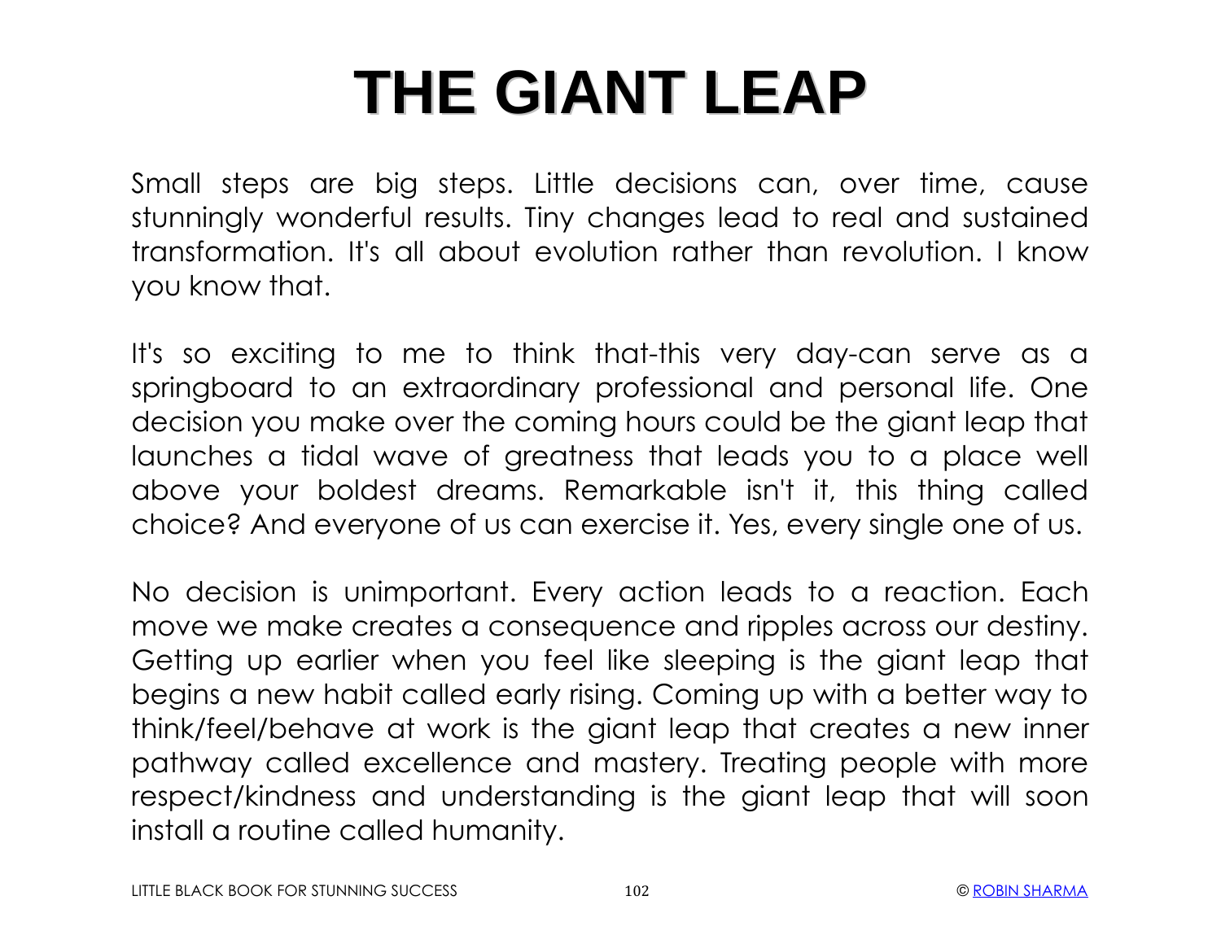# THE GIANT LEAP

Small steps are big steps. Little decisions can, over time, cause stunningly wonderful results. Tiny changes lead to real and sustained transformation. It's all about evolution rather than revolution. I know you know that.

It's so exciting to me to think that-this very day-can serve as a springboard to an extraordinary professional and personal life. One decision you make over the coming hours could be the giant leap that launches a tidal wave of greatness that leads you to a place well above your boldest dreams. Remarkable isn't it, this thing called choice? And everyone of us can exercise it. Yes, every single one of us.

No decision is unimportant. Every action leads to a reaction. Each move we make creates a consequence and ripples across our destiny. Getting up earlier when you feel like sleeping is the giant leap that begins a new habit called early rising. Coming up with a better way to think/feel/behave at work is the giant leap that creates a new inner pathway called excellence and mastery. Treating people with more respect/kindness and understanding is the giant leap that will soon install a routine called humanity.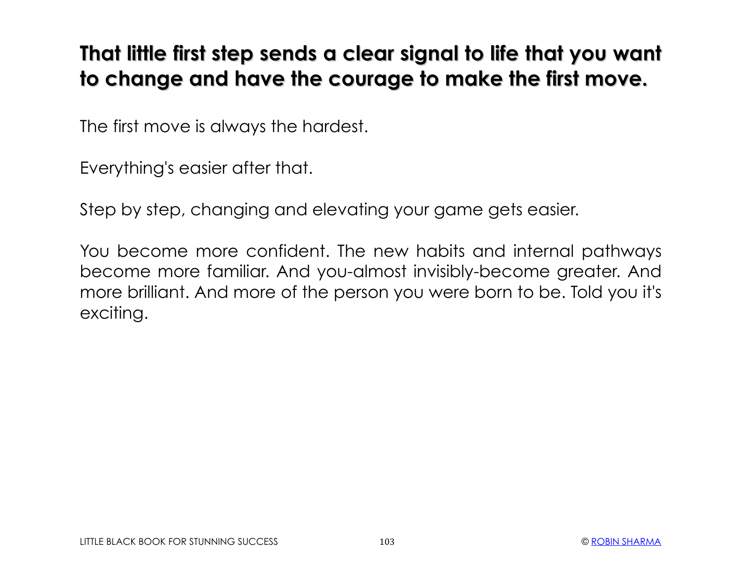## That little first step sends a clear signal to life that you want to change and have the courage to make the first move.

The first move is always the hardest.

Everything's easier after that.

Step by step, changing and elevating your game gets easier.

You become more confident. The new habits and internal pathways become more familiar. And you-almost invisibly-become greater. And more brilliant. And more of the person you were born to be. Told you it's exciting.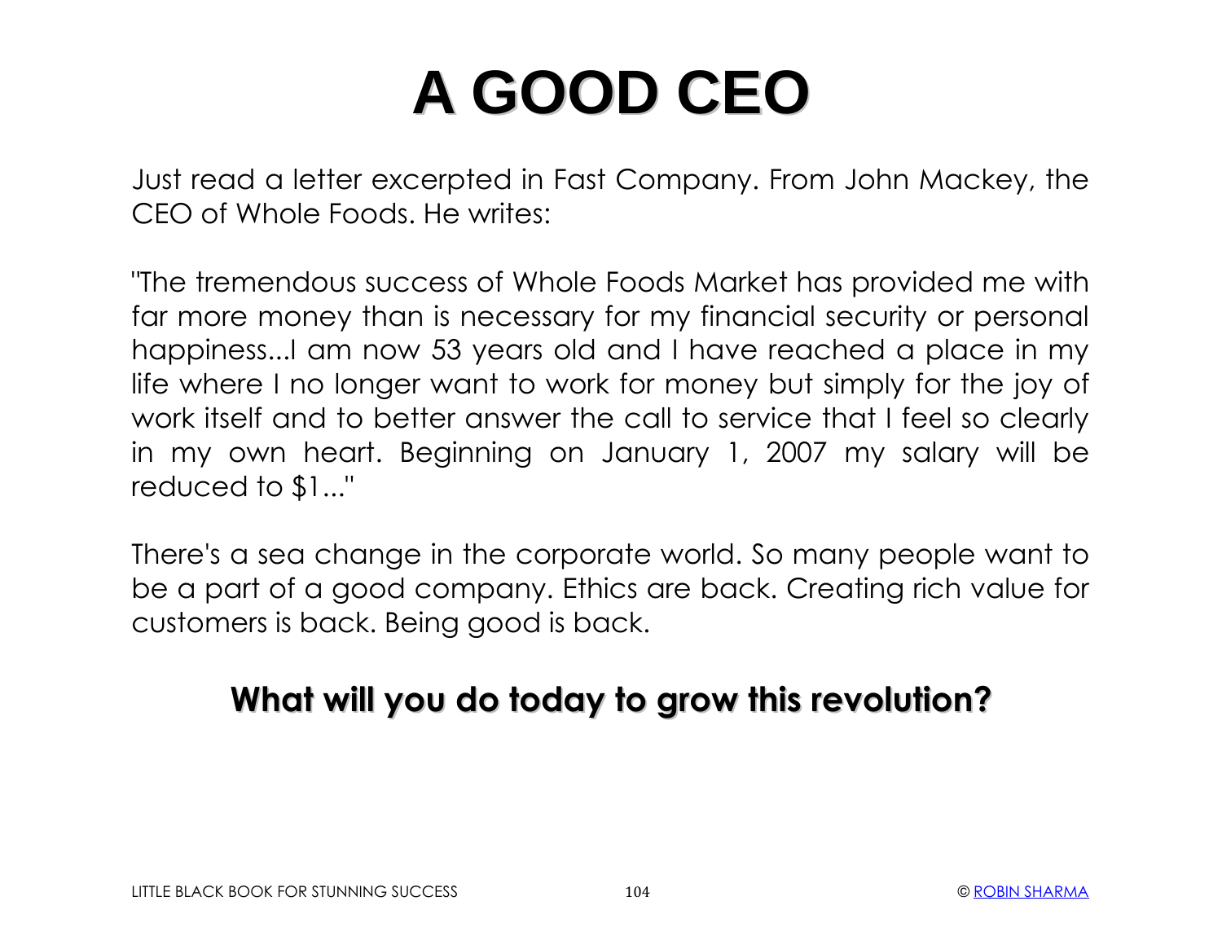# A GOOD CEO

Just read a letter excerpted in Fast Company. From John Mackey, the CEO of Whole Foods. He writes:

"The tremendous success of Whole Foods Market has provided me with far more money than is necessary for my financial security or personal happiness...I am now 53 years old and I have reached a place in my life where I no longer want to work for money but simply for the joy of work itself and to better answer the call to service that I feel so clearly in my own heart. Beginning on January 1, 2007 my salary will be reduced to $1..."

There's a sea change in the corporate world. So many people want to be a part of a good company. Ethics are back. Creating rich value for customers is back. Being good is back.

**What will you do today to grow this revolution?**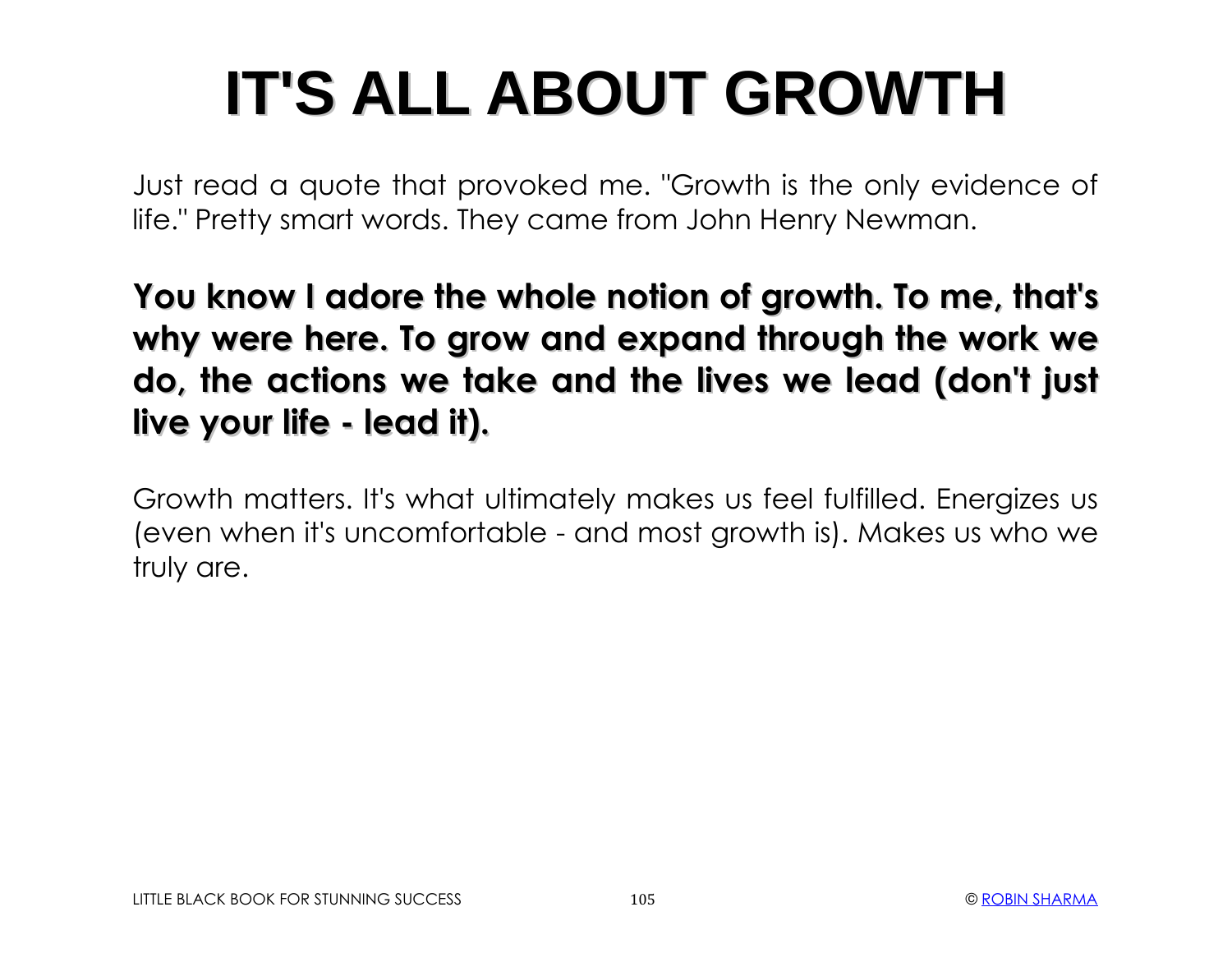# IT'S ALL ABOUT GROWTH

Just read a quote that provoked me. "Growth is the only evidence of life." Pretty smart words. They came from John Henry Newman.

**You know I adore the whole notion of growth. To me, that's why were here. To grow and expand through the work we do, the actions we take and the lives we lead (don't just live your life - lead it).**

Growth matters. It's what ultimately makes us feel fulfilled. Energizes us (even when it's uncomfortable - and most growth is). Makes us who we truly are.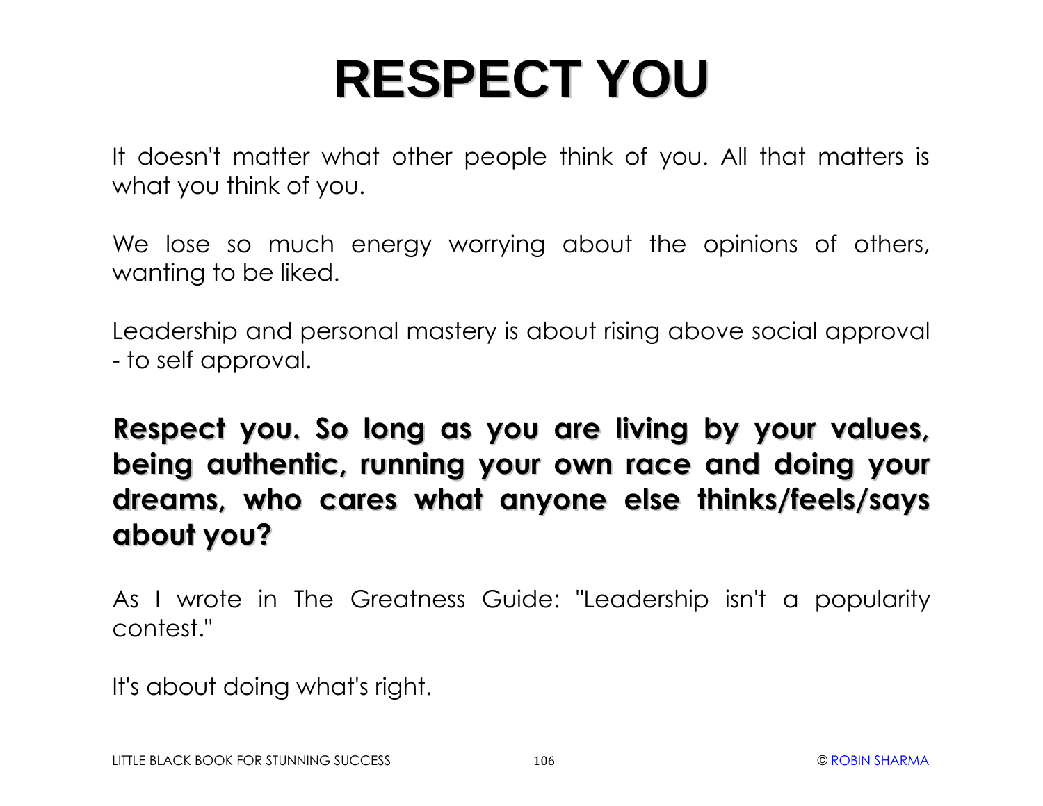# RESPECT YOU

It doesn't matter what other people think of you. All that matters is what you think of you.

We lose so much energy worrying about the opinions of others, wanting to be liked.

Leadership and personal mastery is about rising above social approval - to self approval.

**Respect you. So long as you are living by your values, being authentic, running your own race and doing your dreams, who cares what anyone else thinks/feels/says about you?**

As I wrote in The Greatness Guide: "Leadership isn't a popularity contest."

It's about doing what's right.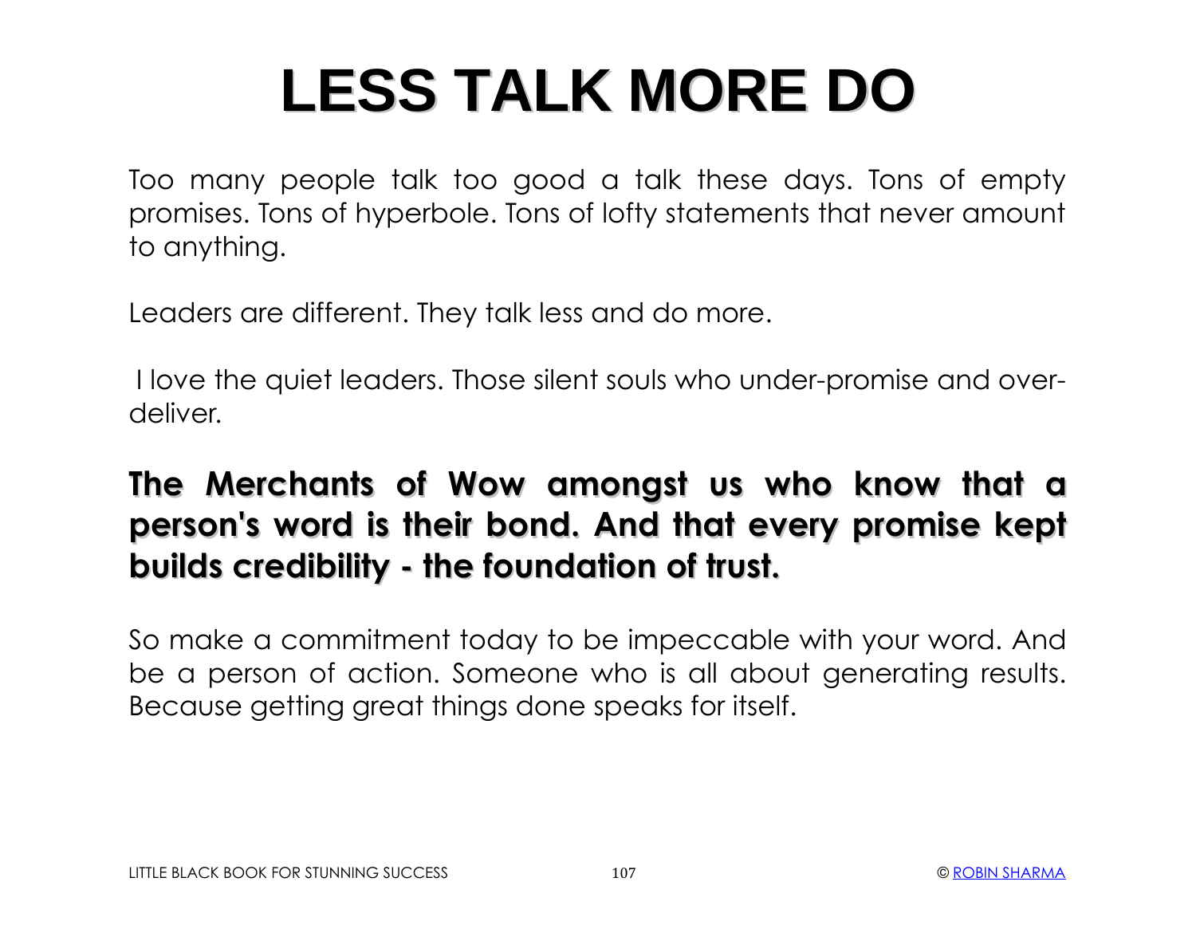# LESS TALK MORE DO

Too many people talk too good a talk these days. Tons of empty promises. Tons of hyperbole. Tons of lofty statements that never amount to anything.

Leaders are different. They talk less and do more.

I love the quiet leaders. Those silent souls who under-promise and over-deliver.

**The Merchants of Wow amongst us who know that a person's word is their bond. And that every promise kept builds credibility - the foundation of trust.**

So make a commitment today to be impeccable with your word. And be a person of action. Someone who is all about generating results. Because getting great things done speaks for itself.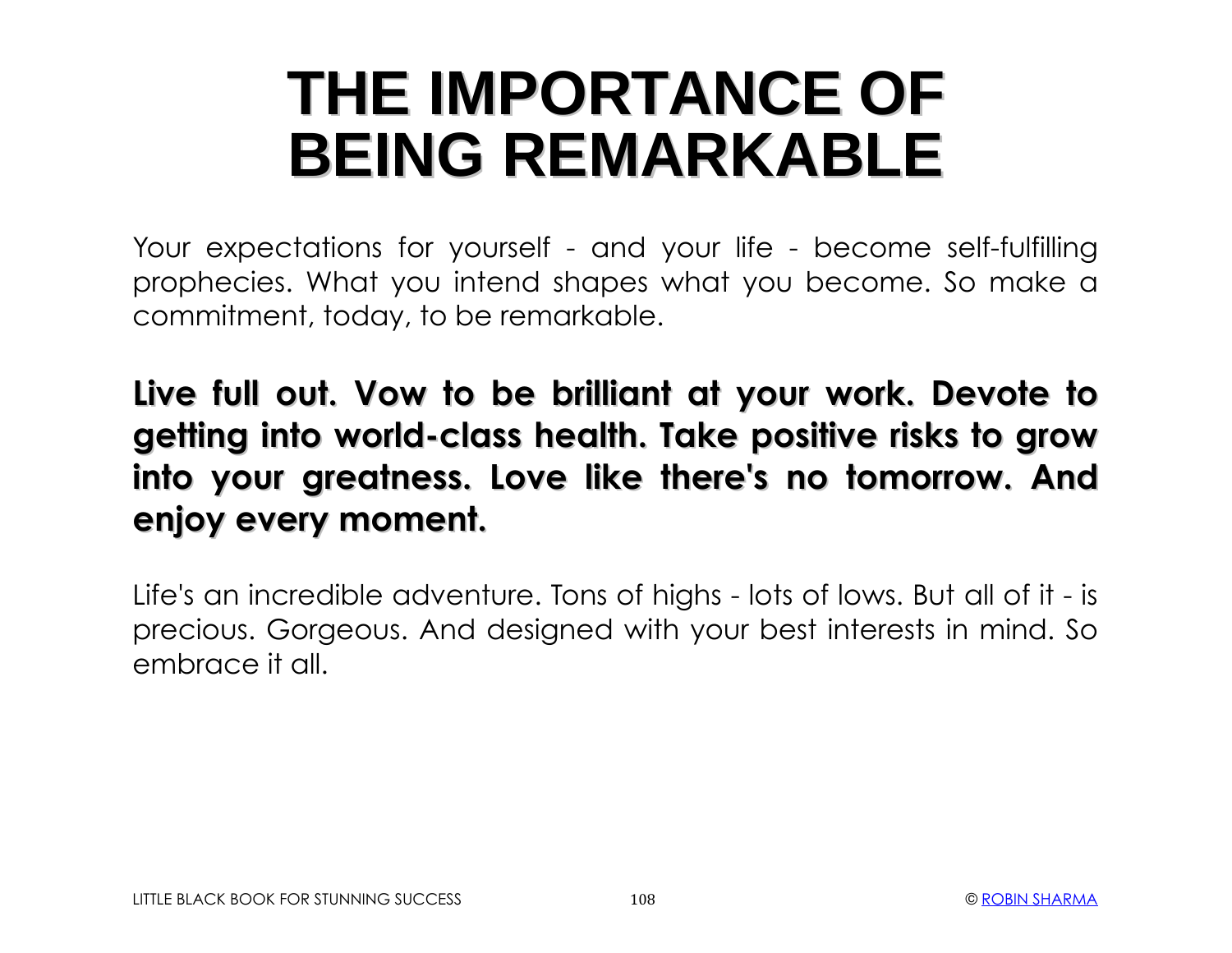# THE IMPORTANCE OF BEING REMARKABLE

Your expectations for yourself - and your life - become self-fulfilling prophecies. What you intend shapes what you become. So make a commitment, today, to be remarkable.

**Live full out. Vow to be brilliant at your work. Devote to getting into world-class health. Take positive risks to grow into your greatness. Love like there's no tomorrow. And enjoy every moment.**

Life's an incredible adventure. Tons of highs - lots of lows. But all of it - is precious. Gorgeous. And designed with your best interests in mind. So embrace it all.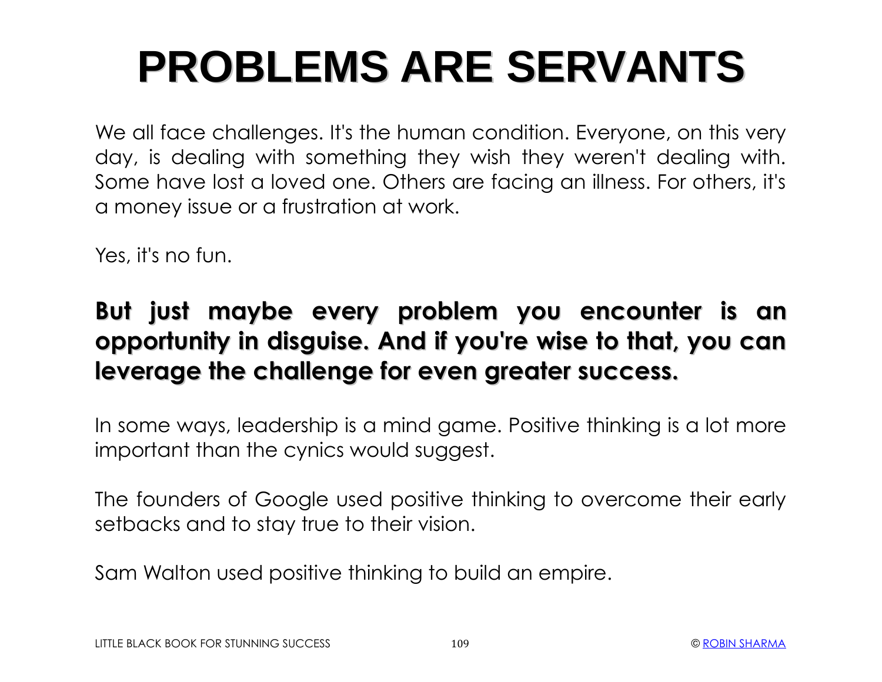# PROBLEMS ARE SERVANTS

We all face challenges. It's the human condition. Everyone, on this very day, is dealing with something they wish they weren't dealing with. Some have lost a loved one. Others are facing an illness. For others, it's a money issue or a frustration at work.

Yes, it's no fun.

**But just maybe every problem you encounter is an opportunity in disguise. And if you're wise to that, you can leverage the challenge for even greater success.**

In some ways, leadership is a mind game. Positive thinking is a lot more important than the cynics would suggest.

The founders of Google used positive thinking to overcome their early setbacks and to stay true to their vision.

Sam Walton used positive thinking to build an empire.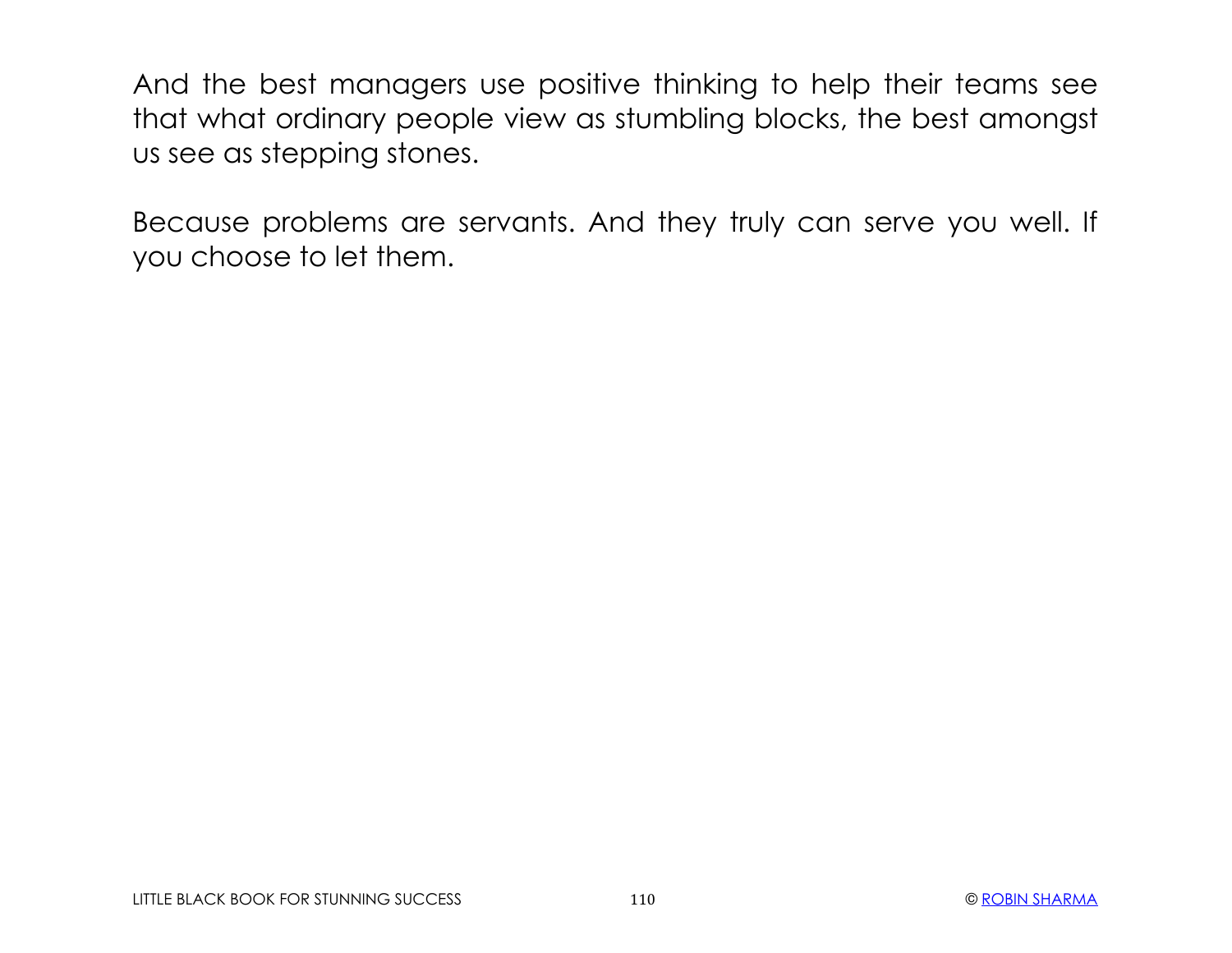And the best managers use positive thinking to help their teams see that what ordinary people view as stumbling blocks, the best amongst us see as stepping stones.

Because problems are servants. And they truly can serve you well. If you choose to let them.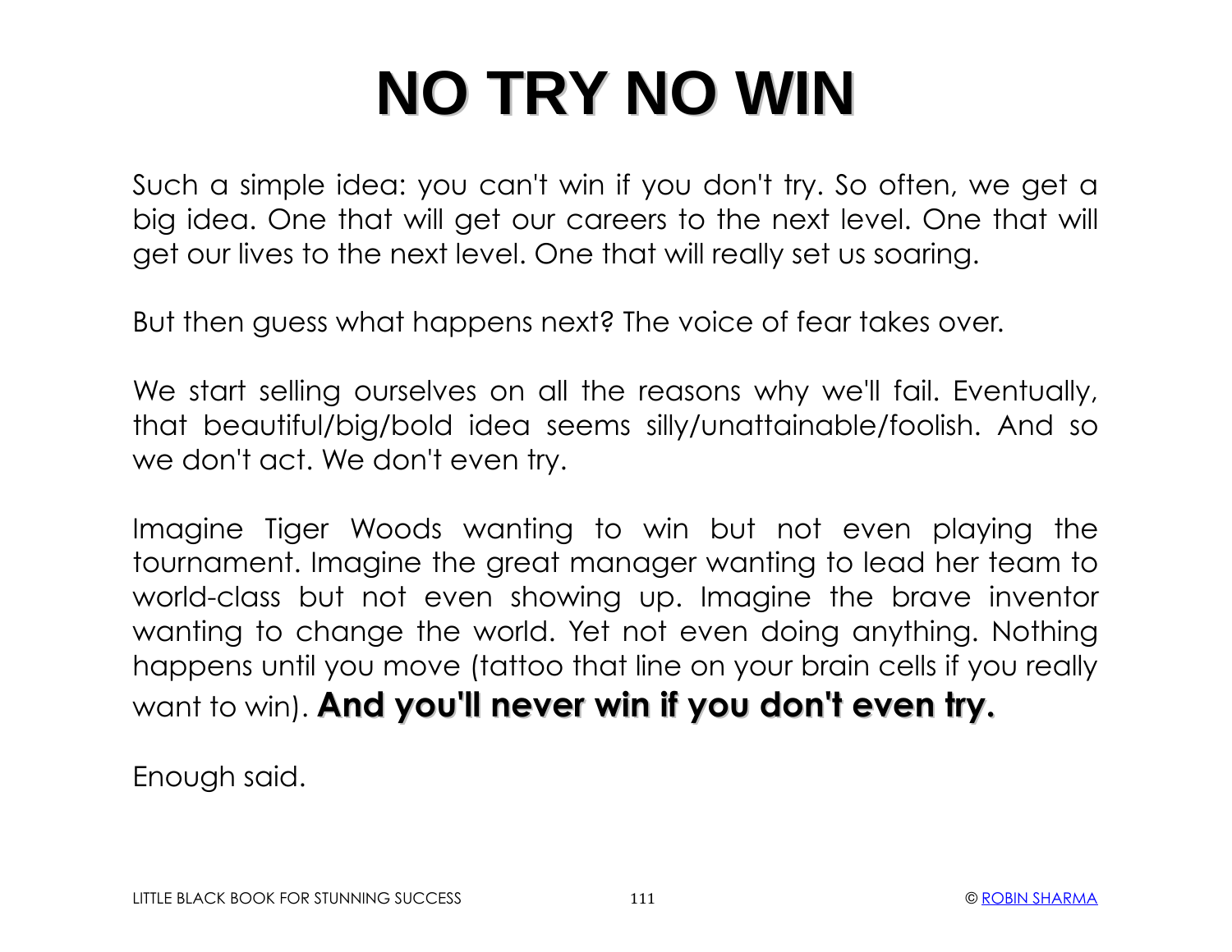# NO TRY NO WIN

Such a simple idea: you can't win if you don't try. So often, we get a big idea. One that will get our careers to the next level. One that will get our lives to the next level. One that will really set us soaring.

But then guess what happens next? The voice of fear takes over.

We start selling ourselves on all the reasons why we'll fail. Eventually, that beautiful/big/bold idea seems silly/unattainable/foolish. And so we don't act. We don't even try.

Imagine Tiger Woods wanting to win but not even playing the tournament. Imagine the great manager wanting to lead her team to world-class but not even showing up. Imagine the brave inventor wanting to change the world. Yet not even doing anything. Nothing happens until you move (tattoo that line on your brain cells if you really want to win). **And you'll never win if you don't even try.**

Enough said.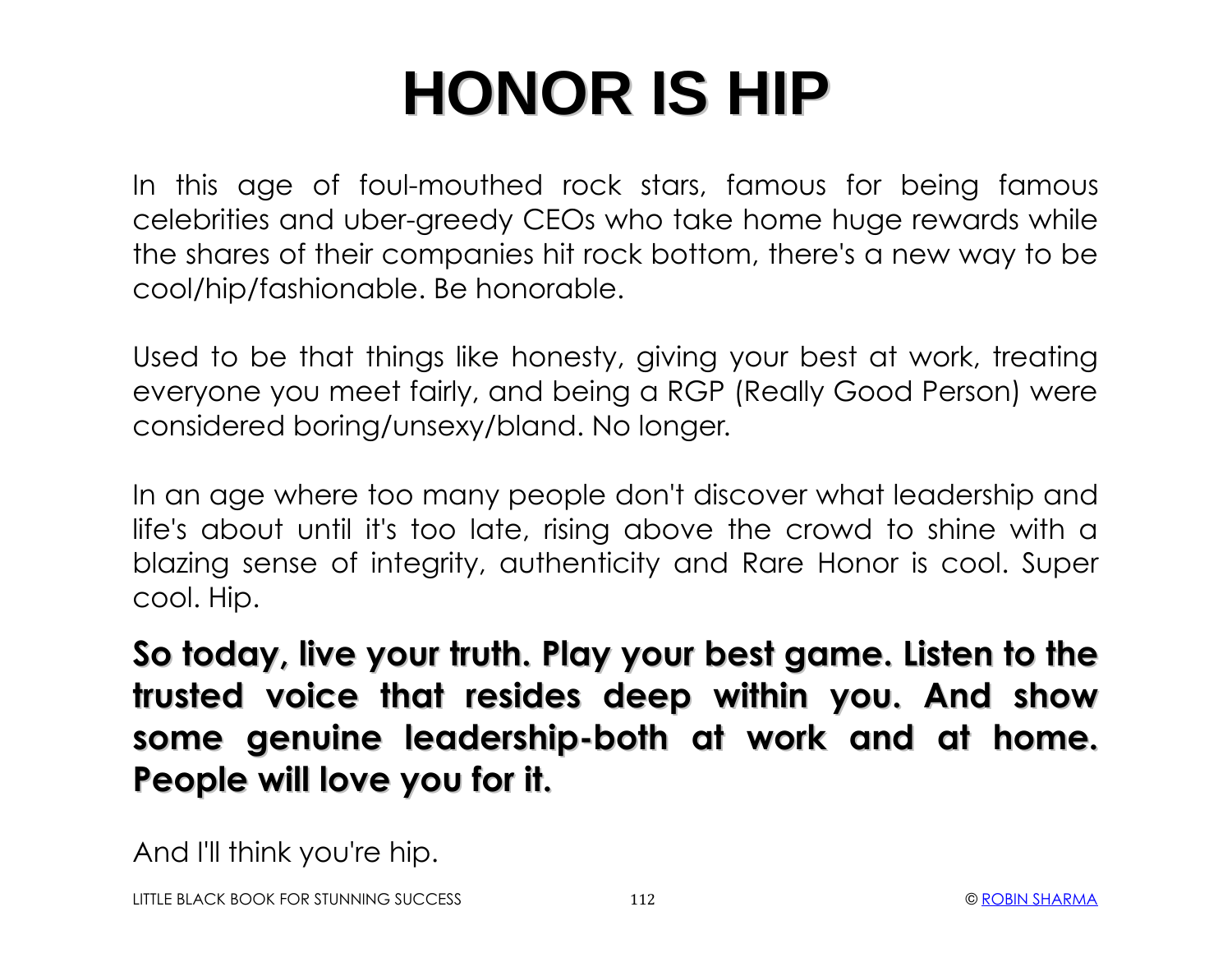# HONOR IS HIP

In this age of foul-mouthed rock stars, famous for being famous celebrities and uber-greedy CEOs who take home huge rewards while the shares of their companies hit rock bottom, there's a new way to be cool/hip/fashionable. Be honorable.

Used to be that things like honesty, giving your best at work, treating everyone you meet fairly, and being a RGP (Really Good Person) were considered boring/unsexy/bland. No longer.

In an age where too many people don't discover what leadership and life's about until it's too late, rising above the crowd to shine with a blazing sense of integrity, authenticity and Rare Honor is cool. Super cool. Hip.

**So today, live your truth. Play your best game. Listen to the trusted voice that resides deep within you. And show some genuine leadership-both at work and at home. People will love you for it.**

And I'll think you're hip.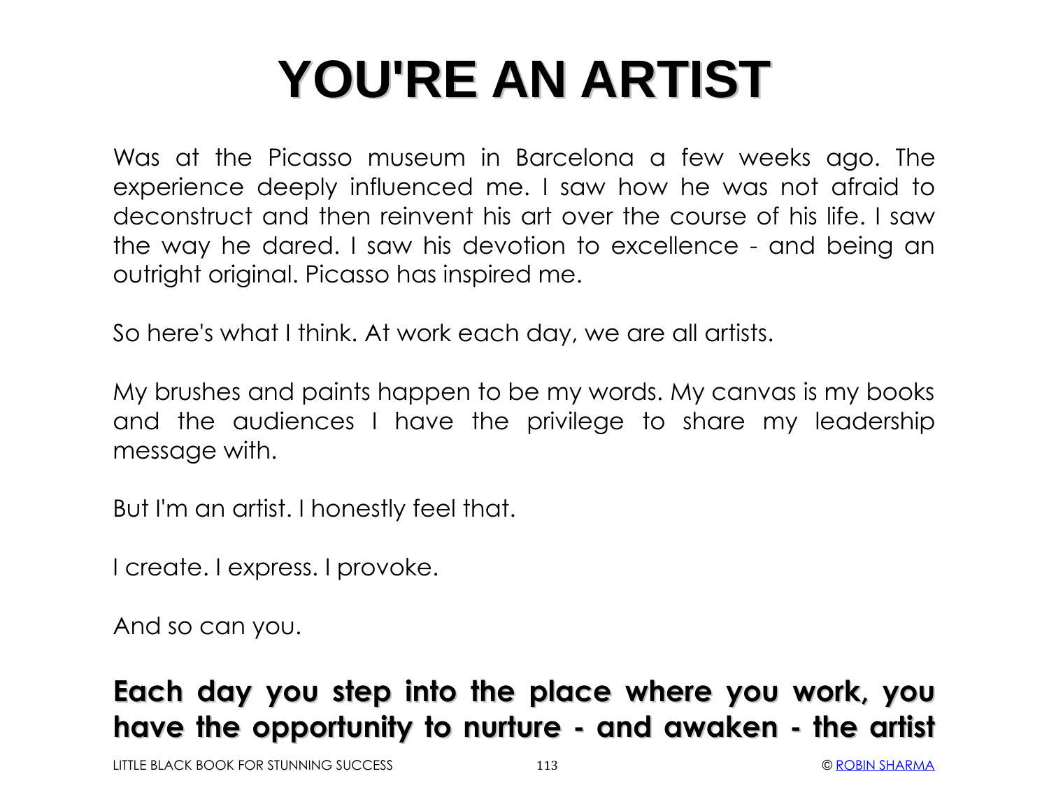# YOU'RE AN ARTIST

Was at the Picasso museum in Barcelona a few weeks ago. The experience deeply influenced me. I saw how he was not afraid to deconstruct and then reinvent his art over the course of his life. I saw the way he dared. I saw his devotion to excellence - and being an outright original. Picasso has inspired me.

So here's what I think. At work each day, we are all artists.

My brushes and paints happen to be my words. My canvas is my books and the audiences I have the privilege to share my leadership message with.

But I'm an artist. I honestly feel that.

I create. I express. I provoke.

And so can you.

**Each day you step into the place where you work, you have the opportunity to nurture - and awaken - the artist**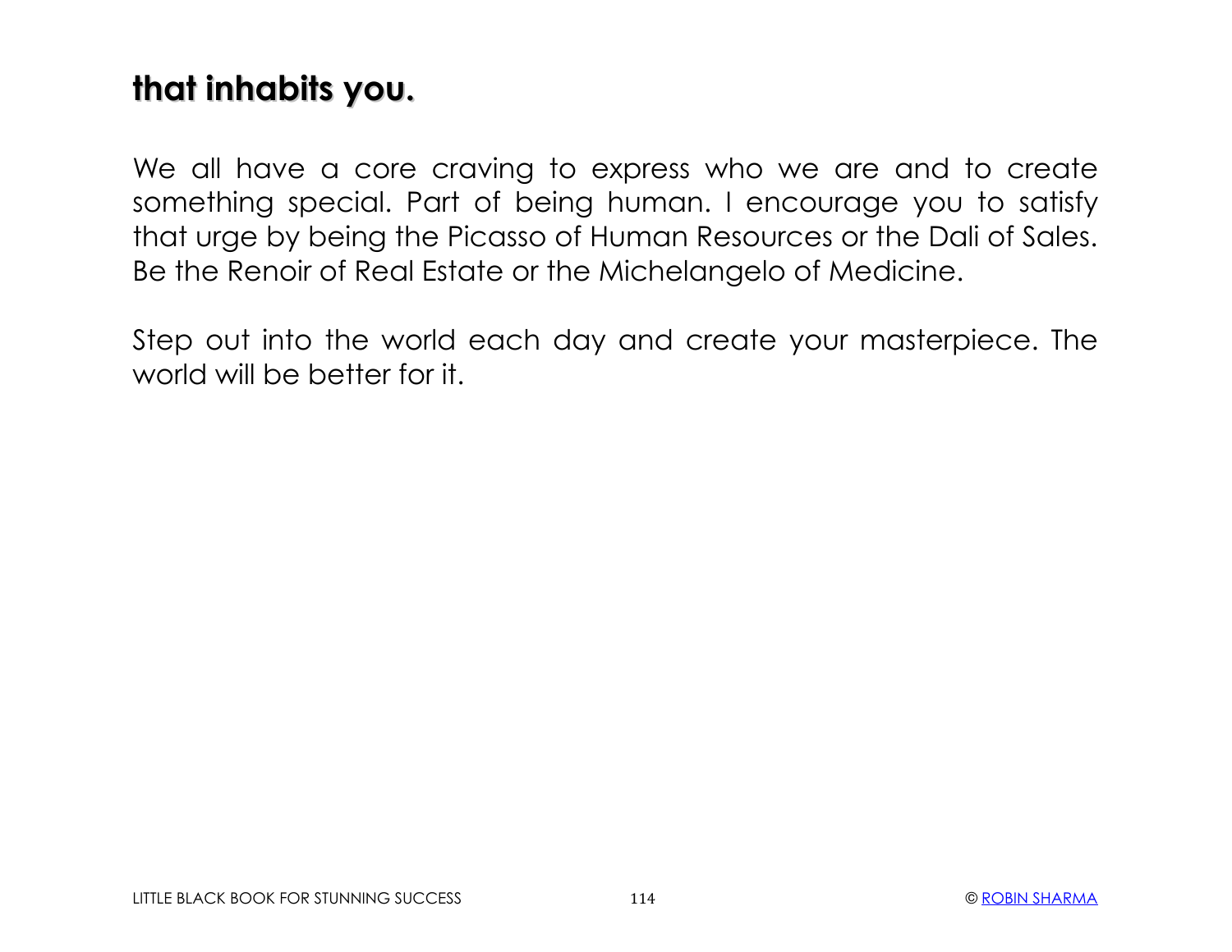## that inhabits you.

We all have a core craving to express who we are and to create something special. Part of being human. I encourage you to satisfy that urge by being the Picasso of Human Resources or the Dali of Sales. Be the Renoir of Real Estate or the Michelangelo of Medicine.

Step out into the world each day and create your masterpiece. The world will be better for it.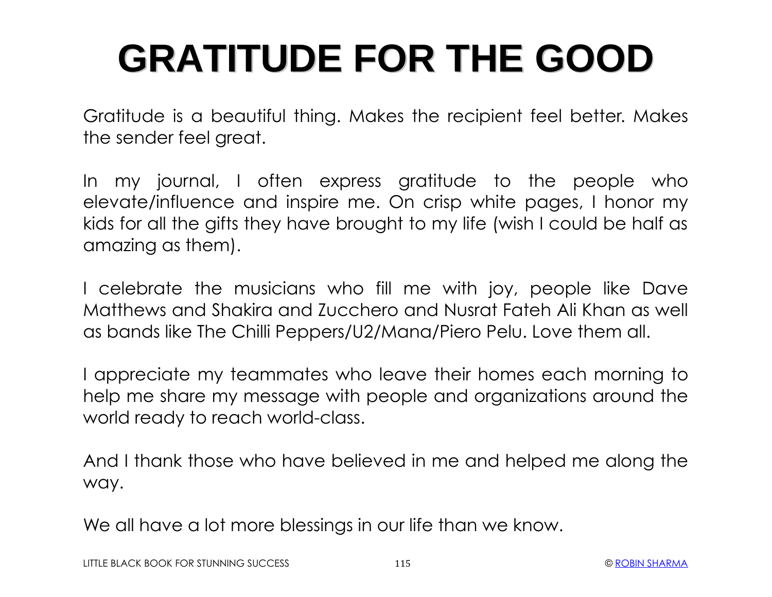# GRATITUDE FOR THE GOOD

Gratitude is a beautiful thing. Makes the recipient feel better. Makes the sender feel great.

In my journal, I often express gratitude to the people who elevate/influence and inspire me. On crisp white pages, I honor my kids for all the gifts they have brought to my life (wish I could be half as amazing as them).

I celebrate the musicians who fill me with joy, people like Dave Matthews and Shakira and Zucchero and Nusrat Fateh Ali Khan as well as bands like The Chilli Peppers/U2/Mana/Piero Pelu. Love them all.

I appreciate my teammates who leave their homes each morning to help me share my message with people and organizations around the world ready to reach world-class.

And I thank those who have believed in me and helped me along the way.

We all have a lot more blessings in our life than we know.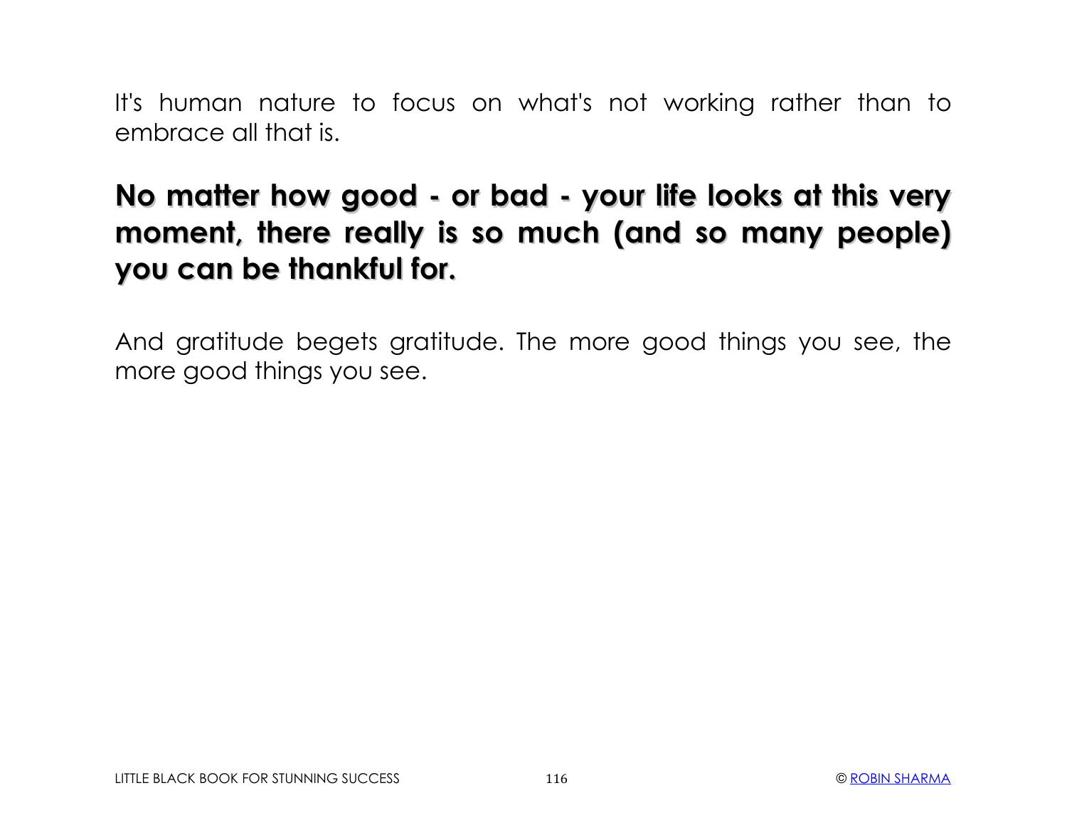It's human nature to focus on what's not working rather than to embrace all that is.

**No matter how good - or bad - your life looks at this very moment, there really is so much (and so many people) you can be thankful for.**

And gratitude begets gratitude. The more good things you see, the more good things you see.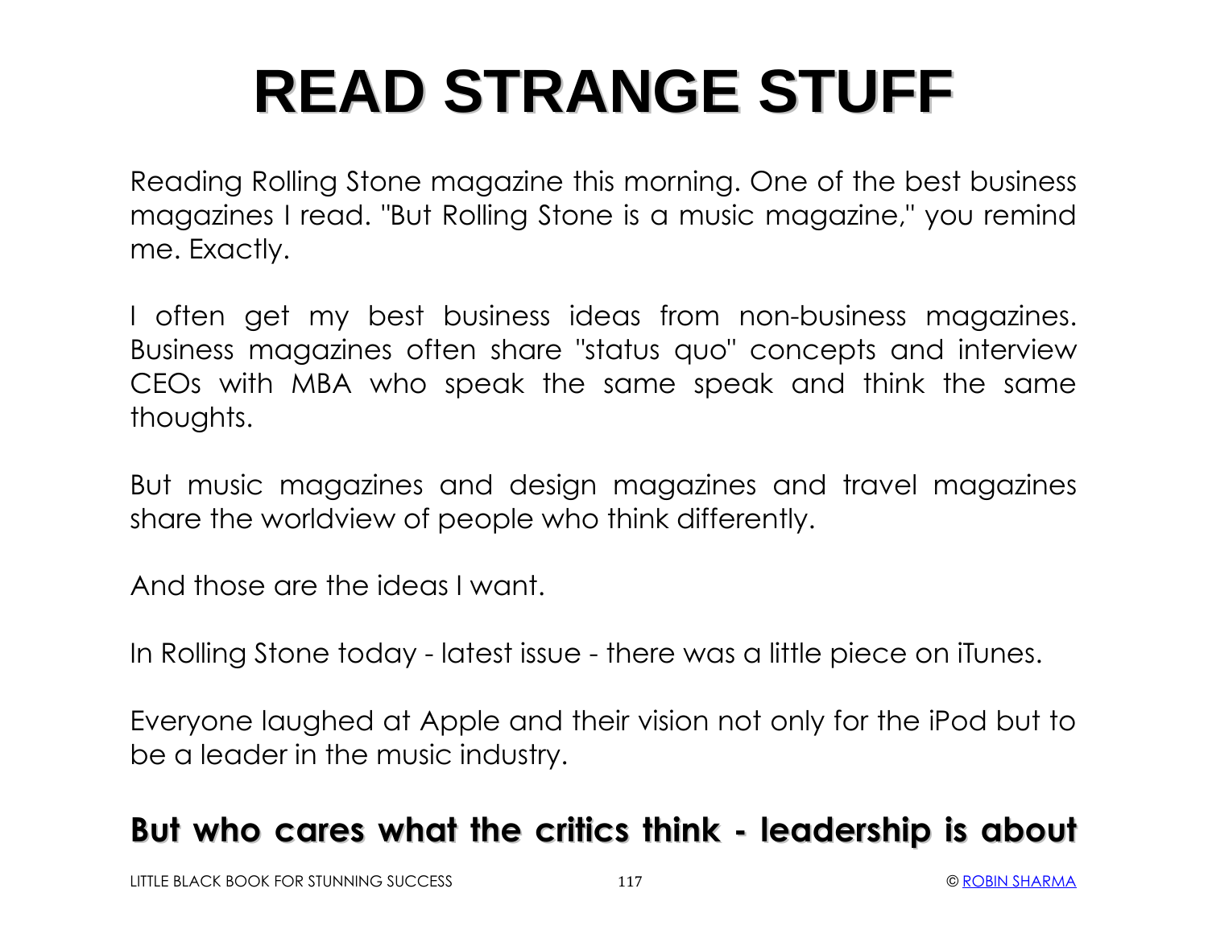# READ STRANGE STUFF

Reading Rolling Stone magazine this morning. One of the best business magazines I read. "But Rolling Stone is a music magazine," you remind me. Exactly.

I often get my best business ideas from non-business magazines. Business magazines often share "status quo" concepts and interview CEOs with MBA who speak the same speak and think the same thoughts.

But music magazines and design magazines and travel magazines share the worldview of people who think differently.

And those are the ideas I want.

In Rolling Stone today - latest issue - there was a little piece on iTunes.

Everyone laughed at Apple and their vision not only for the iPod but to be a leader in the music industry.

**But who cares what the critics think - leadership is about**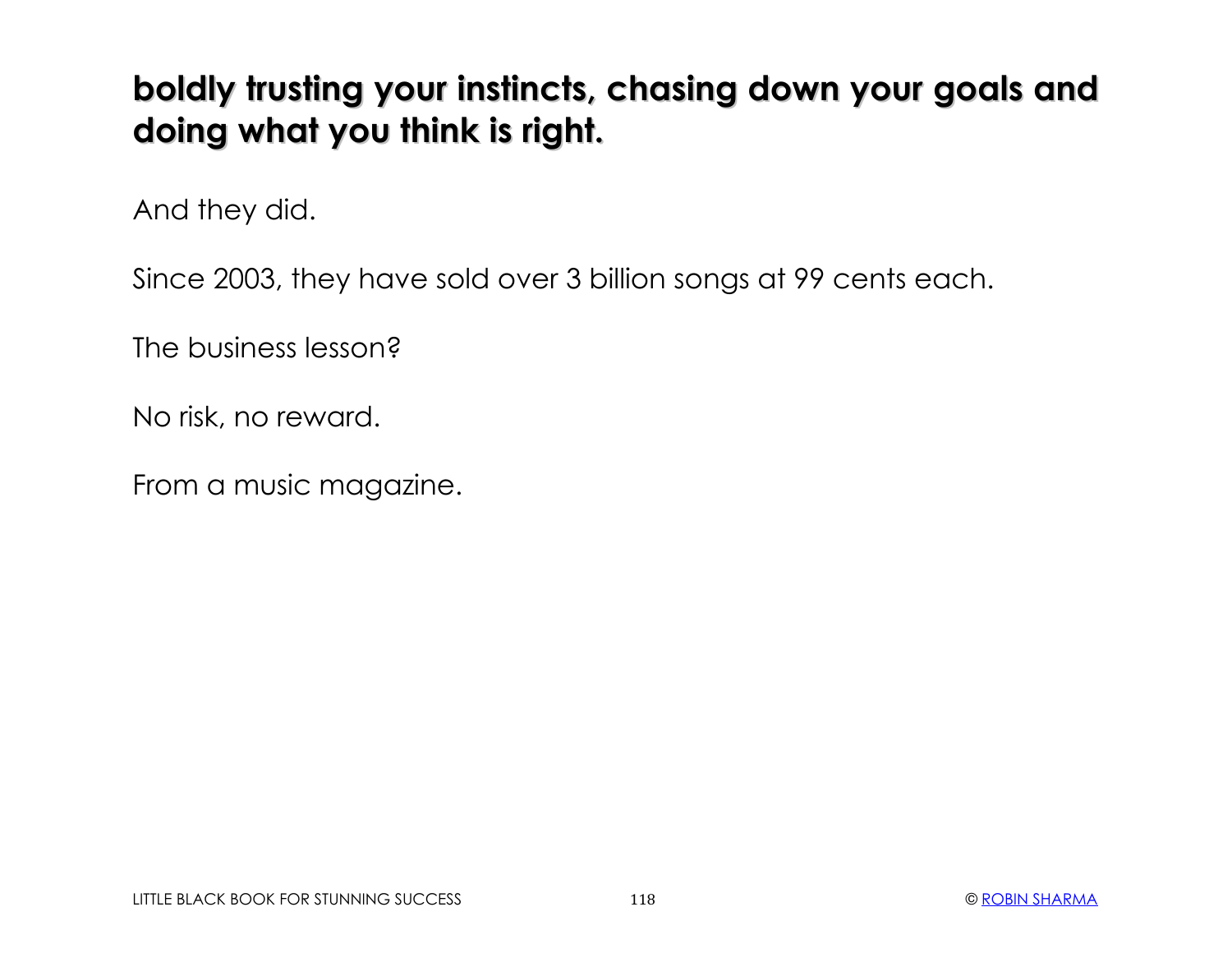**boldly trusting your instincts, chasing down your goals and doing what you think is right.**

And they did.

Since 2003, they have sold over 3 billion songs at 99 cents each.

The business lesson?

No risk, no reward.

From a music magazine.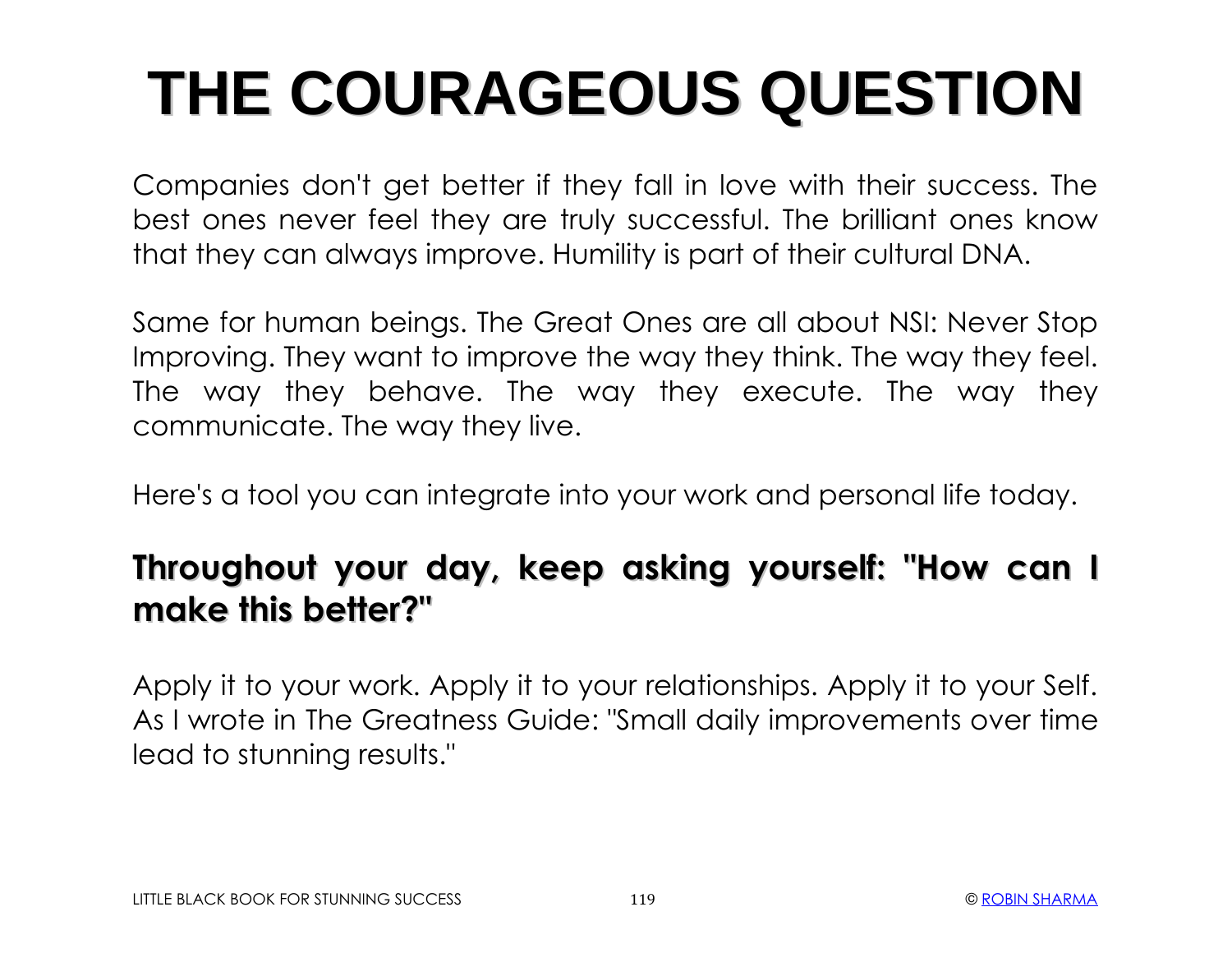# THE COURAGEOUS QUESTION

Companies don't get better if they fall in love with their success. The best ones never feel they are truly successful. The brilliant ones know that they can always improve. Humility is part of their cultural DNA.

Same for human beings. The Great Ones are all about NSI: Never Stop Improving. They want to improve the way they think. The way they feel. The way they behave. The way they execute. The way they communicate. The way they live.

Here's a tool you can integrate into your work and personal life today.

**Throughout your day, keep asking yourself: "How can I make this better?"**

Apply it to your work. Apply it to your relationships. Apply it to your Self. As I wrote in The Greatness Guide: "Small daily improvements over time lead to stunning results."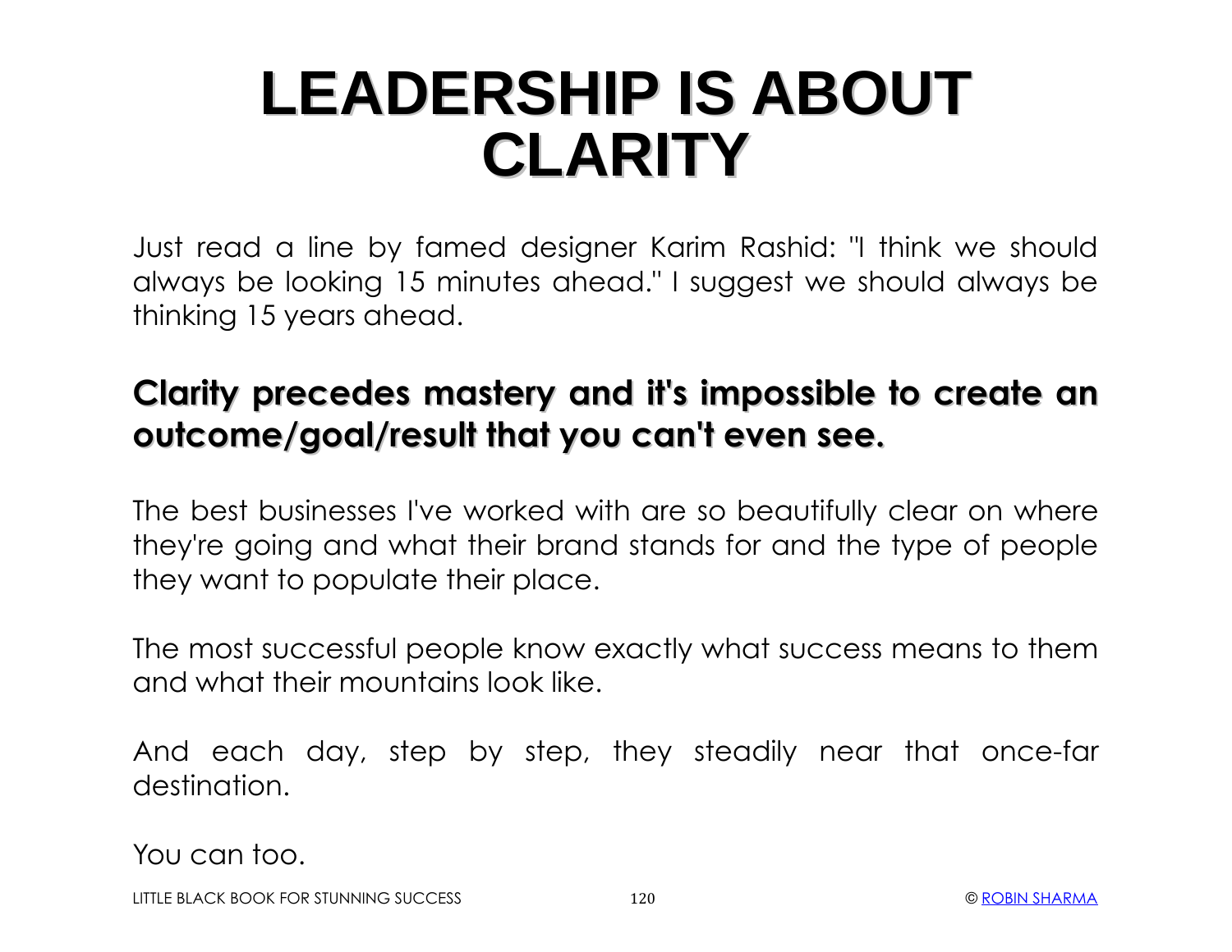# LEADERSHIP IS ABOUT CLARITY

Just read a line by famed designer Karim Rashid: "I think we should always be looking 15 minutes ahead." I suggest we should always be thinking 15 years ahead.

**Clarity precedes mastery and it's impossible to create an outcome/goal/result that you can't even see.**

The best businesses I've worked with are so beautifully clear on where they're going and what their brand stands for and the type of people they want to populate their place.

The most successful people know exactly what success means to them and what their mountains look like.

And each day, step by step, they steadily near that once-far destination.

You can too.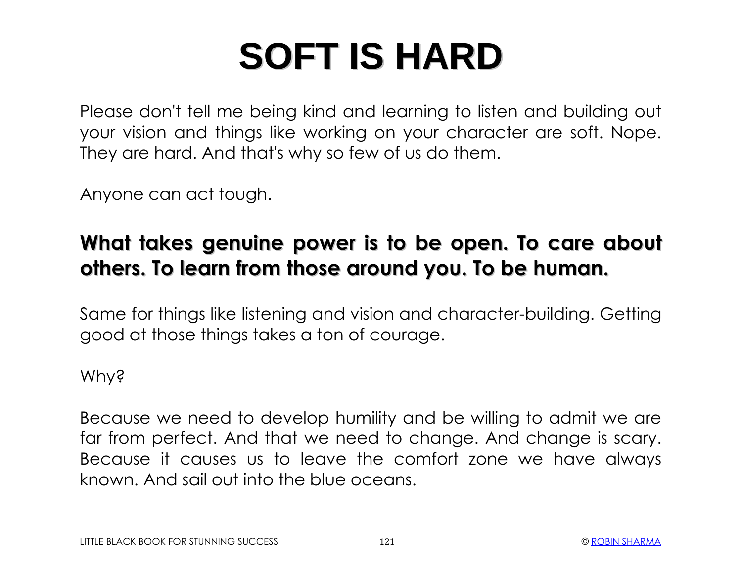# SOFT IS HARD

Please don't tell me being kind and learning to listen and building out your vision and things like working on your character are soft. Nope. They are hard. And that's why so few of us do them.

Anyone can act tough.

**What takes genuine power is to be open. To care about others. To learn from those around you. To be human.**

Same for things like listening and vision and character-building. Getting good at those things takes a ton of courage.

Why?

Because we need to develop humility and be willing to admit we are far from perfect. And that we need to change. And change is scary. Because it causes us to leave the comfort zone we have always known. And sail out into the blue oceans.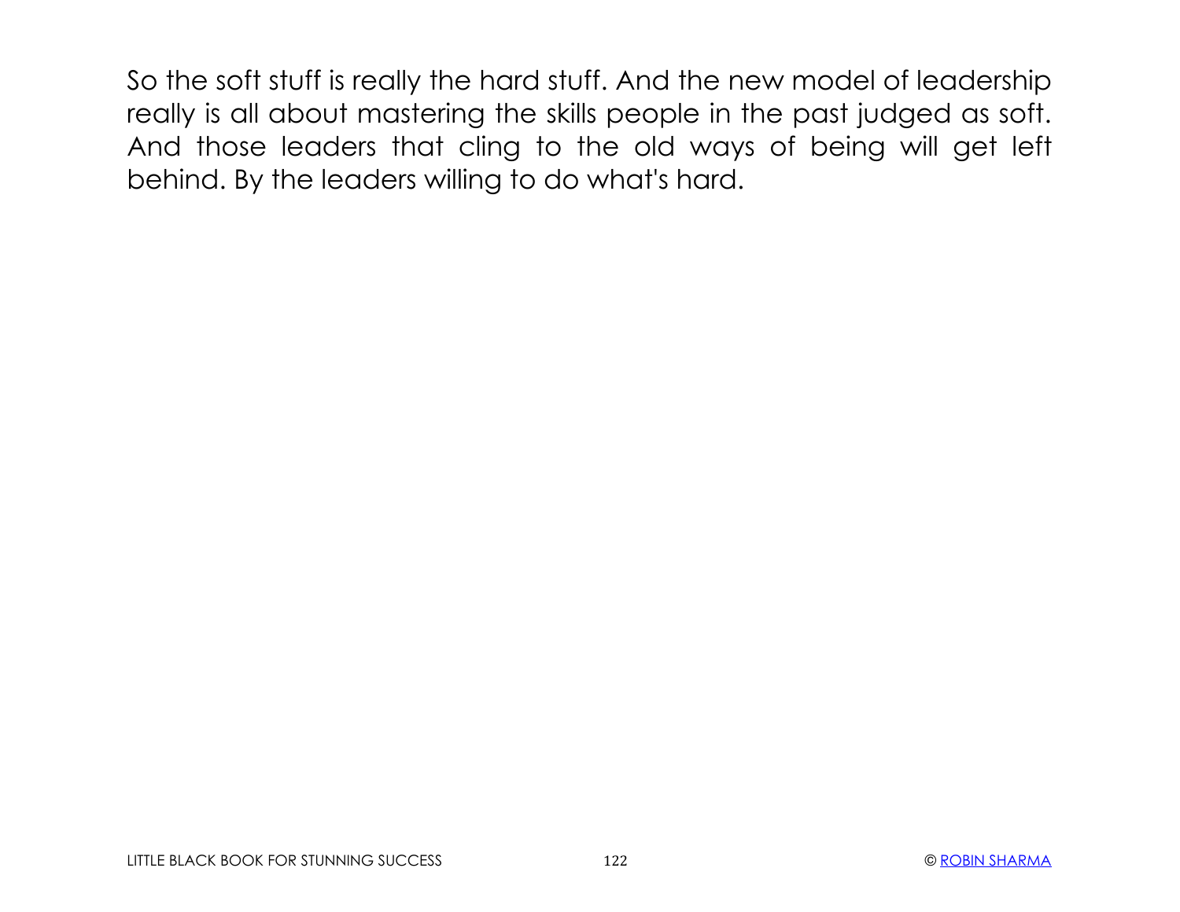So the soft stuff is really the hard stuff. And the new model of leadership really is all about mastering the skills people in the past judged as soft. And those leaders that cling to the old ways of being will get left behind. By the leaders willing to do what's hard.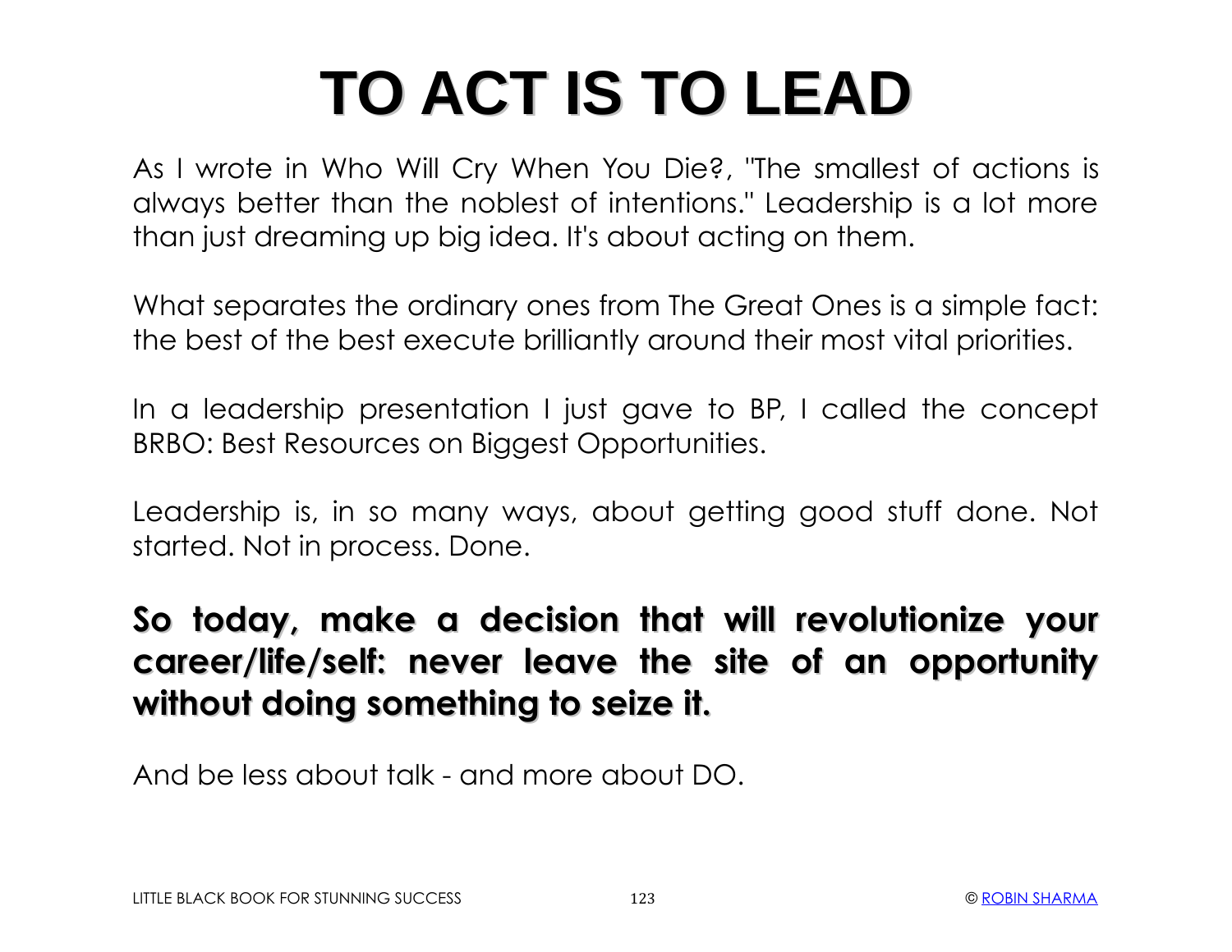# TO ACT IS TO LEAD

As I wrote in Who Will Cry When You Die?, "The smallest of actions is always better than the noblest of intentions." Leadership is a lot more than just dreaming up big idea. It's about acting on them.

What separates the ordinary ones from The Great Ones is a simple fact: the best of the best execute brilliantly around their most vital priorities.

In a leadership presentation I just gave to BP, I called the concept BRBO: Best Resources on Biggest Opportunities.

Leadership is, in so many ways, about getting good stuff done. Not started. Not in process. Done.

**So today, make a decision that will revolutionize your career/life/self: never leave the site of an opportunity without doing something to seize it.**

And be less about talk - and more about DO.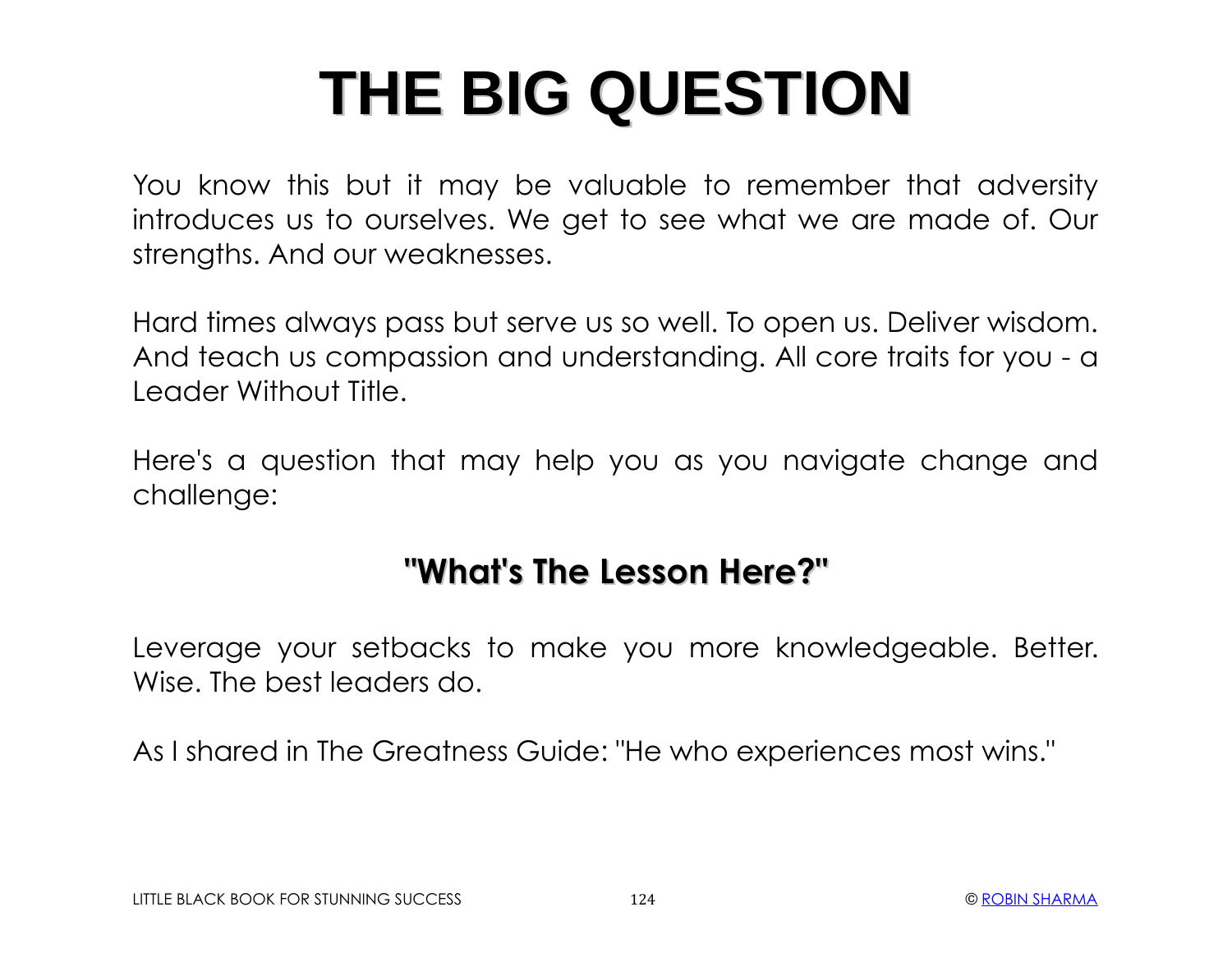# THE BIG QUESTION

You know this but it may be valuable to remember that adversity introduces us to ourselves. We get to see what we are made of. Our strengths. And our weaknesses.

Hard times always pass but serve us so well. To open us. Deliver wisdom. And teach us compassion and understanding. All core traits for you - a Leader Without Title.

Here's a question that may help you as you navigate change and challenge:

## "What's The Lesson Here?"

Leverage your setbacks to make you more knowledgeable. Better. Wise. The best leaders do.

As I shared in The Greatness Guide: "He who experiences most wins."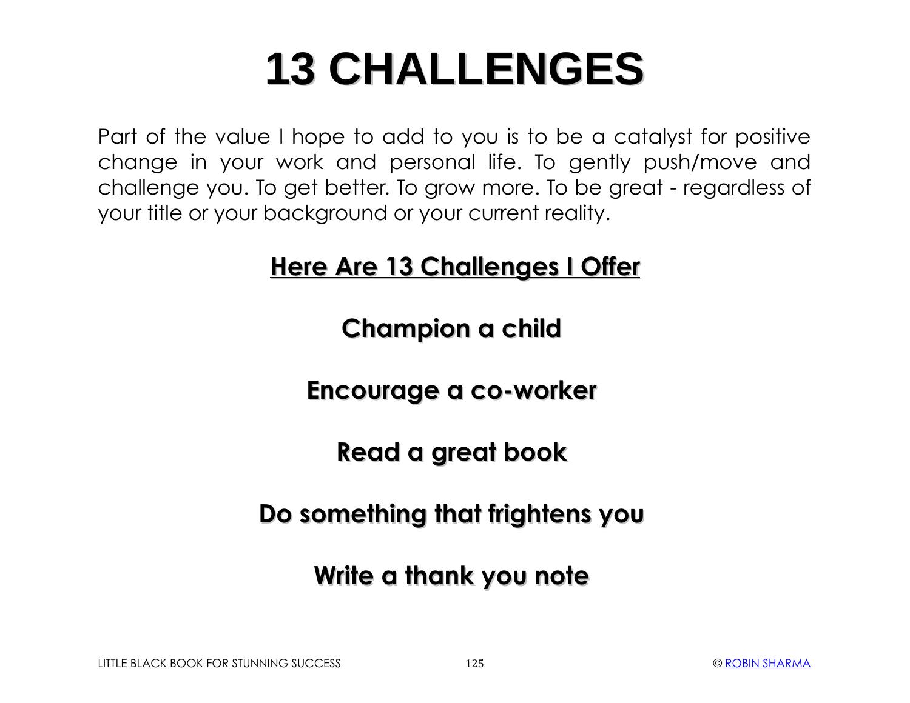# 13 CHALLENGES

Part of the value I hope to add to you is to be a catalyst for positive change in your work and personal life. To gently push/move and challenge you. To get better. To grow more. To be great - regardless of your title or your background or your current reality.

## Here Are 13 Challenges I Offer

**Champion a child**

**Encourage a co-worker**

**Read a great book**

**Do something that frightens you**

**Write a thank you note**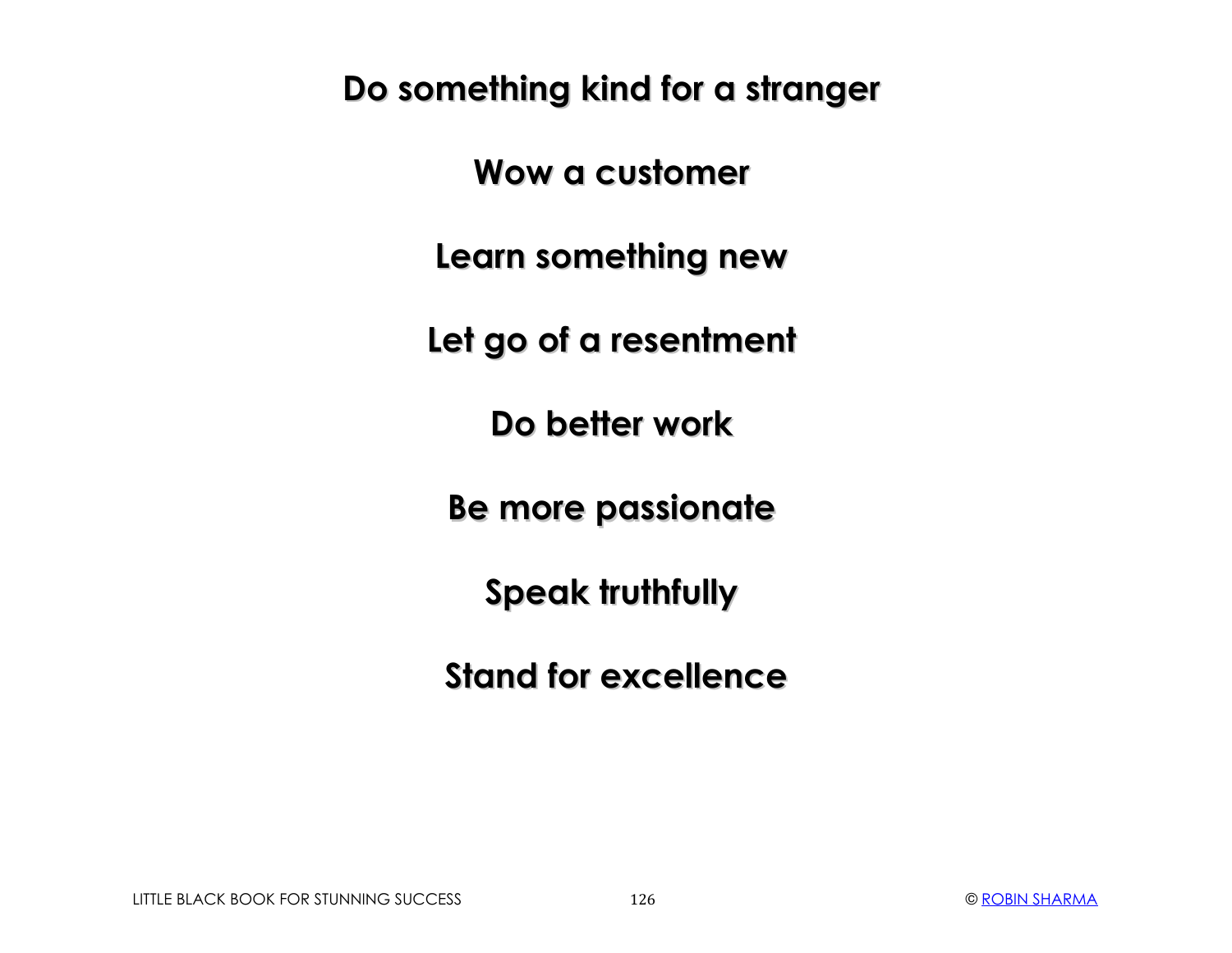**Do something kind for a stranger**

**Wow a customer**

**Learn something new**

**Let go of a resentment**

**Do better work**

**Be more passionate**

**Speak truthfully**

**Stand for excellence**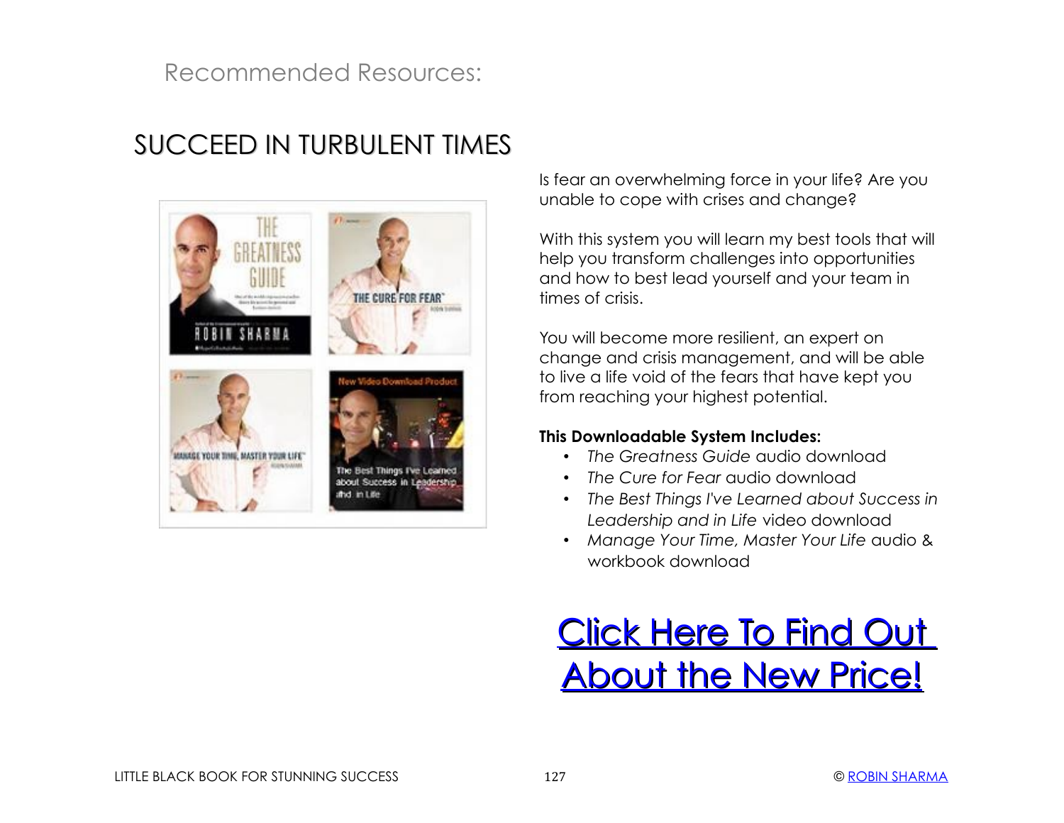Recommended Resources:

## SUCCEED IN TURBULENT TIMES

Is fear an overwhelming force in your life? Are you unable to cope with crises and change?

With this system you will learn my best tools that will help you transform challenges into opportunities and how to best lead yourself and your team in times of crisis.

You will become more resilient, an expert on change and crisis management, and will be able to live a life void of the fears that have kept you from reaching your highest potential.

**This Downloadable System Includes:**

- *The Greatness Guide* audio download
- *The Cure for Fear* audio download
- *The Best Things I've Learned about Success in Leadership and in Life* video download
- *Manage Your Time, Master Your Life* audio & workbook download

## Click Here To Find Out About the New Price!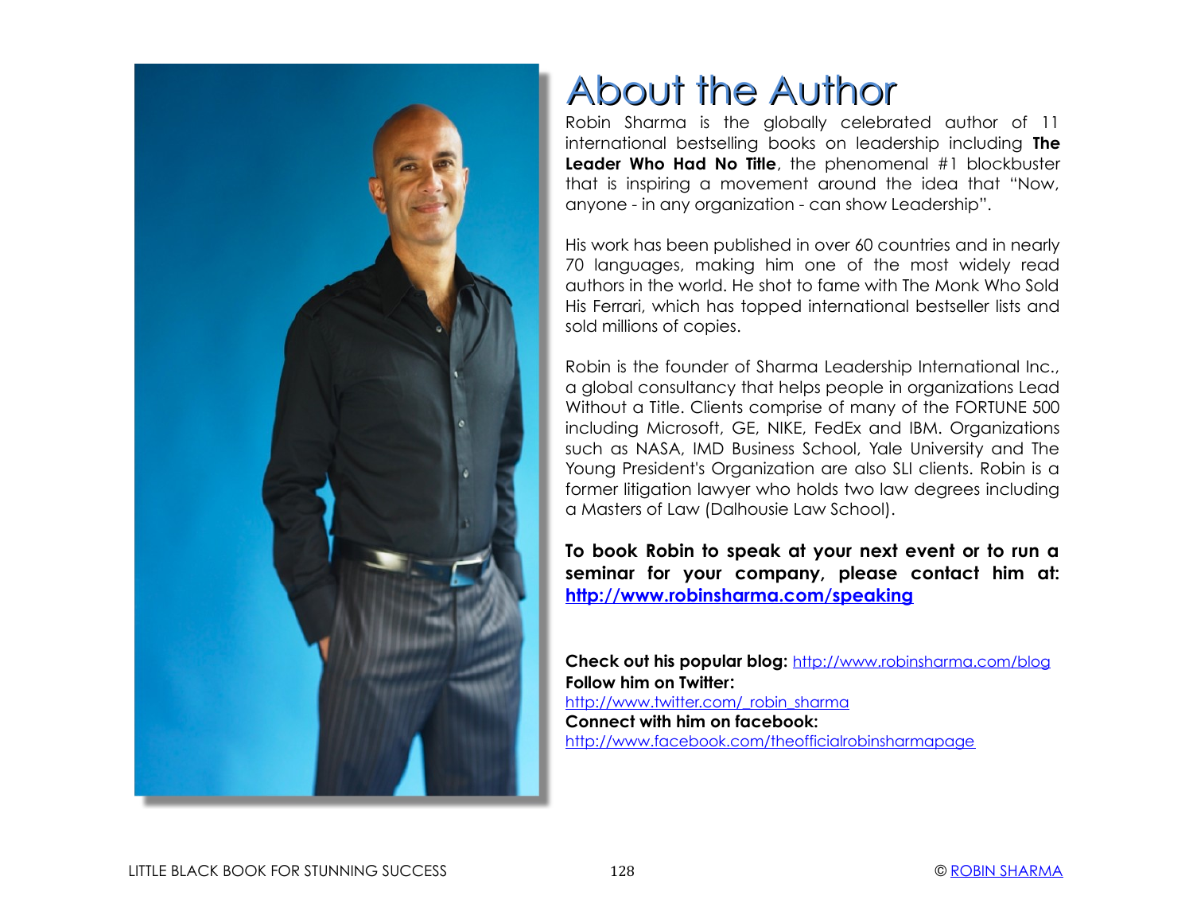# About the Author

Robin Sharma is the globally celebrated author of 11 international bestselling books on leadership including **The Leader Who Had No Title**, the phenomenal #1 blockbuster that is inspiring a movement around the idea that "Now, anyone - in any organization - can show Leadership".

His work has been published in over 60 countries and in nearly 70 languages, making him one of the most widely read authors in the world. He shot to fame with The Monk Who Sold His Ferrari, which has topped international bestseller lists and sold millions of copies.

Robin is the founder of Sharma Leadership International Inc., a global consultancy that helps people in organizations Lead Without a Title. Clients comprise of many of the FORTUNE 500 including Microsoft, GE, NIKE, FedEx and IBM. Organizations such as NASA, IMD Business School, Yale University and The Young President's Organization are also SLI clients. Robin is a former litigation lawyer who holds two law degrees including a Masters of Law (Dalhousie Law School).

**To book Robin to speak at your next event or to run a seminar for your company, please contact him at: [http://www.robinsharma.com/speaking](http://www.robinsharma.com/speaking)**

**Check out his popular blog:** [http://www.robinsharma.com/blog](http://www.robinsharma.com/blog)
**Follow him on Twitter:**
[http://www.twitter.com/_robin_sharma](http://www.twitter.com/_robin_sharma)
**Connect with him on facebook:**
[http://www.facebook.com/theofficialrobinsharmapage](http://www.facebook.com/theofficialrobinsharmapage)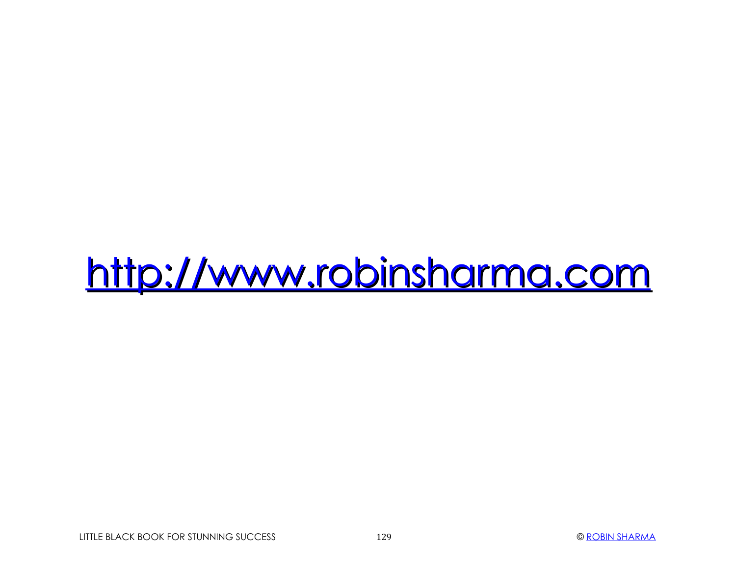[http://www.robinsharma.com](http://www.robinsharma.com)